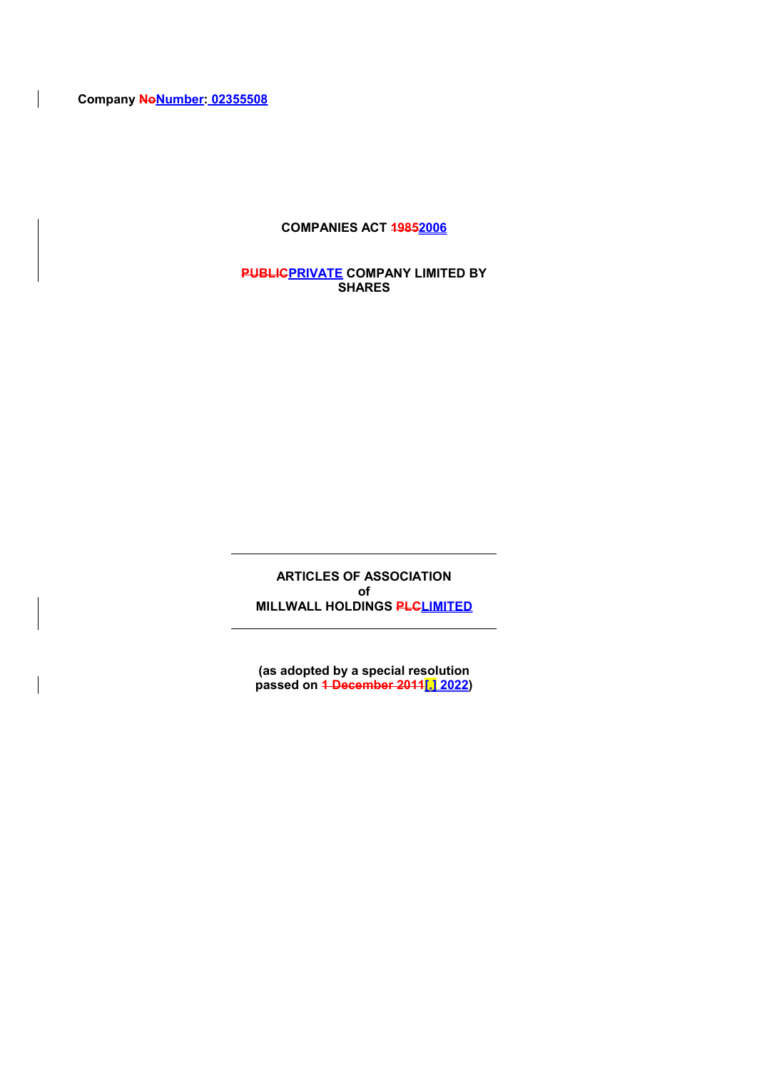**Company ~~No~~Number: 02355508**

**COMPANIES ACT ~~1985~~2006**

**~~PUBLIC~~PRIVATE COMPANY LIMITED BY SHARES**

---

**ARTICLES OF ASSOCIATION**
**of**
**MILLWALL HOLDINGS ~~PLC~~LIMITED**

---

**(as adopted by a special resolution passed on ~~1 December 2011~~[.] 2022)**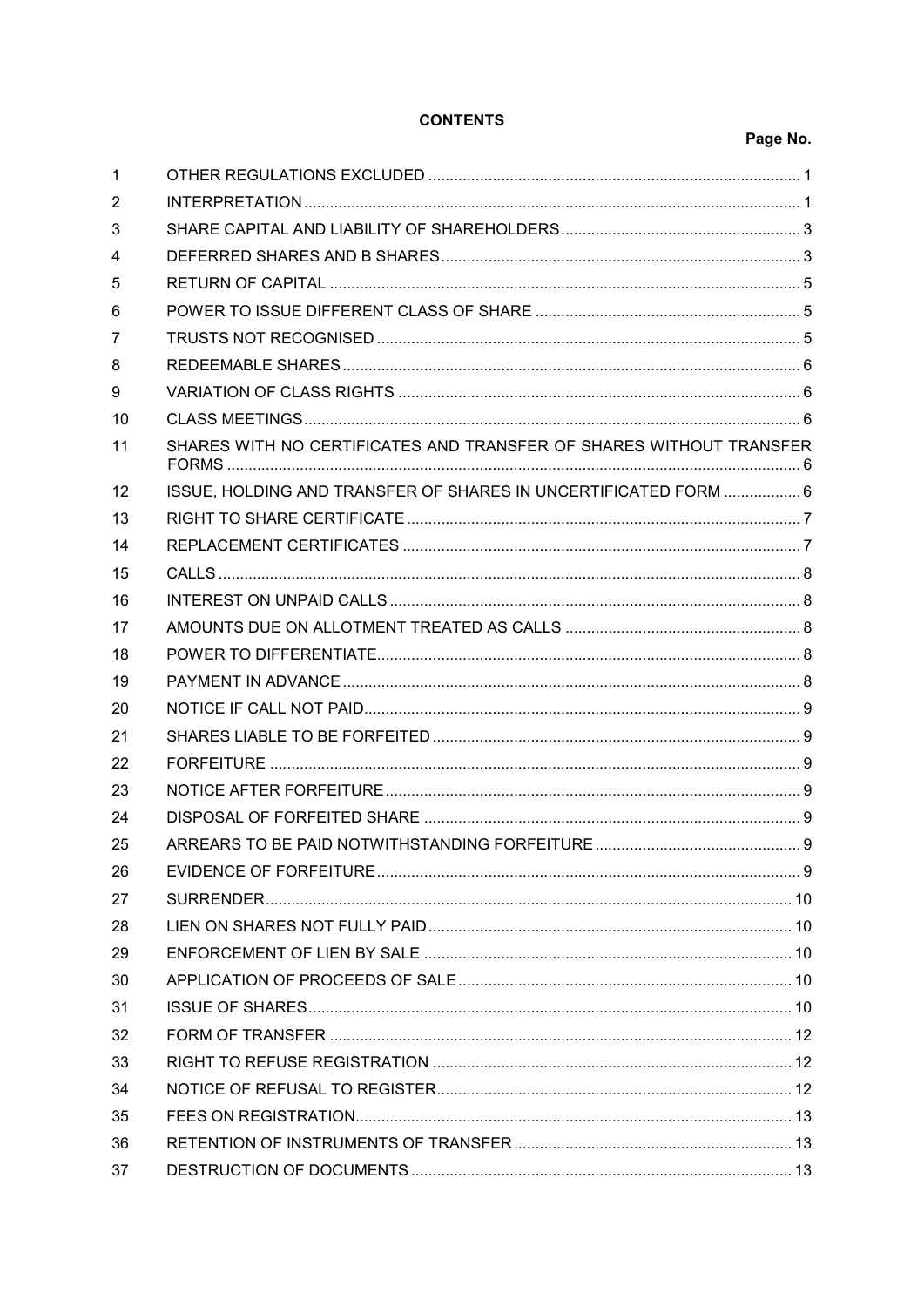# CONTENTS

| | | Page No. |
|---|---|---|
| 1 | OTHER REGULATIONS EXCLUDED | 1 |
| 2 | INTERPRETATION | 1 |
| 3 | SHARE CAPITAL AND LIABILITY OF SHAREHOLDERS | 3 |
| 4 | DEFERRED SHARES AND B SHARES | 3 |
| 5 | RETURN OF CAPITAL | 5 |
| 6 | POWER TO ISSUE DIFFERENT CLASS OF SHARE | 5 |
| 7 | TRUSTS NOT RECOGNISED | 5 |
| 8 | REDEEMABLE SHARES | 6 |
| 9 | VARIATION OF CLASS RIGHTS | 6 |
| 10 | CLASS MEETINGS | 6 |
| 11 | SHARES WITH NO CERTIFICATES AND TRANSFER OF SHARES WITHOUT TRANSFER FORMS | 6 |
| 12 | ISSUE, HOLDING AND TRANSFER OF SHARES IN UNCERTIFICATED FORM | 6 |
| 13 | RIGHT TO SHARE CERTIFICATE | 7 |
| 14 | REPLACEMENT CERTIFICATES | 7 |
| 15 | CALLS | 8 |
| 16 | INTEREST ON UNPAID CALLS | 8 |
| 17 | AMOUNTS DUE ON ALLOTMENT TREATED AS CALLS | 8 |
| 18 | POWER TO DIFFERENTIATE | 8 |
| 19 | PAYMENT IN ADVANCE | 8 |
| 20 | NOTICE IF CALL NOT PAID | 9 |
| 21 | SHARES LIABLE TO BE FORFEITED | 9 |
| 22 | FORFEITURE | 9 |
| 23 | NOTICE AFTER FORFEITURE | 9 |
| 24 | DISPOSAL OF FORFEITED SHARE | 9 |
| 25 | ARREARS TO BE PAID NOTWITHSTANDING FORFEITURE | 9 |
| 26 | EVIDENCE OF FORFEITURE | 9 |
| 27 | SURRENDER | 10 |
| 28 | LIEN ON SHARES NOT FULLY PAID | 10 |
| 29 | ENFORCEMENT OF LIEN BY SALE | 10 |
| 30 | APPLICATION OF PROCEEDS OF SALE | 10 |
| 31 | ISSUE OF SHARES | 10 |
| 32 | FORM OF TRANSFER | 12 |
| 33 | RIGHT TO REFUSE REGISTRATION | 12 |
| 34 | NOTICE OF REFUSAL TO REGISTER | 12 |
| 35 | FEES ON REGISTRATION | 13 |
| 36 | RETENTION OF INSTRUMENTS OF TRANSFER | 13 |
| 37 | DESTRUCTION OF DOCUMENTS | 13 |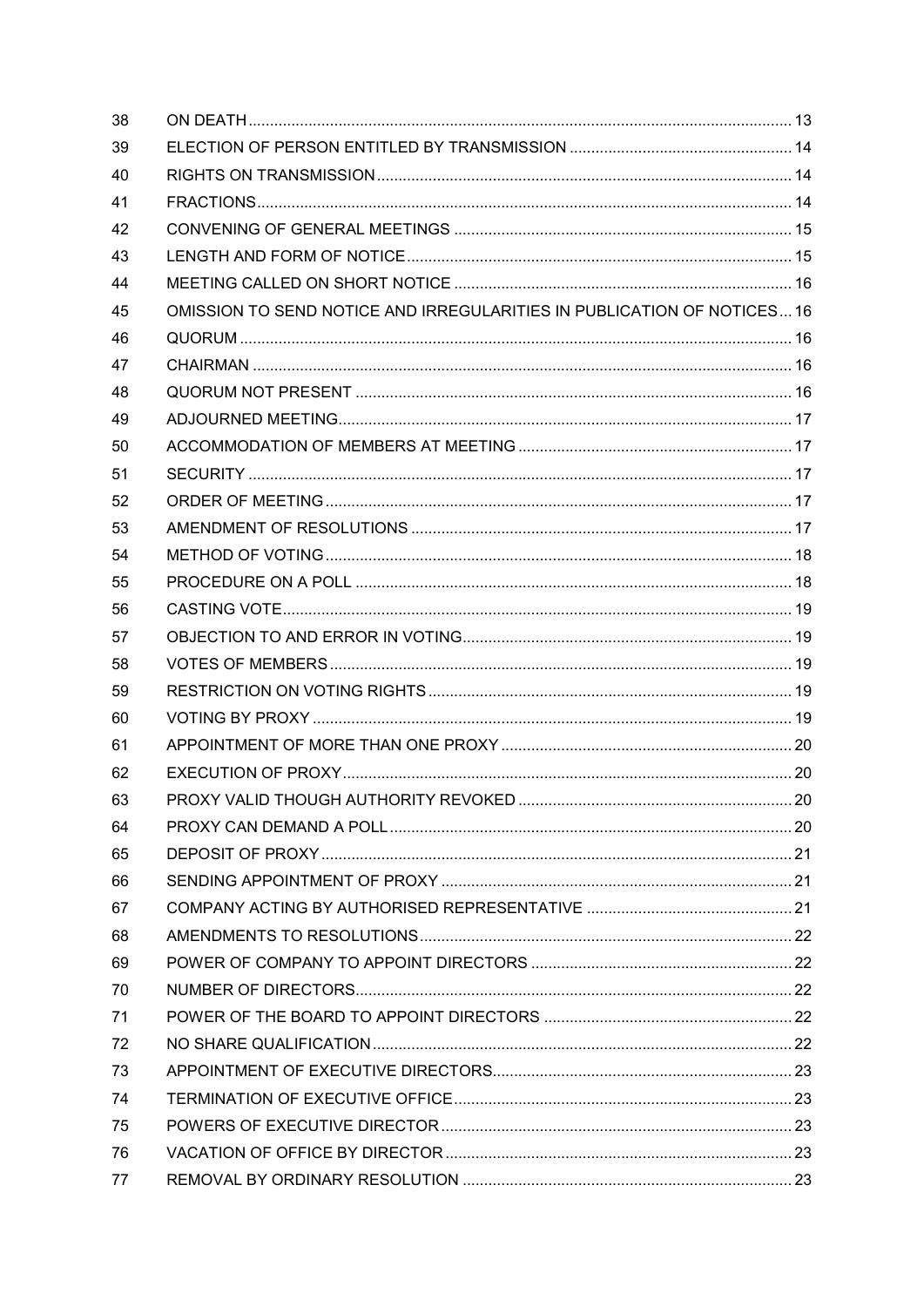| | | |
|---|---|---|
| 38 | ON DEATH | 13 |
| 39 | ELECTION OF PERSON ENTITLED BY TRANSMISSION | 14 |
| 40 | RIGHTS ON TRANSMISSION | 14 |
| 41 | FRACTIONS | 14 |
| 42 | CONVENING OF GENERAL MEETINGS | 15 |
| 43 | LENGTH AND FORM OF NOTICE | 15 |
| 44 | MEETING CALLED ON SHORT NOTICE | 16 |
| 45 | OMISSION TO SEND NOTICE AND IRREGULARITIES IN PUBLICATION OF NOTICES | 16 |
| 46 | QUORUM | 16 |
| 47 | CHAIRMAN | 16 |
| 48 | QUORUM NOT PRESENT | 16 |
| 49 | ADJOURNED MEETING | 17 |
| 50 | ACCOMMODATION OF MEMBERS AT MEETING | 17 |
| 51 | SECURITY | 17 |
| 52 | ORDER OF MEETING | 17 |
| 53 | AMENDMENT OF RESOLUTIONS | 17 |
| 54 | METHOD OF VOTING | 18 |
| 55 | PROCEDURE ON A POLL | 18 |
| 56 | CASTING VOTE | 19 |
| 57 | OBJECTION TO AND ERROR IN VOTING | 19 |
| 58 | VOTES OF MEMBERS | 19 |
| 59 | RESTRICTION ON VOTING RIGHTS | 19 |
| 60 | VOTING BY PROXY | 19 |
| 61 | APPOINTMENT OF MORE THAN ONE PROXY | 20 |
| 62 | EXECUTION OF PROXY | 20 |
| 63 | PROXY VALID THOUGH AUTHORITY REVOKED | 20 |
| 64 | PROXY CAN DEMAND A POLL | 20 |
| 65 | DEPOSIT OF PROXY | 21 |
| 66 | SENDING APPOINTMENT OF PROXY | 21 |
| 67 | COMPANY ACTING BY AUTHORISED REPRESENTATIVE | 21 |
| 68 | AMENDMENTS TO RESOLUTIONS | 22 |
| 69 | POWER OF COMPANY TO APPOINT DIRECTORS | 22 |
| 70 | NUMBER OF DIRECTORS | 22 |
| 71 | POWER OF THE BOARD TO APPOINT DIRECTORS | 22 |
| 72 | NO SHARE QUALIFICATION | 22 |
| 73 | APPOINTMENT OF EXECUTIVE DIRECTORS | 23 |
| 74 | TERMINATION OF EXECUTIVE OFFICE | 23 |
| 75 | POWERS OF EXECUTIVE DIRECTOR | 23 |
| 76 | VACATION OF OFFICE BY DIRECTOR | 23 |
| 77 | REMOVAL BY ORDINARY RESOLUTION | 23 |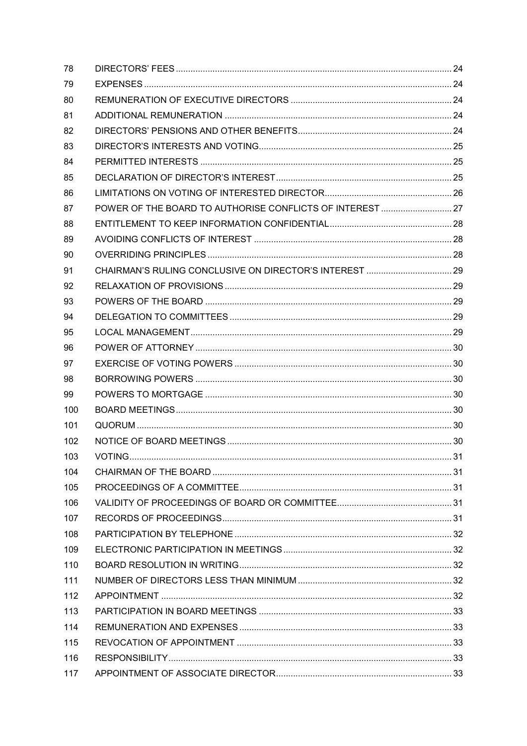| | | |
|---|---|---|
| 78 | DIRECTORS' FEES | 24 |
| 79 | EXPENSES | 24 |
| 80 | REMUNERATION OF EXECUTIVE DIRECTORS | 24 |
| 81 | ADDITIONAL REMUNERATION | 24 |
| 82 | DIRECTORS' PENSIONS AND OTHER BENEFITS | 24 |
| 83 | DIRECTOR'S INTERESTS AND VOTING | 25 |
| 84 | PERMITTED INTERESTS | 25 |
| 85 | DECLARATION OF DIRECTOR'S INTEREST | 25 |
| 86 | LIMITATIONS ON VOTING OF INTERESTED DIRECTOR | 26 |
| 87 | POWER OF THE BOARD TO AUTHORISE CONFLICTS OF INTEREST | 27 |
| 88 | ENTITLEMENT TO KEEP INFORMATION CONFIDENTIAL | 28 |
| 89 | AVOIDING CONFLICTS OF INTEREST | 28 |
| 90 | OVERRIDING PRINCIPLES | 28 |
| 91 | CHAIRMAN'S RULING CONCLUSIVE ON DIRECTOR'S INTEREST | 29 |
| 92 | RELAXATION OF PROVISIONS | 29 |
| 93 | POWERS OF THE BOARD | 29 |
| 94 | DELEGATION TO COMMITTEES | 29 |
| 95 | LOCAL MANAGEMENT | 29 |
| 96 | POWER OF ATTORNEY | 30 |
| 97 | EXERCISE OF VOTING POWERS | 30 |
| 98 | BORROWING POWERS | 30 |
| 99 | POWERS TO MORTGAGE | 30 |
| 100 | BOARD MEETINGS | 30 |
| 101 | QUORUM | 30 |
| 102 | NOTICE OF BOARD MEETINGS | 30 |
| 103 | VOTING | 31 |
| 104 | CHAIRMAN OF THE BOARD | 31 |
| 105 | PROCEEDINGS OF A COMMITTEE | 31 |
| 106 | VALIDITY OF PROCEEDINGS OF BOARD OR COMMITTEE | 31 |
| 107 | RECORDS OF PROCEEDINGS | 31 |
| 108 | PARTICIPATION BY TELEPHONE | 32 |
| 109 | ELECTRONIC PARTICIPATION IN MEETINGS | 32 |
| 110 | BOARD RESOLUTION IN WRITING | 32 |
| 111 | NUMBER OF DIRECTORS LESS THAN MINIMUM | 32 |
| 112 | APPOINTMENT | 32 |
| 113 | PARTICIPATION IN BOARD MEETINGS | 33 |
| 114 | REMUNERATION AND EXPENSES | 33 |
| 115 | REVOCATION OF APPOINTMENT | 33 |
| 116 | RESPONSIBILITY | 33 |
| 117 | APPOINTMENT OF ASSOCIATE DIRECTOR | 33 |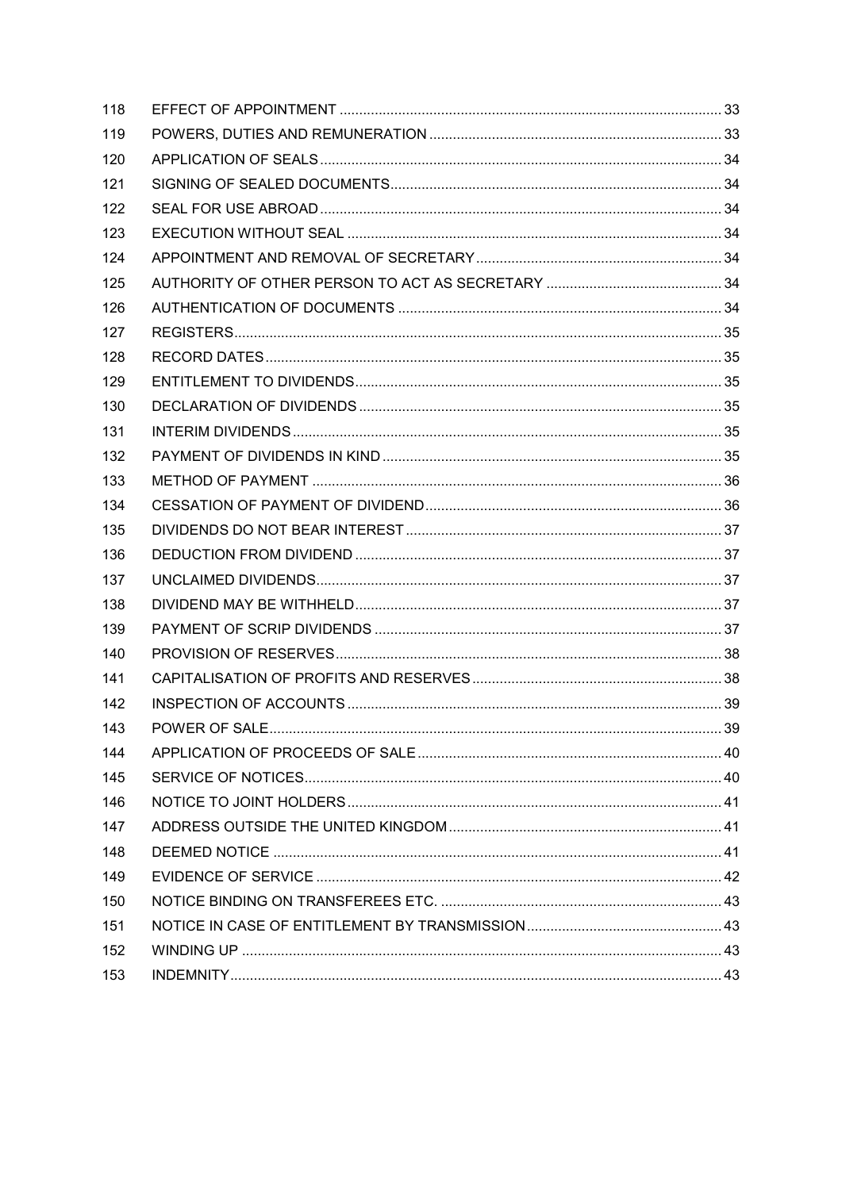| | | |
|---|---|---|
| 118 | EFFECT OF APPOINTMENT | 33 |
| 119 | POWERS, DUTIES AND REMUNERATION | 33 |
| 120 | APPLICATION OF SEALS | 34 |
| 121 | SIGNING OF SEALED DOCUMENTS | 34 |
| 122 | SEAL FOR USE ABROAD | 34 |
| 123 | EXECUTION WITHOUT SEAL | 34 |
| 124 | APPOINTMENT AND REMOVAL OF SECRETARY | 34 |
| 125 | AUTHORITY OF OTHER PERSON TO ACT AS SECRETARY | 34 |
| 126 | AUTHENTICATION OF DOCUMENTS | 34 |
| 127 | REGISTERS | 35 |
| 128 | RECORD DATES | 35 |
| 129 | ENTITLEMENT TO DIVIDENDS | 35 |
| 130 | DECLARATION OF DIVIDENDS | 35 |
| 131 | INTERIM DIVIDENDS | 35 |
| 132 | PAYMENT OF DIVIDENDS IN KIND | 35 |
| 133 | METHOD OF PAYMENT | 36 |
| 134 | CESSATION OF PAYMENT OF DIVIDEND | 36 |
| 135 | DIVIDENDS DO NOT BEAR INTEREST | 37 |
| 136 | DEDUCTION FROM DIVIDEND | 37 |
| 137 | UNCLAIMED DIVIDENDS | 37 |
| 138 | DIVIDEND MAY BE WITHHELD | 37 |
| 139 | PAYMENT OF SCRIP DIVIDENDS | 37 |
| 140 | PROVISION OF RESERVES | 38 |
| 141 | CAPITALISATION OF PROFITS AND RESERVES | 38 |
| 142 | INSPECTION OF ACCOUNTS | 39 |
| 143 | POWER OF SALE | 39 |
| 144 | APPLICATION OF PROCEEDS OF SALE | 40 |
| 145 | SERVICE OF NOTICES | 40 |
| 146 | NOTICE TO JOINT HOLDERS | 41 |
| 147 | ADDRESS OUTSIDE THE UNITED KINGDOM | 41 |
| 148 | DEEMED NOTICE | 41 |
| 149 | EVIDENCE OF SERVICE | 42 |
| 150 | NOTICE BINDING ON TRANSFEREES ETC. | 43 |
| 151 | NOTICE IN CASE OF ENTITLEMENT BY TRANSMISSION | 43 |
| 152 | WINDING UP | 43 |
| 153 | INDEMNITY | 43 |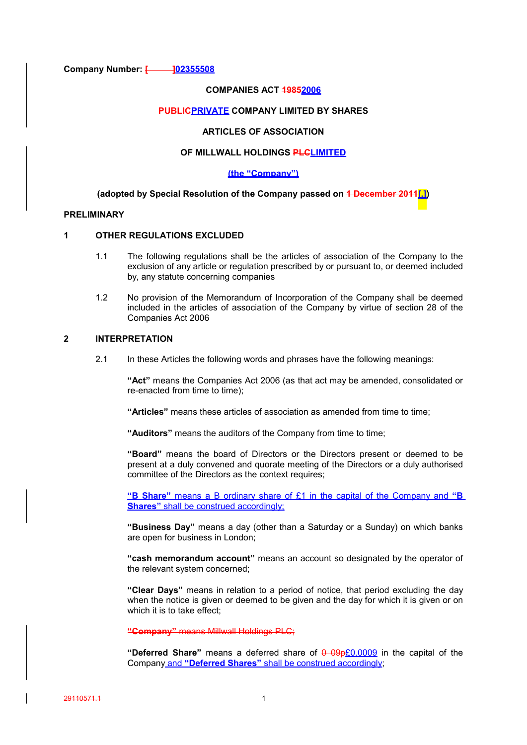**Company Number: [ ]02355508**

**COMPANIES ACT 19852006**

**PUBLICPRIVATE COMPANY LIMITED BY SHARES**

**ARTICLES OF ASSOCIATION**

**OF MILLWALL HOLDINGS PLCLIMITED**

**(the "Company")**

**(adopted by Special Resolution of the Company passed on 1 December 2011[.])**

**PRELIMINARY**

**1 OTHER REGULATIONS EXCLUDED**

1.1 The following regulations shall be the articles of association of the Company to the exclusion of any article or regulation prescribed by or pursuant to, or deemed included by, any statute concerning companies

1.2 No provision of the Memorandum of Incorporation of the Company shall be deemed included in the articles of association of the Company by virtue of section 28 of the Companies Act 2006

**2 INTERPRETATION**

2.1 In these Articles the following words and phrases have the following meanings:

**"Act"** means the Companies Act 2006 (as that act may be amended, consolidated or re-enacted from time to time);

**"Articles"** means these articles of association as amended from time to time;

**"Auditors"** means the auditors of the Company from time to time;

**"Board"** means the board of Directors or the Directors present or deemed to be present at a duly convened and quorate meeting of the Directors or a duly authorised committee of the Directors as the context requires;

**"B Share"** means a B ordinary share of £1 in the capital of the Company and **"B Shares"** shall be construed accordingly;

**"Business Day"** means a day (other than a Saturday or a Sunday) on which banks are open for business in London;

**"cash memorandum account"** means an account so designated by the operator of the relevant system concerned;

**"Clear Days"** means in relation to a period of notice, that period excluding the day when the notice is given or deemed to be given and the day for which it is given or on which it is to take effect;

**"Company"** means Millwall Holdings PLC;

**"Deferred Share"** means a deferred share of 0.09p£0.0009 in the capital of the Company and **"Deferred Shares"** shall be construed accordingly;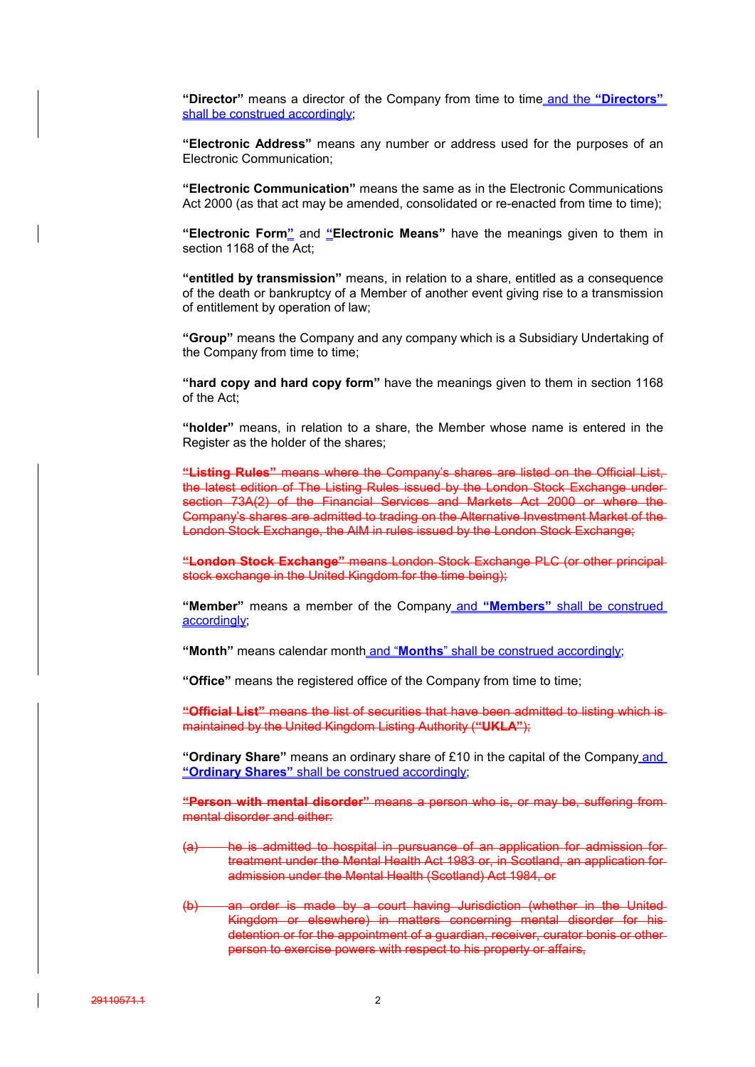**"Director"** means a director of the Company from time to time and the **"Directors"** shall be construed accordingly;

**"Electronic Address"** means any number or address used for the purposes of an Electronic Communication;

**"Electronic Communication"** means the same as in the Electronic Communications Act 2000 (as that act may be amended, consolidated or re-enacted from time to time);

**"Electronic Form"** and **"Electronic Means"** have the meanings given to them in section 1168 of the Act;

**"entitled by transmission"** means, in relation to a share, entitled as a consequence of the death or bankruptcy of a Member of another event giving rise to a transmission of entitlement by operation of law;

**"Group"** means the Company and any company which is a Subsidiary Undertaking of the Company from time to time;

**"hard copy and hard copy form"** have the meanings given to them in section 1168 of the Act;

**"holder"** means, in relation to a share, the Member whose name is entered in the Register as the holder of the shares;

~~**"Listing Rules"** means where the Company's shares are listed on the Official List, the latest edition of The Listing Rules issued by the London Stock Exchange under section 73A(2) of the Financial Services and Markets Act 2000 or where the Company's shares are admitted to trading on the Alternative Investment Market of the London Stock Exchange, the AIM in rules issued by the London Stock Exchange;~~

~~**"London Stock Exchange"** means London Stock Exchange PLC (or other principal stock exchange in the United Kingdom for the time being);~~

**"Member"** means a member of the Company and **"Members"** shall be construed accordingly;

**"Month"** means calendar month and "**Months**" shall be construed accordingly;

**"Office"** means the registered office of the Company from time to time;

~~**"Official List"** means the list of securities that have been admitted to listing which is maintained by the United Kingdom Listing Authority (**"UKLA"**);~~

**"Ordinary Share"** means an ordinary share of £10 in the capital of the Company and **"Ordinary Shares"** shall be construed accordingly;

~~**"Person with mental disorder"** means a person who is, or may be, suffering from mental disorder and either:~~

~~(a) he is admitted to hospital in pursuance of an application for admission for treatment under the Mental Health Act 1983 or, in Scotland, an application for admission under the Mental Health (Scotland) Act 1984, or~~

~~(b) an order is made by a court having Jurisdiction (whether in the United Kingdom or elsewhere) in matters concerning mental disorder for his detention or for the appointment of a guardian, receiver, curator bonis or other person to exercise powers with respect to his property or affairs,~~

~~29110571.1~~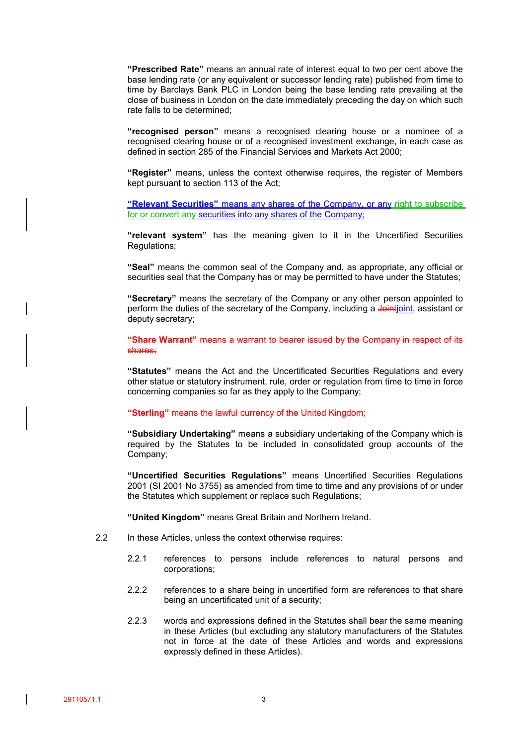**"Prescribed Rate"** means an annual rate of interest equal to two per cent above the base lending rate (or any equivalent or successor lending rate) published from time to time by Barclays Bank PLC in London being the base lending rate prevailing at the close of business in London on the date immediately preceding the day on which such rate falls to be determined;

**"recognised person"** means a recognised clearing house or a nominee of a recognised clearing house or of a recognised investment exchange, in each case as defined in section 285 of the Financial Services and Markets Act 2000;

**"Register"** means, unless the context otherwise requires, the register of Members kept pursuant to section 113 of the Act;

**"Relevant Securities"** means any shares of the Company, or any right to subscribe for or convert any securities into any shares of the Company;

**"relevant system"** has the meaning given to it in the Uncertified Securities Regulations;

**"Seal"** means the common seal of the Company and, as appropriate, any official or securities seal that the Company has or may be permitted to have under the Statutes;

**"Secretary"** means the secretary of the Company or any other person appointed to perform the duties of the secretary of the Company, including a ~~Joint~~joint, assistant or deputy secretary;

~~**"Share Warrant"** means a warrant to bearer issued by the Company in respect of its shares;~~

**"Statutes"** means the Act and the Uncertificated Securities Regulations and every other statue or statutory instrument, rule, order or regulation from time to time in force concerning companies so far as they apply to the Company;

~~**"Sterling"** means the lawful currency of the United Kingdom;~~

**"Subsidiary Undertaking"** means a subsidiary undertaking of the Company which is required by the Statutes to be included in consolidated group accounts of the Company;

**"Uncertified Securities Regulations"** means Uncertified Securities Regulations 2001 (SI 2001 No 3755) as amended from time to time and any provisions of or under the Statutes which supplement or replace such Regulations;

**"United Kingdom"** means Great Britain and Northern Ireland.

2.2 In these Articles, unless the context otherwise requires:

2.2.1 references to persons include references to natural persons and corporations;

2.2.2 references to a share being in uncertified form are references to that share being an uncertificated unit of a security;

2.2.3 words and expressions defined in the Statutes shall bear the same meaning in these Articles (but excluding any statutory manufacturers of the Statutes not in force at the date of these Articles and words and expressions expressly defined in these Articles).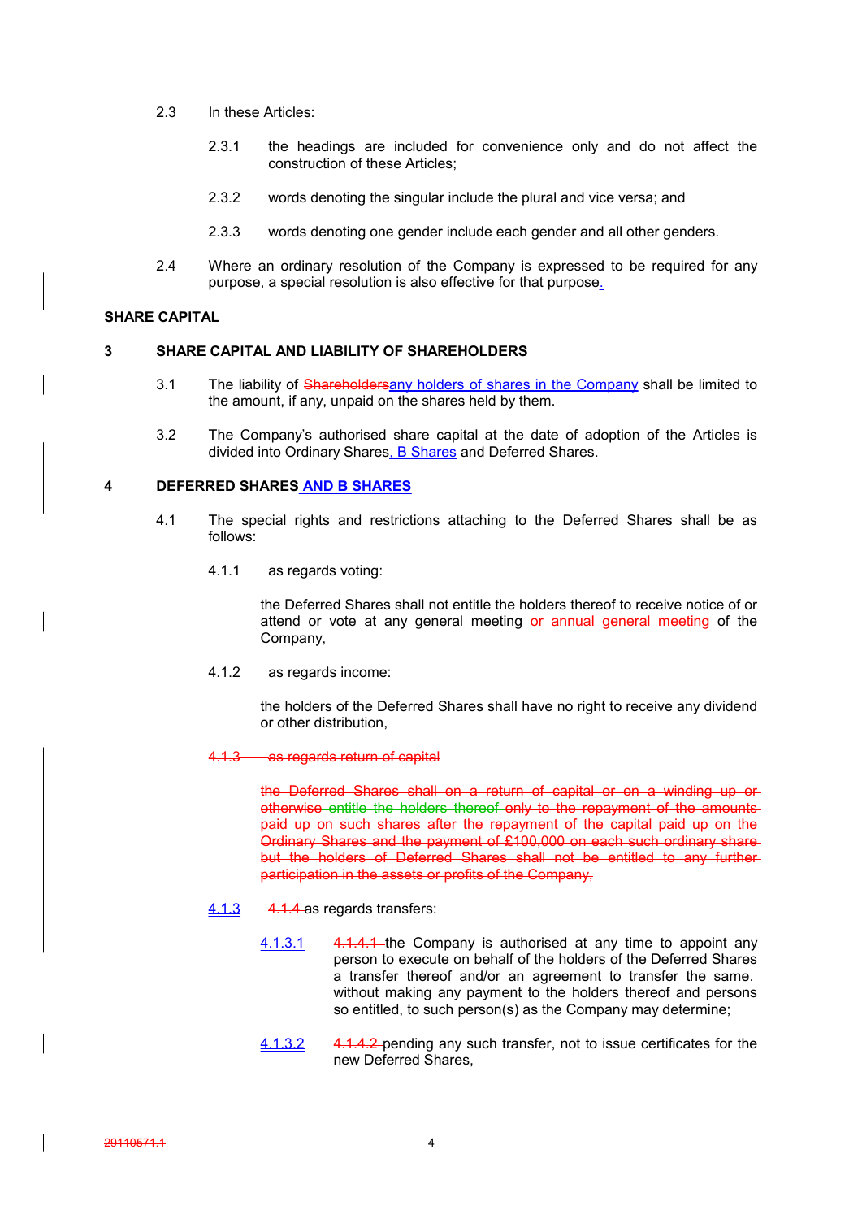2.3 In these Articles:

2.3.1 the headings are included for convenience only and do not affect the construction of these Articles;

2.3.2 words denoting the singular include the plural and vice versa; and

2.3.3 words denoting one gender include each gender and all other genders.

2.4 Where an ordinary resolution of the Company is expressed to be required for any purpose, a special resolution is also effective for that purpose.

**SHARE CAPITAL**

**3 SHARE CAPITAL AND LIABILITY OF SHAREHOLDERS**

3.1 The liability of ~~Shareholders~~any holders of shares in the Company shall be limited to the amount, if any, unpaid on the shares held by them.

3.2 The Company's authorised share capital at the date of adoption of the Articles is divided into Ordinary Shares, B Shares and Deferred Shares.

**4 DEFERRED SHARES AND B SHARES**

4.1 The special rights and restrictions attaching to the Deferred Shares shall be as follows:

4.1.1 as regards voting:

the Deferred Shares shall not entitle the holders thereof to receive notice of or attend or vote at any general meeting ~~or annual general meeting~~ of the Company,

4.1.2 as regards income:

the holders of the Deferred Shares shall have no right to receive any dividend or other distribution,

~~4.1.3 as regards return of capital~~

~~the Deferred Shares shall on a return of capital or on a winding up or otherwise entitle the holders thereof only to the repayment of the amounts paid up on such shares after the repayment of the capital paid up on the Ordinary Shares and the payment of £100,000 on each such ordinary share but the holders of Deferred Shares shall not be entitled to any further participation in the assets or profits of the Company,~~

4.1.3 ~~4.1.4~~ as regards transfers:

4.1.3.1 ~~4.1.4.1~~ the Company is authorised at any time to appoint any person to execute on behalf of the holders of the Deferred Shares a transfer thereof and/or an agreement to transfer the same. without making any payment to the holders thereof and persons so entitled, to such person(s) as the Company may determine;

4.1.3.2 ~~4.1.4.2~~ pending any such transfer, not to issue certificates for the new Deferred Shares,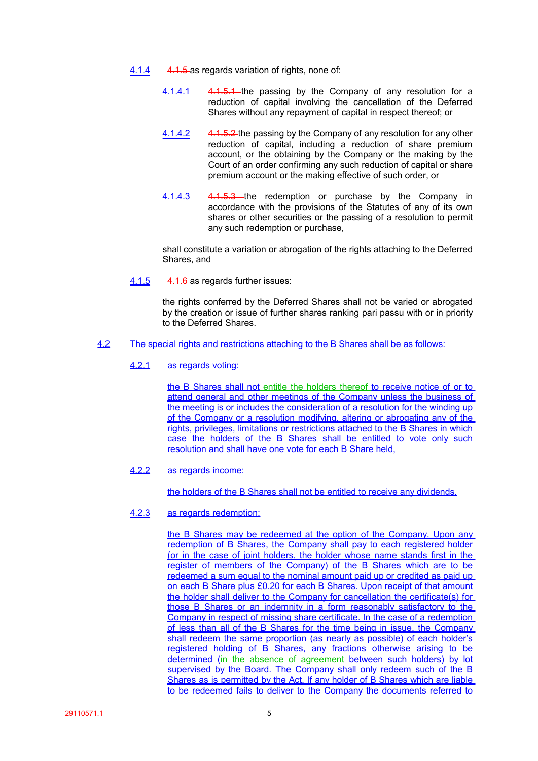4.1.4 ~~4.1.5~~ as regards variation of rights, none of:

4.1.4.1 ~~4.1.5.1~~ the passing by the Company of any resolution for a reduction of capital involving the cancellation of the Deferred Shares without any repayment of capital in respect thereof; or

4.1.4.2 ~~4.1.5.2~~ the passing by the Company of any resolution for any other reduction of capital, including a reduction of share premium account, or the obtaining by the Company or the making by the Court of an order confirming any such reduction of capital or share premium account or the making effective of such order, or

4.1.4.3 ~~4.1.5.3~~ the redemption or purchase by the Company in accordance with the provisions of the Statutes of any of its own shares or other securities or the passing of a resolution to permit any such redemption or purchase,

shall constitute a variation or abrogation of the rights attaching to the Deferred Shares, and

4.1.5 ~~4.1.6~~ as regards further issues:

the rights conferred by the Deferred Shares shall not be varied or abrogated by the creation or issue of further shares ranking pari passu with or in priority to the Deferred Shares.

4.2 The special rights and restrictions attaching to the B Shares shall be as follows:

4.2.1 as regards voting:

the B Shares shall not entitle the holders thereof to receive notice of or to attend general and other meetings of the Company unless the business of the meeting is or includes the consideration of a resolution for the winding up of the Company or a resolution modifying, altering or abrogating any of the rights, privileges, limitations or restrictions attached to the B Shares in which case the holders of the B Shares shall be entitled to vote only such resolution and shall have one vote for each B Share held.

4.2.2 as regards income:

the holders of the B Shares shall not be entitled to receive any dividends.

4.2.3 as regards redemption:

the B Shares may be redeemed at the option of the Company. Upon any redemption of B Shares, the Company shall pay to each registered holder (or in the case of joint holders, the holder whose name stands first in the register of members of the Company) of the B Shares which are to be redeemed a sum equal to the nominal amount paid up or credited as paid up on each B Share plus £0.20 for each B Shares. Upon receipt of that amount the holder shall deliver to the Company for cancellation the certificate(s) for those B Shares or an indemnity in a form reasonably satisfactory to the Company in respect of missing share certificate. In the case of a redemption of less than all of the B Shares for the time being in issue, the Company shall redeem the same proportion (as nearly as possible) of each holder's registered holding of B Shares, any fractions otherwise arising to be determined (in the absence of agreement between such holders) by lot supervised by the Board. The Company shall only redeem such of the B Shares as is permitted by the Act. If any holder of B Shares which are liable to be redeemed fails to deliver to the Company the documents referred to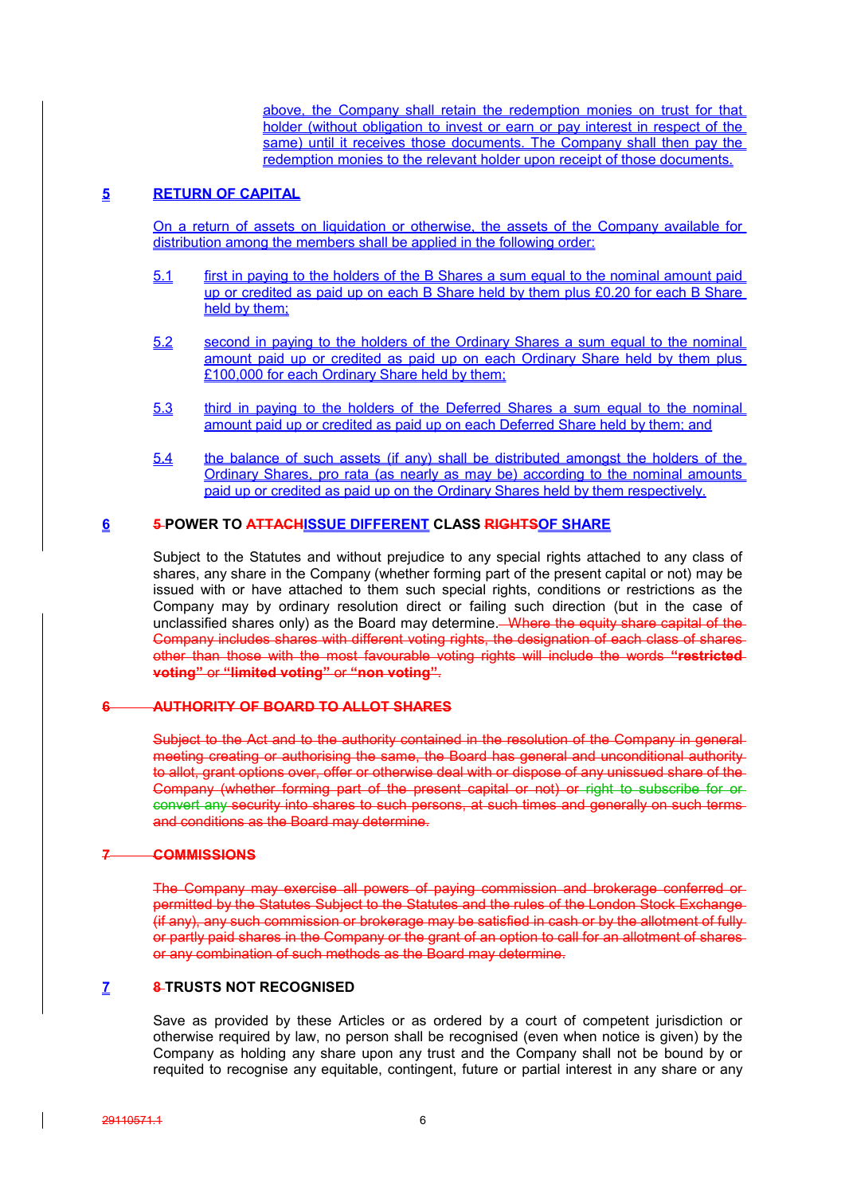above, the Company shall retain the redemption monies on trust for that holder (without obligation to invest or earn or pay interest in respect of the same) until it receives those documents. The Company shall then pay the redemption monies to the relevant holder upon receipt of those documents.

## 5 RETURN OF CAPITAL

On a return of assets on liquidation or otherwise, the assets of the Company available for distribution among the members shall be applied in the following order:

5.1 first in paying to the holders of the B Shares a sum equal to the nominal amount paid up or credited as paid up on each B Share held by them plus £0.20 for each B Share held by them;

5.2 second in paying to the holders of the Ordinary Shares a sum equal to the nominal amount paid up or credited as paid up on each Ordinary Share held by them plus £100,000 for each Ordinary Share held by them;

5.3 third in paying to the holders of the Deferred Shares a sum equal to the nominal amount paid up or credited as paid up on each Deferred Share held by them; and

5.4 the balance of such assets (if any) shall be distributed amongst the holders of the Ordinary Shares, pro rata (as nearly as may be) according to the nominal amounts paid up or credited as paid up on the Ordinary Shares held by them respectively.

## 6 ~~5~~ POWER TO ~~ATTACH~~ISSUE DIFFERENT CLASS ~~RIGHTS~~OF SHARE

Subject to the Statutes and without prejudice to any special rights attached to any class of shares, any share in the Company (whether forming part of the present capital or not) may be issued with or have attached to them such special rights, conditions or restrictions as the Company may by ordinary resolution direct or failing such direction (but in the case of unclassified shares only) as the Board may determine. ~~Where the equity share capital of the Company includes shares with different voting rights, the designation of each class of shares other than those with the most favourable voting rights will include the words **"restricted voting"** or **"limited voting"** or **"non voting"**.~~

## ~~6 AUTHORITY OF BOARD TO ALLOT SHARES~~

~~Subject to the Act and to the authority contained in the resolution of the Company in general meeting creating or authorising the same, the Board has general and unconditional authority to allot, grant options over, offer or otherwise deal with or dispose of any unissued share of the Company (whether forming part of the present capital or not) or right to subscribe for or convert any security into shares to such persons, at such times and generally on such terms and conditions as the Board may determine.~~

## ~~7 COMMISSIONS~~

~~The Company may exercise all powers of paying commission and brokerage conferred or permitted by the Statutes Subject to the Statutes and the rules of the London Stock Exchange (if any), any such commission or brokerage may be satisfied in cash or by the allotment of fully or partly paid shares in the Company or the grant of an option to call for an allotment of shares or any combination of such methods as the Board may determine.~~

## 7 ~~8~~ TRUSTS NOT RECOGNISED

Save as provided by these Articles or as ordered by a court of competent jurisdiction or otherwise required by law, no person shall be recognised (even when notice is given) by the Company as holding any share upon any trust and the Company shall not be bound by or requited to recognise any equitable, contingent, future or partial interest in any share or any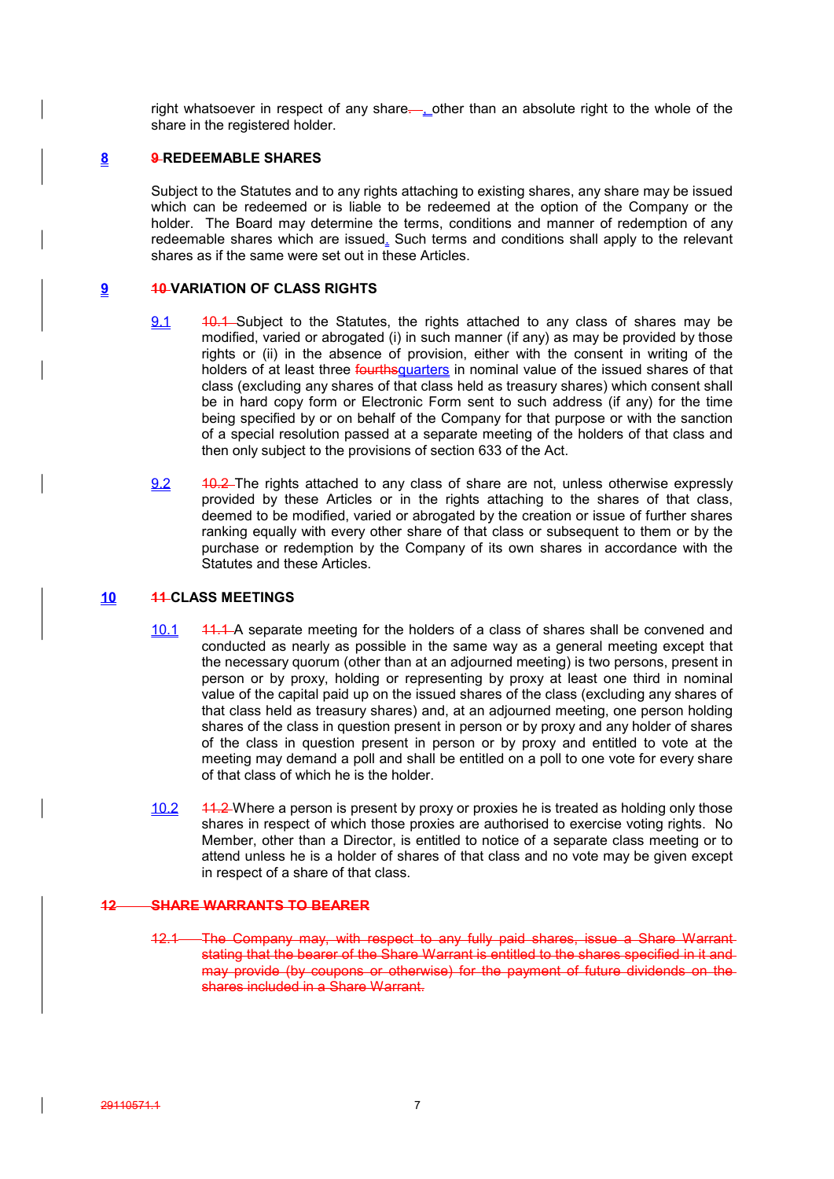right whatsoever in respect of any share. , other than an absolute right to the whole of the share in the registered holder.

## 8 ~~9~~ REDEEMABLE SHARES

Subject to the Statutes and to any rights attaching to existing shares, any share may be issued which can be redeemed or is liable to be redeemed at the option of the Company or the holder. The Board may determine the terms, conditions and manner of redemption of any redeemable shares which are issued. Such terms and conditions shall apply to the relevant shares as if the same were set out in these Articles.

## 9 ~~10~~ VARIATION OF CLASS RIGHTS

9.1 ~~10.1~~ Subject to the Statutes, the rights attached to any class of shares may be modified, varied or abrogated (i) in such manner (if any) as may be provided by those rights or (ii) in the absence of provision, either with the consent in writing of the holders of at least three ~~fourths~~quarters in nominal value of the issued shares of that class (excluding any shares of that class held as treasury shares) which consent shall be in hard copy form or Electronic Form sent to such address (if any) for the time being specified by or on behalf of the Company for that purpose or with the sanction of a special resolution passed at a separate meeting of the holders of that class and then only subject to the provisions of section 633 of the Act.

9.2 ~~10.2~~ The rights attached to any class of share are not, unless otherwise expressly provided by these Articles or in the rights attaching to the shares of that class, deemed to be modified, varied or abrogated by the creation or issue of further shares ranking equally with every other share of that class or subsequent to them or by the purchase or redemption by the Company of its own shares in accordance with the Statutes and these Articles.

## 10 ~~11~~ CLASS MEETINGS

10.1 ~~11.1~~ A separate meeting for the holders of a class of shares shall be convened and conducted as nearly as possible in the same way as a general meeting except that the necessary quorum (other than at an adjourned meeting) is two persons, present in person or by proxy, holding or representing by proxy at least one third in nominal value of the capital paid up on the issued shares of the class (excluding any shares of that class held as treasury shares) and, at an adjourned meeting, one person holding shares of the class in question present in person or by proxy and any holder of shares of the class in question present in person or by proxy and entitled to vote at the meeting may demand a poll and shall be entitled on a poll to one vote for every share of that class of which he is the holder.

10.2 ~~11.2~~ Where a person is present by proxy or proxies he is treated as holding only those shares in respect of which those proxies are authorised to exercise voting rights. No Member, other than a Director, is entitled to notice of a separate class meeting or to attend unless he is a holder of shares of that class and no vote may be given except in respect of a share of that class.

## ~~12 SHARE WARRANTS TO BEARER~~

~~12.1 The Company may, with respect to any fully paid shares, issue a Share Warrant stating that the bearer of the Share Warrant is entitled to the shares specified in it and may provide (by coupons or otherwise) for the payment of future dividends on the shares included in a Share Warrant.~~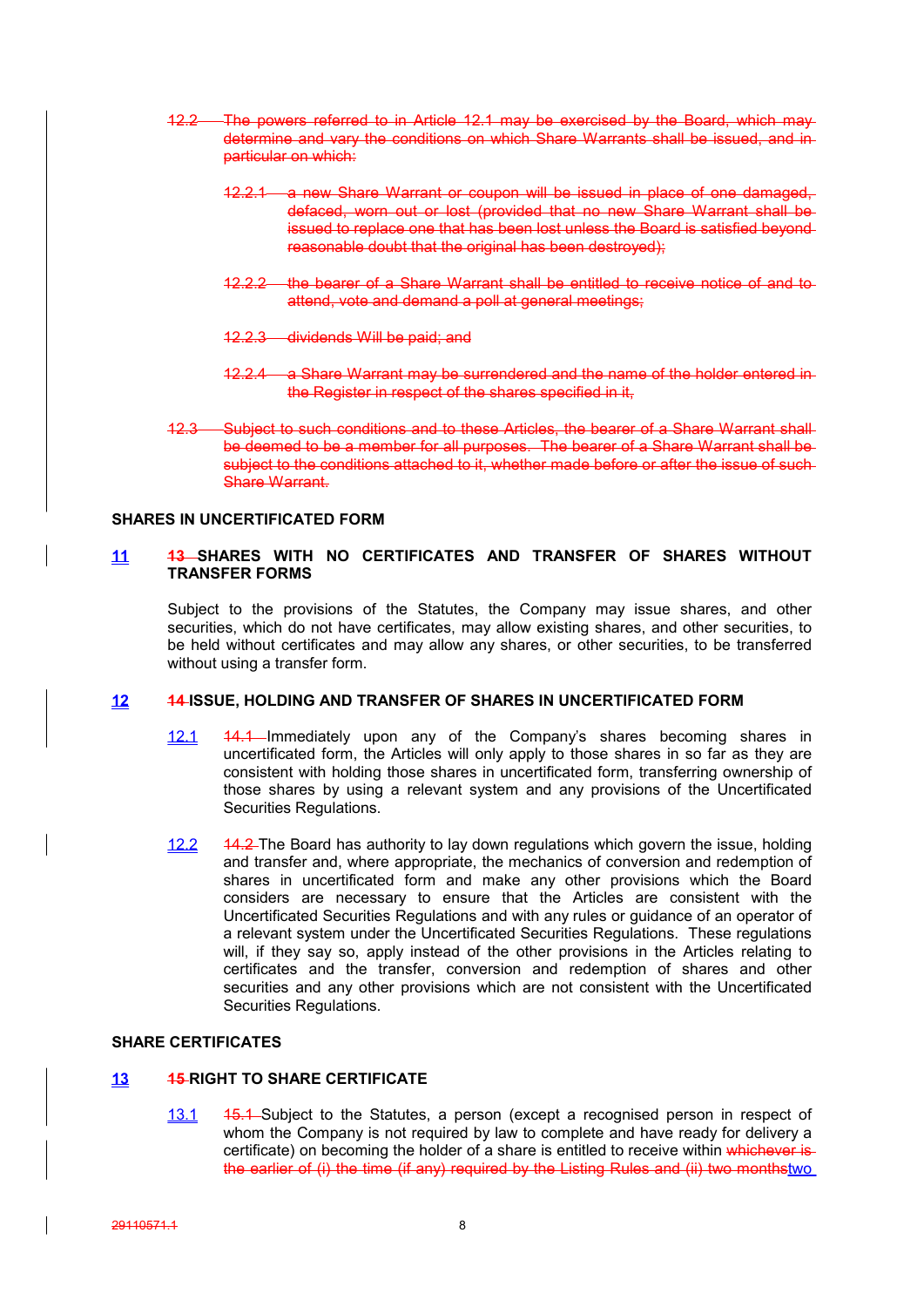~~12.2 The powers referred to in Article 12.1 may be exercised by the Board, which may determine and vary the conditions on which Share Warrants shall be issued, and in particular on which:~~

~~12.2.1 a new Share Warrant or coupon will be issued in place of one damaged, defaced, worn out or lost (provided that no new Share Warrant shall be issued to replace one that has been lost unless the Board is satisfied beyond reasonable doubt that the original has been destroyed);~~

~~12.2.2 the bearer of a Share Warrant shall be entitled to receive notice of and to attend, vote and demand a poll at general meetings;~~

~~12.2.3 dividends Will be paid; and~~

~~12.2.4 a Share Warrant may be surrendered and the name of the holder entered in the Register in respect of the shares specified in it,~~

~~12.3 Subject to such conditions and to these Articles, the bearer of a Share Warrant shall be deemed to be a member for all purposes. The bearer of a Share Warrant shall be subject to the conditions attached to it, whether made before or after the issue of such Share Warrant.~~

**SHARES IN UNCERTIFICATED FORM**

**11 ~~13~~ SHARES WITH NO CERTIFICATES AND TRANSFER OF SHARES WITHOUT TRANSFER FORMS**

Subject to the provisions of the Statutes, the Company may issue shares, and other securities, which do not have certificates, may allow existing shares, and other securities, to be held without certificates and may allow any shares, or other securities, to be transferred without using a transfer form.

**12 ~~14~~ ISSUE, HOLDING AND TRANSFER OF SHARES IN UNCERTIFICATED FORM**

12.1 ~~14.1~~ Immediately upon any of the Company's shares becoming shares in uncertificated form, the Articles will only apply to those shares in so far as they are consistent with holding those shares in uncertificated form, transferring ownership of those shares by using a relevant system and any provisions of the Uncertificated Securities Regulations.

12.2 ~~14.2~~ The Board has authority to lay down regulations which govern the issue, holding and transfer and, where appropriate, the mechanics of conversion and redemption of shares in uncertificated form and make any other provisions which the Board considers are necessary to ensure that the Articles are consistent with the Uncertificated Securities Regulations and with any rules or guidance of an operator of a relevant system under the Uncertificated Securities Regulations. These regulations will, if they say so, apply instead of the other provisions in the Articles relating to certificates and the transfer, conversion and redemption of shares and other securities and any other provisions which are not consistent with the Uncertificated Securities Regulations.

**SHARE CERTIFICATES**

**13 ~~15~~ RIGHT TO SHARE CERTIFICATE**

13.1 ~~15.1~~ Subject to the Statutes, a person (except a recognised person in respect of whom the Company is not required by law to complete and have ready for delivery a certificate) on becoming the holder of a share is entitled to receive within ~~whichever is the earlier of (i) the time (if any) required by the Listing Rules and (ii) two months~~two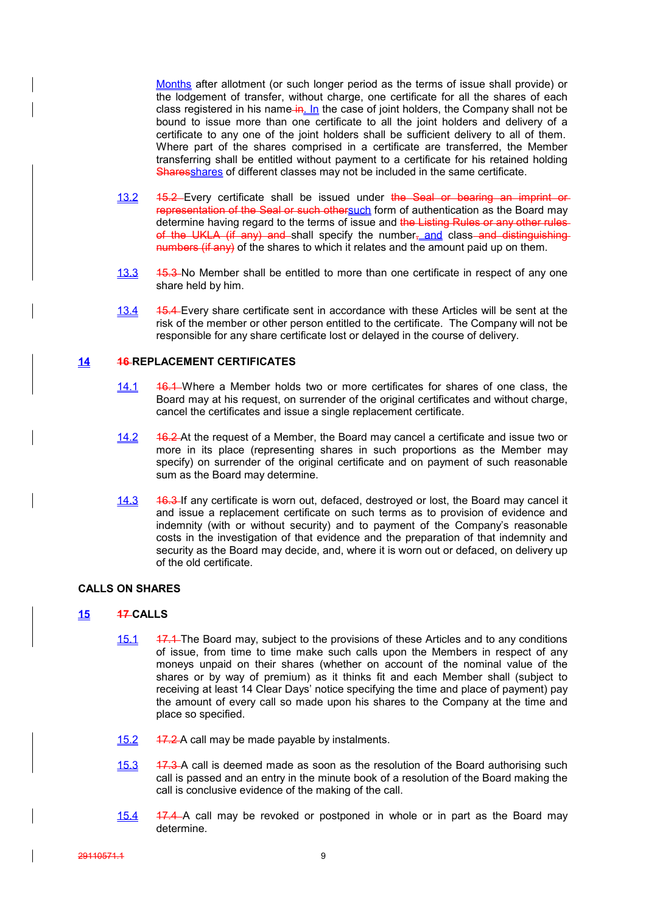Months after allotment (or such longer period as the terms of issue shall provide) or the lodgement of transfer, without charge, one certificate for all the shares of each class registered in his name in. In the case of joint holders, the Company shall not be bound to issue more than one certificate to all the joint holders and delivery of a certificate to any one of the joint holders shall be sufficient delivery to all of them. Where part of the shares comprised in a certificate are transferred, the Member transferring shall be entitled without payment to a certificate for his retained holding Sharesshares of different classes may not be included in the same certificate.

13.2 15.2 Every certificate shall be issued under the Seal or bearing an imprint or representation of the Seal or such othersuch form of authentication as the Board may determine having regard to the terms of issue and the Listing Rules or any other rules of the UKLA (if any) and shall specify the number, and class and distinguishing numbers (if any) of the shares to which it relates and the amount paid up on them.

13.3 15.3 No Member shall be entitled to more than one certificate in respect of any one share held by him.

13.4 15.4 Every share certificate sent in accordance with these Articles will be sent at the risk of the member or other person entitled to the certificate. The Company will not be responsible for any share certificate lost or delayed in the course of delivery.

## 14 16 REPLACEMENT CERTIFICATES

14.1 16.1 Where a Member holds two or more certificates for shares of one class, the Board may at his request, on surrender of the original certificates and without charge, cancel the certificates and issue a single replacement certificate.

14.2 16.2 At the request of a Member, the Board may cancel a certificate and issue two or more in its place (representing shares in such proportions as the Member may specify) on surrender of the original certificate and on payment of such reasonable sum as the Board may determine.

14.3 16.3 If any certificate is worn out, defaced, destroyed or lost, the Board may cancel it and issue a replacement certificate on such terms as to provision of evidence and indemnity (with or without security) and to payment of the Company's reasonable costs in the investigation of that evidence and the preparation of that indemnity and security as the Board may decide, and, where it is worn out or defaced, on delivery up of the old certificate.

## CALLS ON SHARES

## 15 17 CALLS

15.1 17.1 The Board may, subject to the provisions of these Articles and to any conditions of issue, from time to time make such calls upon the Members in respect of any moneys unpaid on their shares (whether on account of the nominal value of the shares or by way of premium) as it thinks fit and each Member shall (subject to receiving at least 14 Clear Days' notice specifying the time and place of payment) pay the amount of every call so made upon his shares to the Company at the time and place so specified.

15.2 17.2 A call may be made payable by instalments.

15.3 17.3 A call is deemed made as soon as the resolution of the Board authorising such call is passed and an entry in the minute book of a resolution of the Board making the call is conclusive evidence of the making of the call.

15.4 17.4 A call may be revoked or postponed in whole or in part as the Board may determine.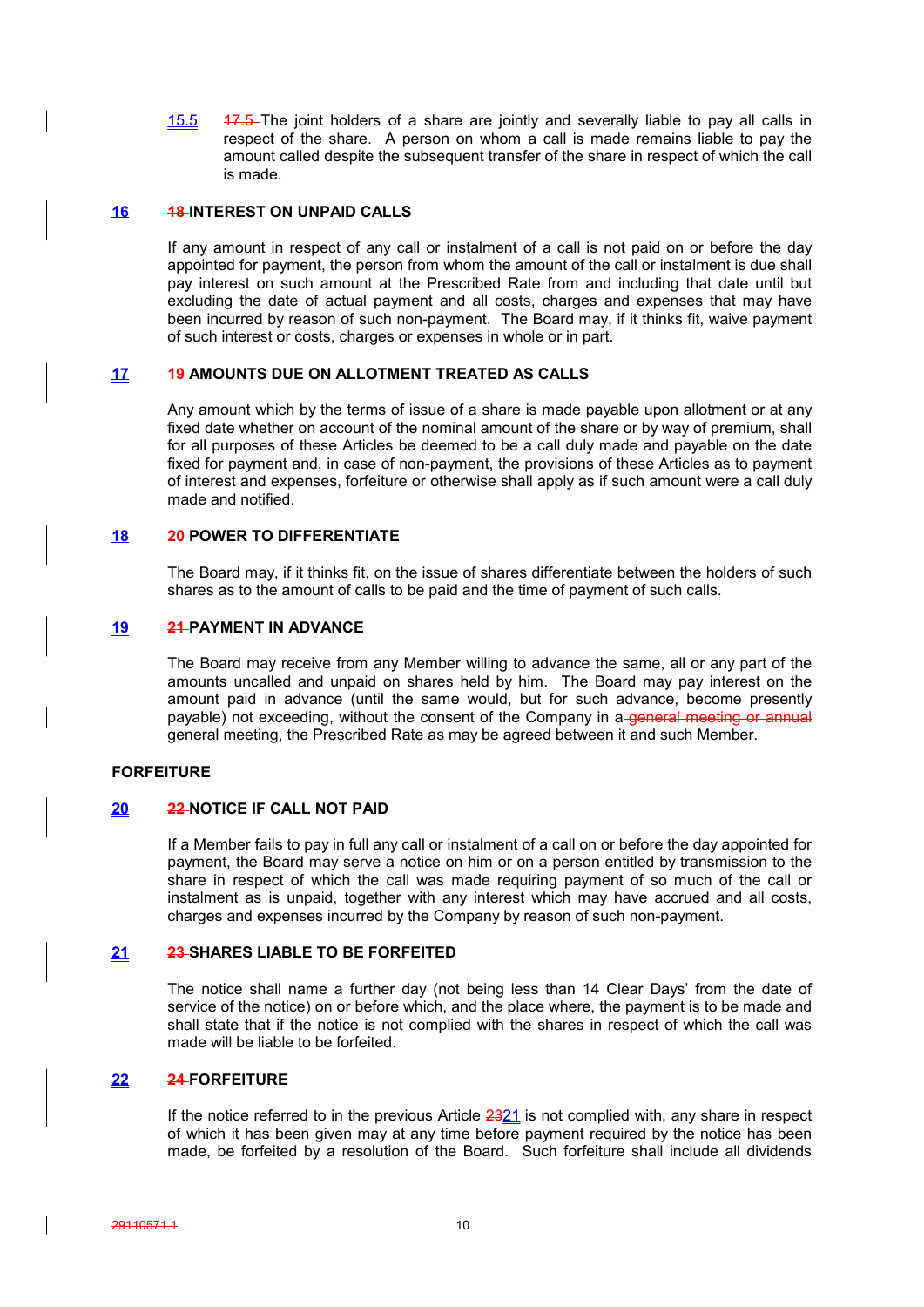15.5 ~~17.5~~ The joint holders of a share are jointly and severally liable to pay all calls in respect of the share. A person on whom a call is made remains liable to pay the amount called despite the subsequent transfer of the share in respect of which the call is made.

**16 ~~18~~ INTEREST ON UNPAID CALLS**

If any amount in respect of any call or instalment of a call is not paid on or before the day appointed for payment, the person from whom the amount of the call or instalment is due shall pay interest on such amount at the Prescribed Rate from and including that date until but excluding the date of actual payment and all costs, charges and expenses that may have been incurred by reason of such non-payment. The Board may, if it thinks fit, waive payment of such interest or costs, charges or expenses in whole or in part.

**17 ~~19~~ AMOUNTS DUE ON ALLOTMENT TREATED AS CALLS**

Any amount which by the terms of issue of a share is made payable upon allotment or at any fixed date whether on account of the nominal amount of the share or by way of premium, shall for all purposes of these Articles be deemed to be a call duly made and payable on the date fixed for payment and, in case of non-payment, the provisions of these Articles as to payment of interest and expenses, forfeiture or otherwise shall apply as if such amount were a call duly made and notified.

**18 ~~20~~ POWER TO DIFFERENTIATE**

The Board may, if it thinks fit, on the issue of shares differentiate between the holders of such shares as to the amount of calls to be paid and the time of payment of such calls.

**19 ~~21~~ PAYMENT IN ADVANCE**

The Board may receive from any Member willing to advance the same, all or any part of the amounts uncalled and unpaid on shares held by him. The Board may pay interest on the amount paid in advance (until the same would, but for such advance, become presently payable) not exceeding, without the consent of the Company in a ~~general meeting or annual~~ general meeting, the Prescribed Rate as may be agreed between it and such Member.

**FORFEITURE**

**20 ~~22~~ NOTICE IF CALL NOT PAID**

If a Member fails to pay in full any call or instalment of a call on or before the day appointed for payment, the Board may serve a notice on him or on a person entitled by transmission to the share in respect of which the call was made requiring payment of so much of the call or instalment as is unpaid, together with any interest which may have accrued and all costs, charges and expenses incurred by the Company by reason of such non-payment.

**21 ~~23~~ SHARES LIABLE TO BE FORFEITED**

The notice shall name a further day (not being less than 14 Clear Days' from the date of service of the notice) on or before which, and the place where, the payment is to be made and shall state that if the notice is not complied with the shares in respect of which the call was made will be liable to be forfeited.

**22 ~~24~~ FORFEITURE**

If the notice referred to in the previous Article ~~23~~21 is not complied with, any share in respect of which it has been given may at any time before payment required by the notice has been made, be forfeited by a resolution of the Board. Such forfeiture shall include all dividends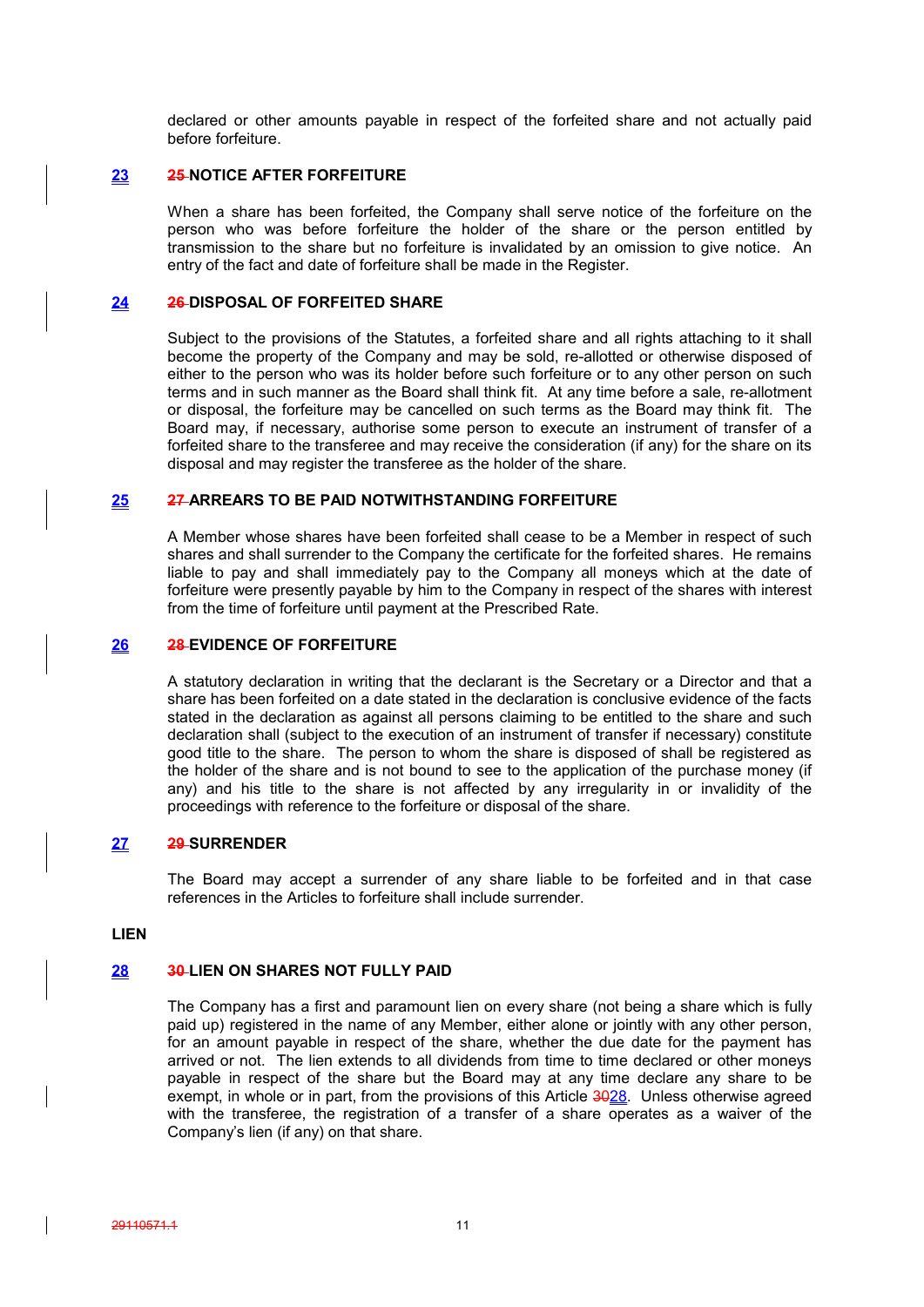declared or other amounts payable in respect of the forfeited share and not actually paid before forfeiture.

### 23 ~~25~~ NOTICE AFTER FORFEITURE

When a share has been forfeited, the Company shall serve notice of the forfeiture on the person who was before forfeiture the holder of the share or the person entitled by transmission to the share but no forfeiture is invalidated by an omission to give notice. An entry of the fact and date of forfeiture shall be made in the Register.

### 24 ~~26~~ DISPOSAL OF FORFEITED SHARE

Subject to the provisions of the Statutes, a forfeited share and all rights attaching to it shall become the property of the Company and may be sold, re-allotted or otherwise disposed of either to the person who was its holder before such forfeiture or to any other person on such terms and in such manner as the Board shall think fit. At any time before a sale, re-allotment or disposal, the forfeiture may be cancelled on such terms as the Board may think fit. The Board may, if necessary, authorise some person to execute an instrument of transfer of a forfeited share to the transferee and may receive the consideration (if any) for the share on its disposal and may register the transferee as the holder of the share.

### 25 ~~27~~ ARREARS TO BE PAID NOTWITHSTANDING FORFEITURE

A Member whose shares have been forfeited shall cease to be a Member in respect of such shares and shall surrender to the Company the certificate for the forfeited shares. He remains liable to pay and shall immediately pay to the Company all moneys which at the date of forfeiture were presently payable by him to the Company in respect of the shares with interest from the time of forfeiture until payment at the Prescribed Rate.

### 26 ~~28~~ EVIDENCE OF FORFEITURE

A statutory declaration in writing that the declarant is the Secretary or a Director and that a share has been forfeited on a date stated in the declaration is conclusive evidence of the facts stated in the declaration as against all persons claiming to be entitled to the share and such declaration shall (subject to the execution of an instrument of transfer if necessary) constitute good title to the share. The person to whom the share is disposed of shall be registered as the holder of the share and is not bound to see to the application of the purchase money (if any) and his title to the share is not affected by any irregularity in or invalidity of the proceedings with reference to the forfeiture or disposal of the share.

### 27 ~~29~~ SURRENDER

The Board may accept a surrender of any share liable to be forfeited and in that case references in the Articles to forfeiture shall include surrender.

## LIEN

### 28 ~~30~~ LIEN ON SHARES NOT FULLY PAID

The Company has a first and paramount lien on every share (not being a share which is fully paid up) registered in the name of any Member, either alone or jointly with any other person, for an amount payable in respect of the share, whether the due date for the payment has arrived or not. The lien extends to all dividends from time to time declared or other moneys payable in respect of the share but the Board may at any time declare any share to be exempt, in whole or in part, from the provisions of this Article ~~30~~28. Unless otherwise agreed with the transferee, the registration of a transfer of a share operates as a waiver of the Company's lien (if any) on that share.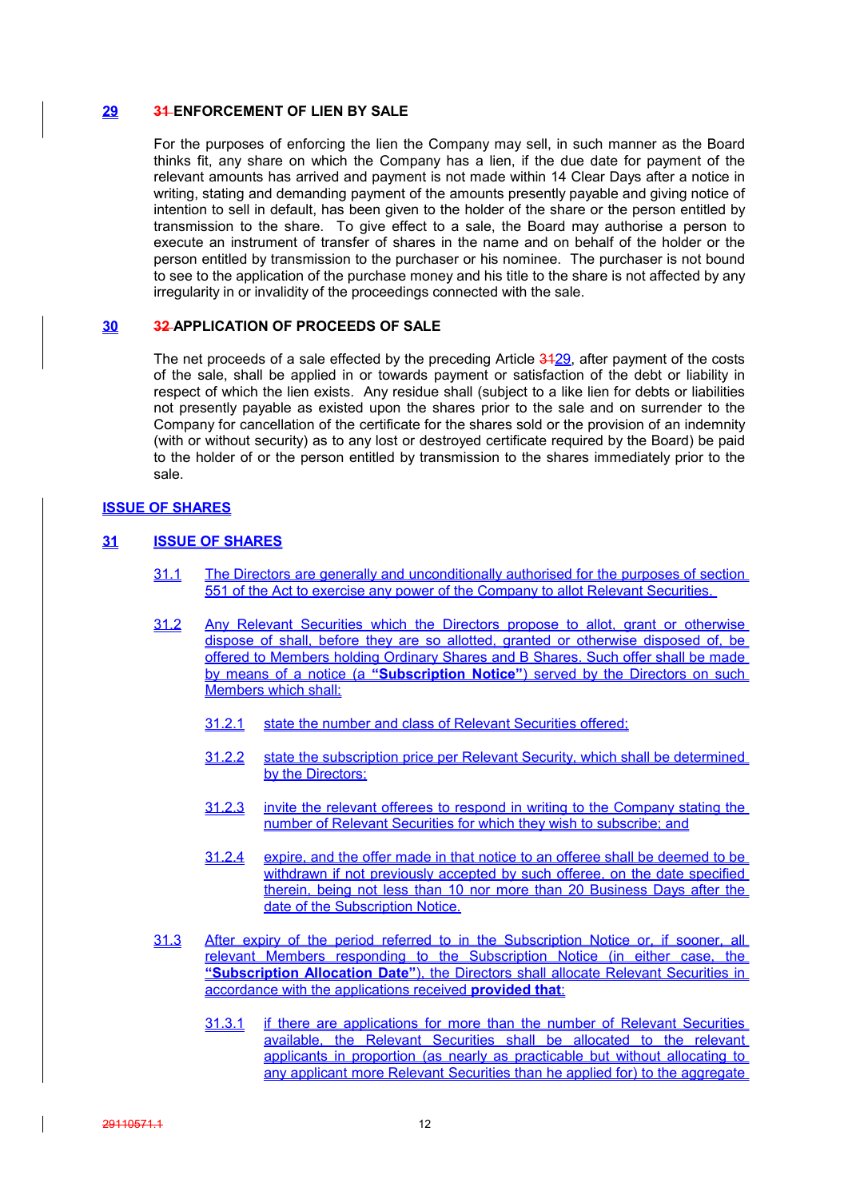## 29 31 ENFORCEMENT OF LIEN BY SALE

For the purposes of enforcing the lien the Company may sell, in such manner as the Board thinks fit, any share on which the Company has a lien, if the due date for payment of the relevant amounts has arrived and payment is not made within 14 Clear Days after a notice in writing, stating and demanding payment of the amounts presently payable and giving notice of intention to sell in default, has been given to the holder of the share or the person entitled by transmission to the share. To give effect to a sale, the Board may authorise a person to execute an instrument of transfer of shares in the name and on behalf of the holder or the person entitled by transmission to the purchaser or his nominee. The purchaser is not bound to see to the application of the purchase money and his title to the share is not affected by any irregularity in or invalidity of the proceedings connected with the sale.

## 30 32 APPLICATION OF PROCEEDS OF SALE

The net proceeds of a sale effected by the preceding Article 3129, after payment of the costs of the sale, shall be applied in or towards payment or satisfaction of the debt or liability in respect of which the lien exists. Any residue shall (subject to a like lien for debts or liabilities not presently payable as existed upon the shares prior to the sale and on surrender to the Company for cancellation of the certificate for the shares sold or the provision of an indemnity (with or without security) as to any lost or destroyed certificate required by the Board) be paid to the holder of or the person entitled by transmission to the shares immediately prior to the sale.

## ISSUE OF SHARES

## 31 ISSUE OF SHARES

31.1 The Directors are generally and unconditionally authorised for the purposes of section 551 of the Act to exercise any power of the Company to allot Relevant Securities.

31.2 Any Relevant Securities which the Directors propose to allot, grant or otherwise dispose of shall, before they are so allotted, granted or otherwise disposed of, be offered to Members holding Ordinary Shares and B Shares. Such offer shall be made by means of a notice (a **"Subscription Notice"**) served by the Directors on such Members which shall:

31.2.1 state the number and class of Relevant Securities offered;

31.2.2 state the subscription price per Relevant Security, which shall be determined by the Directors;

31.2.3 invite the relevant offerees to respond in writing to the Company stating the number of Relevant Securities for which they wish to subscribe; and

31.2.4 expire, and the offer made in that notice to an offeree shall be deemed to be withdrawn if not previously accepted by such offeree, on the date specified therein, being not less than 10 nor more than 20 Business Days after the date of the Subscription Notice.

31.3 After expiry of the period referred to in the Subscription Notice or, if sooner, all relevant Members responding to the Subscription Notice (in either case, the **"Subscription Allocation Date"**), the Directors shall allocate Relevant Securities in accordance with the applications received **provided that**:

31.3.1 if there are applications for more than the number of Relevant Securities available, the Relevant Securities shall be allocated to the relevant applicants in proportion (as nearly as practicable but without allocating to any applicant more Relevant Securities than he applied for) to the aggregate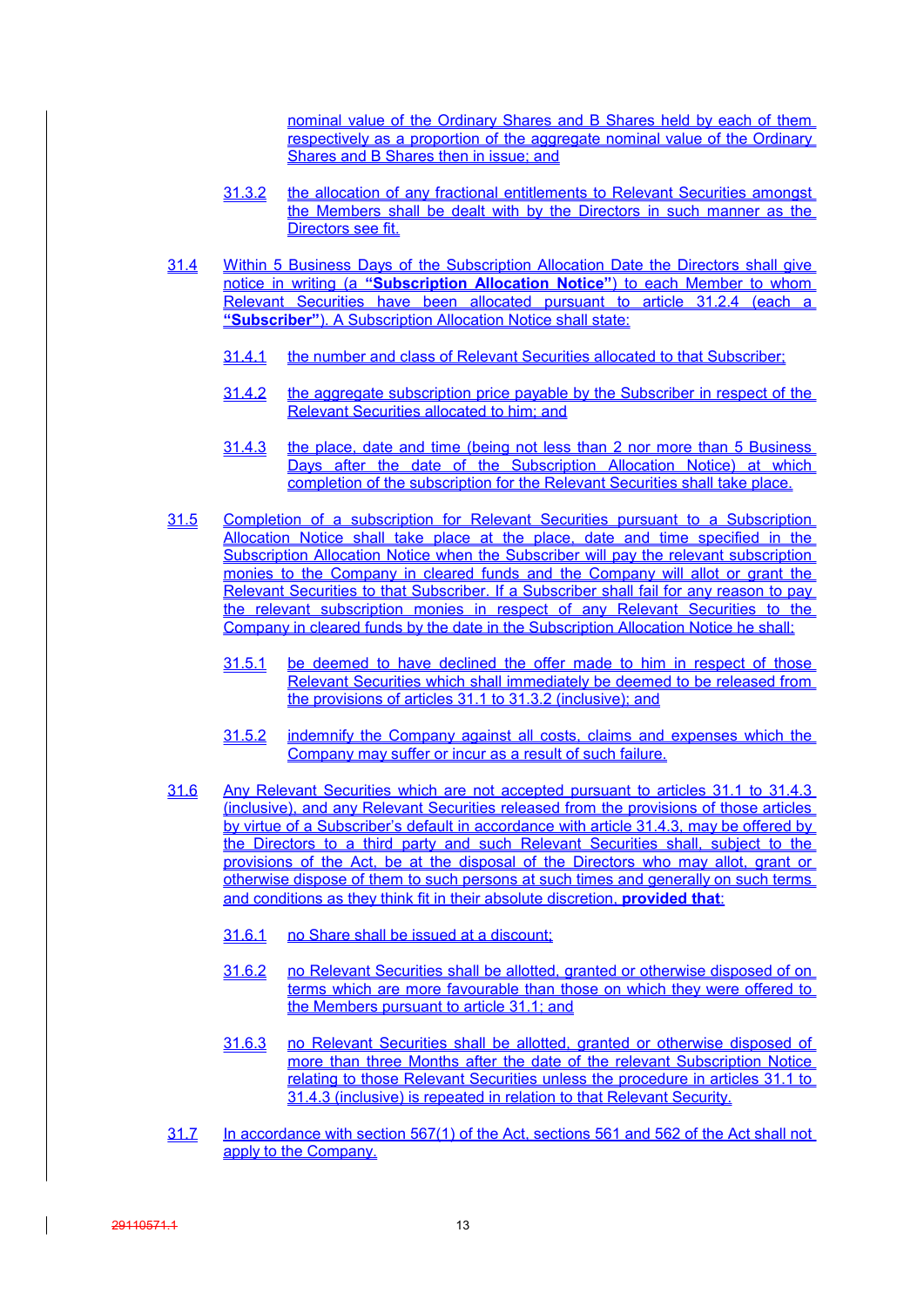nominal value of the Ordinary Shares and B Shares held by each of them respectively as a proportion of the aggregate nominal value of the Ordinary Shares and B Shares then in issue; and

31.3.2 the allocation of any fractional entitlements to Relevant Securities amongst the Members shall be dealt with by the Directors in such manner as the Directors see fit.

31.4 Within 5 Business Days of the Subscription Allocation Date the Directors shall give notice in writing (a **"Subscription Allocation Notice"**) to each Member to whom Relevant Securities have been allocated pursuant to article 31.2.4 (each a **"Subscriber"**). A Subscription Allocation Notice shall state:

31.4.1 the number and class of Relevant Securities allocated to that Subscriber;

31.4.2 the aggregate subscription price payable by the Subscriber in respect of the Relevant Securities allocated to him; and

31.4.3 the place, date and time (being not less than 2 nor more than 5 Business Days after the date of the Subscription Allocation Notice) at which completion of the subscription for the Relevant Securities shall take place.

31.5 Completion of a subscription for Relevant Securities pursuant to a Subscription Allocation Notice shall take place at the place, date and time specified in the Subscription Allocation Notice when the Subscriber will pay the relevant subscription monies to the Company in cleared funds and the Company will allot or grant the Relevant Securities to that Subscriber. If a Subscriber shall fail for any reason to pay the relevant subscription monies in respect of any Relevant Securities to the Company in cleared funds by the date in the Subscription Allocation Notice he shall:

31.5.1 be deemed to have declined the offer made to him in respect of those Relevant Securities which shall immediately be deemed to be released from the provisions of articles 31.1 to 31.3.2 (inclusive); and

31.5.2 indemnify the Company against all costs, claims and expenses which the Company may suffer or incur as a result of such failure.

31.6 Any Relevant Securities which are not accepted pursuant to articles 31.1 to 31.4.3 (inclusive), and any Relevant Securities released from the provisions of those articles by virtue of a Subscriber's default in accordance with article 31.4.3, may be offered by the Directors to a third party and such Relevant Securities shall, subject to the provisions of the Act, be at the disposal of the Directors who may allot, grant or otherwise dispose of them to such persons at such times and generally on such terms and conditions as they think fit in their absolute discretion, **provided that**:

31.6.1 no Share shall be issued at a discount;

31.6.2 no Relevant Securities shall be allotted, granted or otherwise disposed of on terms which are more favourable than those on which they were offered to the Members pursuant to article 31.1; and

31.6.3 no Relevant Securities shall be allotted, granted or otherwise disposed of more than three Months after the date of the relevant Subscription Notice relating to those Relevant Securities unless the procedure in articles 31.1 to 31.4.3 (inclusive) is repeated in relation to that Relevant Security.

31.7 In accordance with section 567(1) of the Act, sections 561 and 562 of the Act shall not apply to the Company.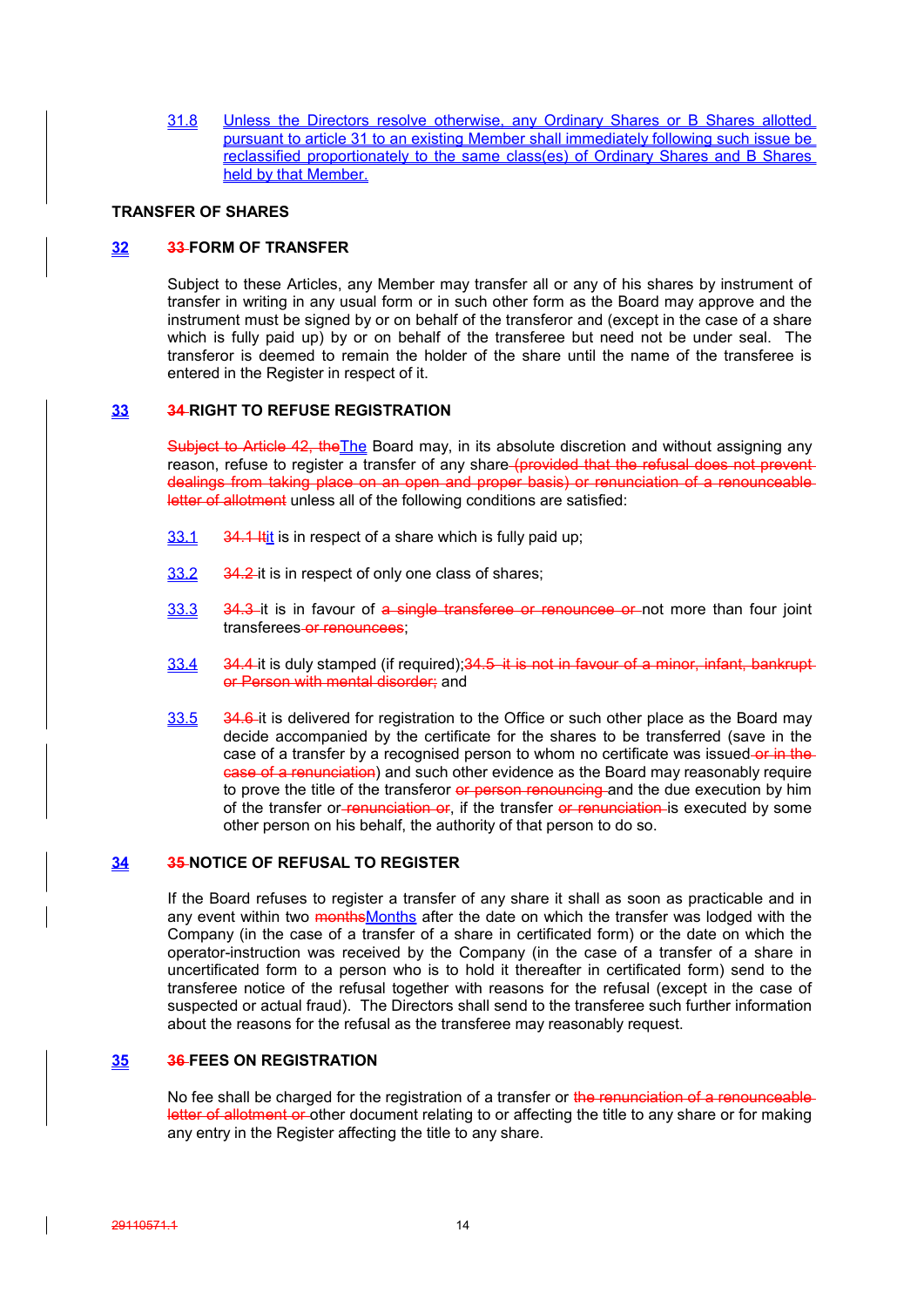31.8 Unless the Directors resolve otherwise, any Ordinary Shares or B Shares allotted pursuant to article 31 to an existing Member shall immediately following such issue be reclassified proportionately to the same class(es) of Ordinary Shares and B Shares held by that Member.

**TRANSFER OF SHARES**

## 32 ~~33~~ FORM OF TRANSFER

Subject to these Articles, any Member may transfer all or any of his shares by instrument of transfer in writing in any usual form or in such other form as the Board may approve and the instrument must be signed by or on behalf of the transferor and (except in the case of a share which is fully paid up) by or on behalf of the transferee but need not be under seal. The transferor is deemed to remain the holder of the share until the name of the transferee is entered in the Register in respect of it.

## 33 ~~34~~ RIGHT TO REFUSE REGISTRATION

~~Subject to Article 42, the~~The Board may, in its absolute discretion and without assigning any reason, refuse to register a transfer of any share ~~(provided that the refusal does not prevent dealings from taking place on an open and proper basis) or renunciation of a renounceable letter of allotment~~ unless all of the following conditions are satisfied:

33.1 ~~34.1 It~~it is in respect of a share which is fully paid up;

33.2 ~~34.2~~ it is in respect of only one class of shares;

33.3 ~~34.3~~ it is in favour of ~~a single transferee or renouncee or~~ not more than four joint transferees ~~or renouncees~~;

33.4 ~~34.4~~ it is duly stamped (if required);~~34.5 it is not in favour of a minor, infant, bankrupt or Person with mental disorder;~~ and

33.5 ~~34.6~~ it is delivered for registration to the Office or such other place as the Board may decide accompanied by the certificate for the shares to be transferred (save in the case of a transfer by a recognised person to whom no certificate was issued ~~or in the case of a renunciation~~) and such other evidence as the Board may reasonably require to prove the title of the transferor ~~or person renouncing~~ and the due execution by him of the transfer or ~~renunciation or~~, if the transfer ~~or renunciation~~ is executed by some other person on his behalf, the authority of that person to do so.

## 34 ~~35~~ NOTICE OF REFUSAL TO REGISTER

If the Board refuses to register a transfer of any share it shall as soon as practicable and in any event within two ~~months~~Months after the date on which the transfer was lodged with the Company (in the case of a transfer of a share in certificated form) or the date on which the operator-instruction was received by the Company (in the case of a transfer of a share in uncertificated form to a person who is to hold it thereafter in certificated form) send to the transferee notice of the refusal together with reasons for the refusal (except in the case of suspected or actual fraud). The Directors shall send to the transferee such further information about the reasons for the refusal as the transferee may reasonably request.

## 35 ~~36~~ FEES ON REGISTRATION

No fee shall be charged for the registration of a transfer or ~~the renunciation of a renounceable letter of allotment or~~ other document relating to or affecting the title to any share or for making any entry in the Register affecting the title to any share.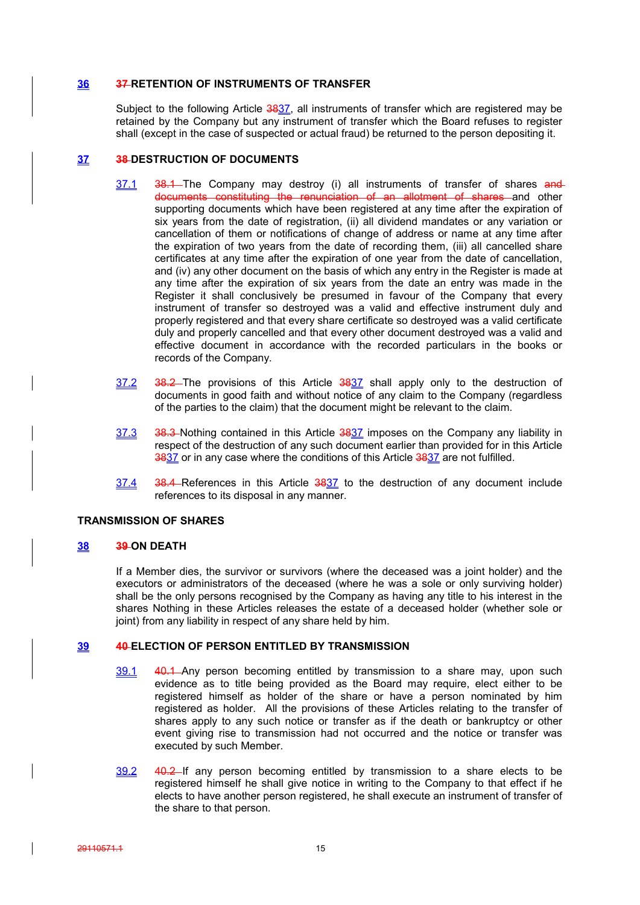## 36 ~~37~~ RETENTION OF INSTRUMENTS OF TRANSFER

Subject to the following Article ~~38~~37, all instruments of transfer which are registered may be retained by the Company but any instrument of transfer which the Board refuses to register shall (except in the case of suspected or actual fraud) be returned to the person depositing it.

## 37 ~~38~~ DESTRUCTION OF DOCUMENTS

37.1 ~~38.1~~ The Company may destroy (i) all instruments of transfer of shares ~~and documents constituting the renunciation of an allotment of shares~~ and other supporting documents which have been registered at any time after the expiration of six years from the date of registration, (ii) all dividend mandates or any variation or cancellation of them or notifications of change of address or name at any time after the expiration of two years from the date of recording them, (iii) all cancelled share certificates at any time after the expiration of one year from the date of cancellation, and (iv) any other document on the basis of which any entry in the Register is made at any time after the expiration of six years from the date an entry was made in the Register it shall conclusively be presumed in favour of the Company that every instrument of transfer so destroyed was a valid and effective instrument duly and properly registered and that every share certificate so destroyed was a valid certificate duly and properly cancelled and that every other document destroyed was a valid and effective document in accordance with the recorded particulars in the books or records of the Company.

37.2 ~~38.2~~ The provisions of this Article ~~38~~37 shall apply only to the destruction of documents in good faith and without notice of any claim to the Company (regardless of the parties to the claim) that the document might be relevant to the claim.

37.3 ~~38.3~~ Nothing contained in this Article ~~38~~37 imposes on the Company any liability in respect of the destruction of any such document earlier than provided for in this Article ~~38~~37 or in any case where the conditions of this Article ~~38~~37 are not fulfilled.

37.4 ~~38.4~~ References in this Article ~~38~~37 to the destruction of any document include references to its disposal in any manner.

## TRANSMISSION OF SHARES

## 38 ~~39~~ ON DEATH

If a Member dies, the survivor or survivors (where the deceased was a joint holder) and the executors or administrators of the deceased (where he was a sole or only surviving holder) shall be the only persons recognised by the Company as having any title to his interest in the shares Nothing in these Articles releases the estate of a deceased holder (whether sole or joint) from any liability in respect of any share held by him.

## 39 ~~40~~ ELECTION OF PERSON ENTITLED BY TRANSMISSION

39.1 ~~40.1~~ Any person becoming entitled by transmission to a share may, upon such evidence as to title being provided as the Board may require, elect either to be registered himself as holder of the share or have a person nominated by him registered as holder. All the provisions of these Articles relating to the transfer of shares apply to any such notice or transfer as if the death or bankruptcy or other event giving rise to transmission had not occurred and the notice or transfer was executed by such Member.

39.2 ~~40.2~~ If any person becoming entitled by transmission to a share elects to be registered himself he shall give notice in writing to the Company to that effect if he elects to have another person registered, he shall execute an instrument of transfer of the share to that person.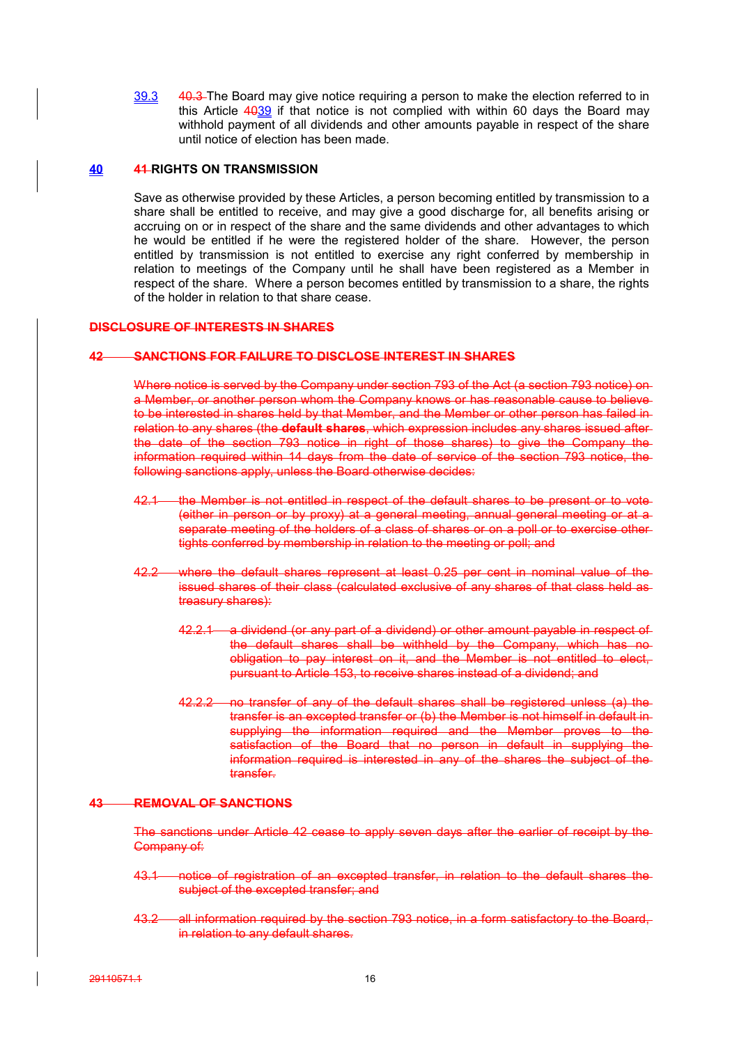39.3 ~~40.3~~ The Board may give notice requiring a person to make the election referred to in this Article ~~40~~39 if that notice is not complied with within 60 days the Board may withhold payment of all dividends and other amounts payable in respect of the share until notice of election has been made.

## 40 ~~41~~ RIGHTS ON TRANSMISSION

Save as otherwise provided by these Articles, a person becoming entitled by transmission to a share shall be entitled to receive, and may give a good discharge for, all benefits arising or accruing on or in respect of the share and the same dividends and other advantages to which he would be entitled if he were the registered holder of the share. However, the person entitled by transmission is not entitled to exercise any right conferred by membership in relation to meetings of the Company until he shall have been registered as a Member in respect of the share. Where a person becomes entitled by transmission to a share, the rights of the holder in relation to that share cease.

## ~~DISCLOSURE OF INTERESTS IN SHARES~~

## ~~42 SANCTIONS FOR FAILURE TO DISCLOSE INTEREST IN SHARES~~

~~Where notice is served by the Company under section 793 of the Act (a section 793 notice) on a Member, or another person whom the Company knows or has reasonable cause to believe to be interested in shares held by that Member, and the Member or other person has failed in relation to any shares (the **default shares**, which expression includes any shares issued after the date of the section 793 notice in right of those shares) to give the Company the information required within 14 days from the date of service of the section 793 notice, the following sanctions apply, unless the Board otherwise decides:~~

~~42.1 the Member is not entitled in respect of the default shares to be present or to vote (either in person or by proxy) at a general meeting, annual general meeting or at a separate meeting of the holders of a class of shares or on a poll or to exercise other tights conferred by membership in relation to the meeting or poll; and~~

~~42.2 where the default shares represent at least 0.25 per cent in nominal value of the issued shares of their class (calculated exclusive of any shares of that class held as treasury shares):~~

~~42.2.1 a dividend (or any part of a dividend) or other amount payable in respect of the default shares shall be withheld by the Company, which has no obligation to pay interest on it, and the Member is not entitled to elect, pursuant to Article 153, to receive shares instead of a dividend; and~~

~~42.2.2 no transfer of any of the default shares shall be registered unless (a) the transfer is an excepted transfer or (b) the Member is not himself in default in supplying the information required and the Member proves to the satisfaction of the Board that no person in default in supplying the information required is interested in any of the shares the subject of the transfer.~~

## ~~43 REMOVAL OF SANCTIONS~~

~~The sanctions under Article 42 cease to apply seven days after the earlier of receipt by the Company of:~~

~~43.1 notice of registration of an excepted transfer, in relation to the default shares the subject of the excepted transfer; and~~

~~43.2 all information required by the section 793 notice, in a form satisfactory to the Board, in relation to any default shares.~~

~~29110571.1~~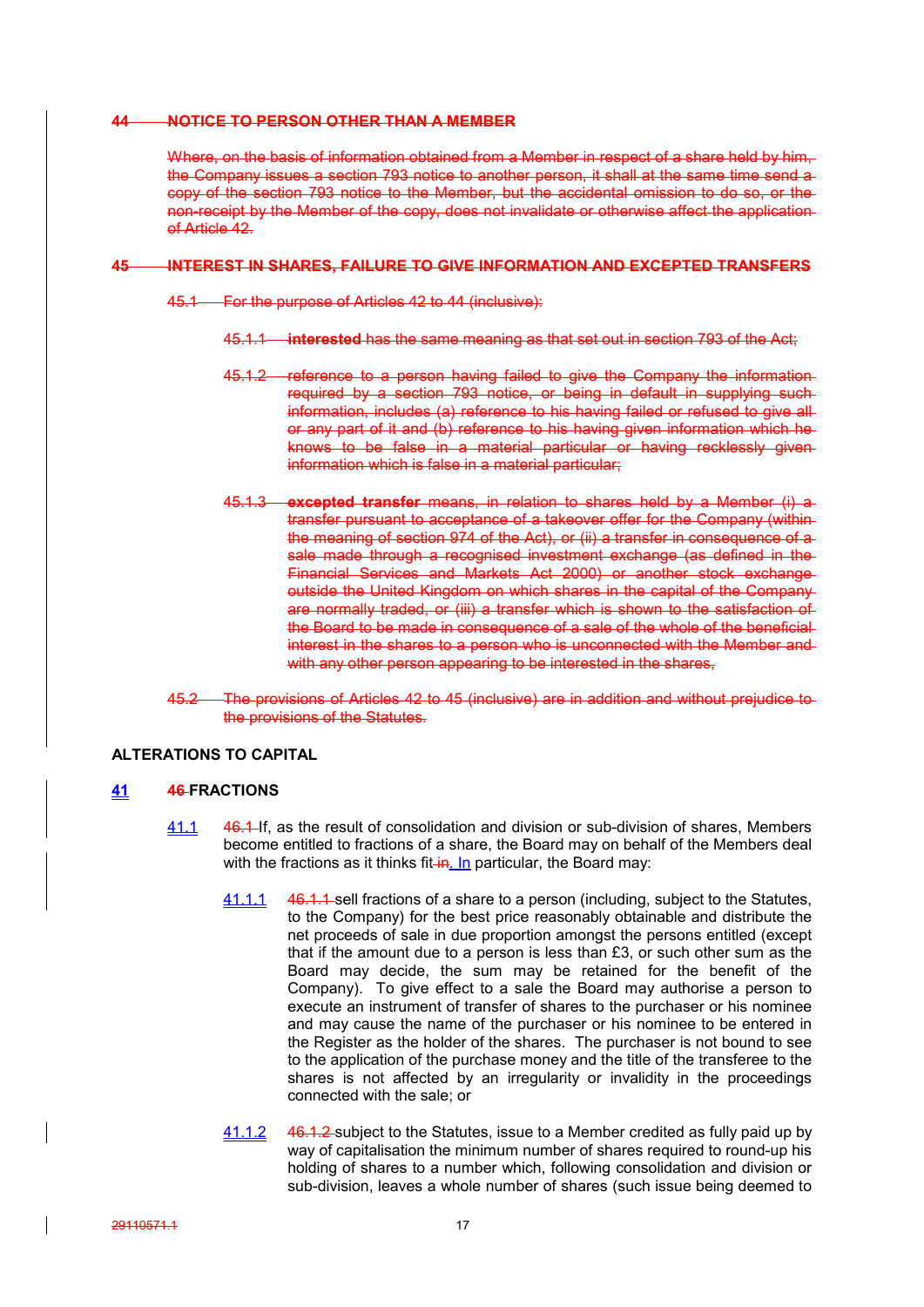## ~~44 NOTICE TO PERSON OTHER THAN A MEMBER~~

~~Where, on the basis of information obtained from a Member in respect of a share held by him, the Company issues a section 793 notice to another person, it shall at the same time send a copy of the section 793 notice to the Member, but the accidental omission to do so, or the non-receipt by the Member of the copy, does not invalidate or otherwise affect the application of Article 42.~~

## ~~45 INTEREST IN SHARES, FAILURE TO GIVE INFORMATION AND EXCEPTED TRANSFERS~~

~~45.1 For the purpose of Articles 42 to 44 (inclusive):~~

~~45.1.1 **interested** has the same meaning as that set out in section 793 of the Act;~~

~~45.1.2 reference to a person having failed to give the Company the information required by a section 793 notice, or being in default in supplying such information, includes (a) reference to his having failed or refused to give all or any part of it and (b) reference to his having given information which he knows to be false in a material particular or having recklessly given information which is false in a material particular;~~

~~45.1.3 **excepted transfer** means, in relation to shares held by a Member (i) a transfer pursuant to acceptance of a takeover offer for the Company (within the meaning of section 974 of the Act), or (ii) a transfer in consequence of a sale made through a recognised investment exchange (as defined in the Financial Services and Markets Act 2000) or another stock exchange outside the United Kingdom on which shares in the capital of the Company are normally traded, or (iii) a transfer which is shown to the satisfaction of the Board to be made in consequence of a sale of the whole of the beneficial interest in the shares to a person who is unconnected with the Member and with any other person appearing to be interested in the shares,~~

~~45.2 The provisions of Articles 42 to 45 (inclusive) are in addition and without prejudice to the provisions of the Statutes.~~

## ALTERATIONS TO CAPITAL

## 41 ~~46~~ FRACTIONS

41.1 ~~46.1~~ If, as the result of consolidation and division or sub-division of shares, Members become entitled to fractions of a share, the Board may on behalf of the Members deal with the fractions as it thinks fit ~~in~~. In particular, the Board may:

41.1.1 ~~46.1.1~~ sell fractions of a share to a person (including, subject to the Statutes, to the Company) for the best price reasonably obtainable and distribute the net proceeds of sale in due proportion amongst the persons entitled (except that if the amount due to a person is less than £3, or such other sum as the Board may decide, the sum may be retained for the benefit of the Company). To give effect to a sale the Board may authorise a person to execute an instrument of transfer of shares to the purchaser or his nominee and may cause the name of the purchaser or his nominee to be entered in the Register as the holder of the shares. The purchaser is not bound to see to the application of the purchase money and the title of the transferee to the shares is not affected by an irregularity or invalidity in the proceedings connected with the sale; or

41.1.2 ~~46.1.2~~ subject to the Statutes, issue to a Member credited as fully paid up by way of capitalisation the minimum number of shares required to round-up his holding of shares to a number which, following consolidation and division or sub-division, leaves a whole number of shares (such issue being deemed to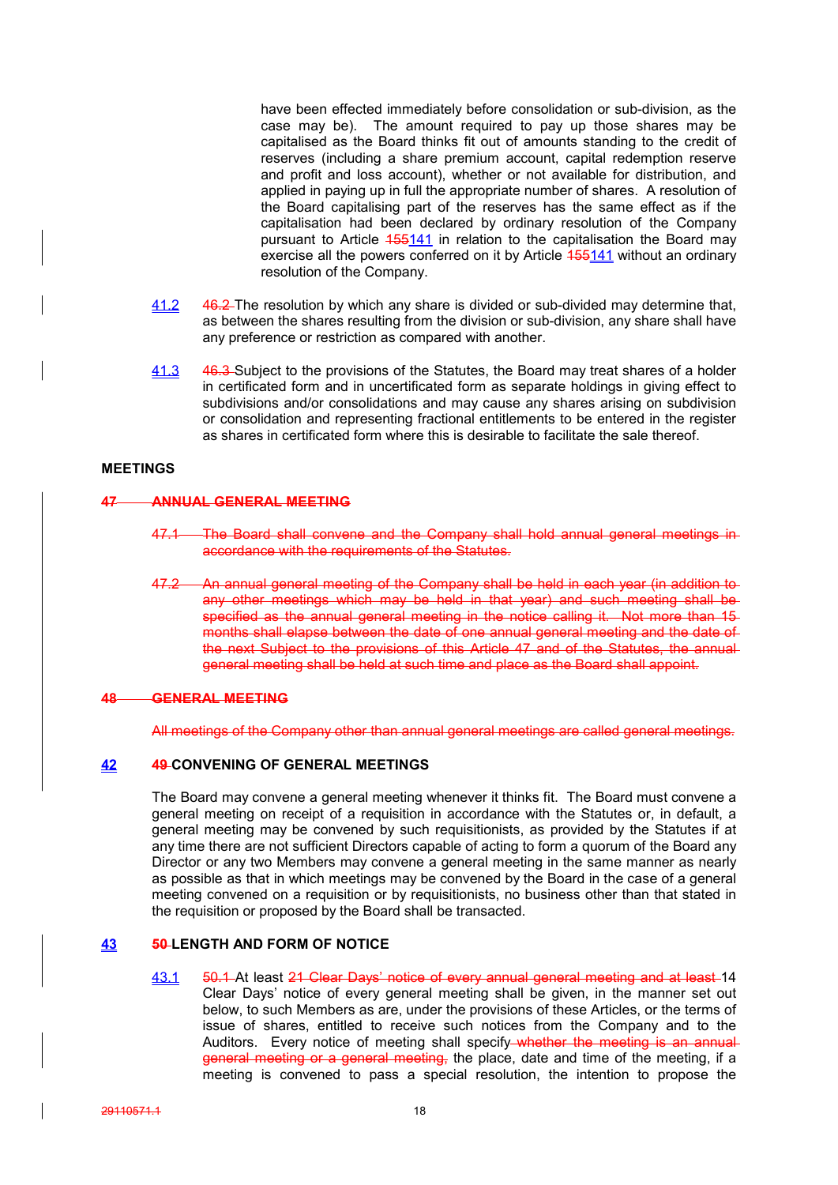have been effected immediately before consolidation or sub-division, as the case may be). The amount required to pay up those shares may be capitalised as the Board thinks fit out of amounts standing to the credit of reserves (including a share premium account, capital redemption reserve and profit and loss account), whether or not available for distribution, and applied in paying up in full the appropriate number of shares. A resolution of the Board capitalising part of the reserves has the same effect as if the capitalisation had been declared by ordinary resolution of the Company pursuant to Article ~~155~~141 in relation to the capitalisation the Board may exercise all the powers conferred on it by Article ~~155~~141 without an ordinary resolution of the Company.

41.2 ~~46.2~~ The resolution by which any share is divided or sub-divided may determine that, as between the shares resulting from the division or sub-division, any share shall have any preference or restriction as compared with another.

41.3 ~~46.3~~ Subject to the provisions of the Statutes, the Board may treat shares of a holder in certificated form and in uncertificated form as separate holdings in giving effect to subdivisions and/or consolidations and may cause any shares arising on subdivision or consolidation and representing fractional entitlements to be entered in the register as shares in certificated form where this is desirable to facilitate the sale thereof.

**MEETINGS**

~~**47 ANNUAL GENERAL MEETING**~~

~~47.1 The Board shall convene and the Company shall hold annual general meetings in accordance with the requirements of the Statutes.~~

~~47.2 An annual general meeting of the Company shall be held in each year (in addition to any other meetings which may be held in that year) and such meeting shall be specified as the annual general meeting in the notice calling it. Not more than 15 months shall elapse between the date of one annual general meeting and the date of the next Subject to the provisions of this Article 47 and of the Statutes, the annual general meeting shall be held at such time and place as the Board shall appoint.~~

~~**48 GENERAL MEETING**~~

~~All meetings of the Company other than annual general meetings are called general meetings.~~

**42** ~~**49**~~ **CONVENING OF GENERAL MEETINGS**

The Board may convene a general meeting whenever it thinks fit. The Board must convene a general meeting on receipt of a requisition in accordance with the Statutes or, in default, a general meeting may be convened by such requisitionists, as provided by the Statutes if at any time there are not sufficient Directors capable of acting to form a quorum of the Board any Director or any two Members may convene a general meeting in the same manner as nearly as possible as that in which meetings may be convened by the Board in the case of a general meeting convened on a requisition or by requisitionists, no business other than that stated in the requisition or proposed by the Board shall be transacted.

**43** ~~**50**~~ **LENGTH AND FORM OF NOTICE**

43.1 ~~50.1~~ At least ~~21 Clear Days' notice of every annual general meeting and at least~~ 14 Clear Days' notice of every general meeting shall be given, in the manner set out below, to such Members as are, under the provisions of these Articles, or the terms of issue of shares, entitled to receive such notices from the Company and to the Auditors. Every notice of meeting shall specify ~~whether the meeting is an annual general meeting or a general meeting,~~ the place, date and time of the meeting, if a meeting is convened to pass a special resolution, the intention to propose the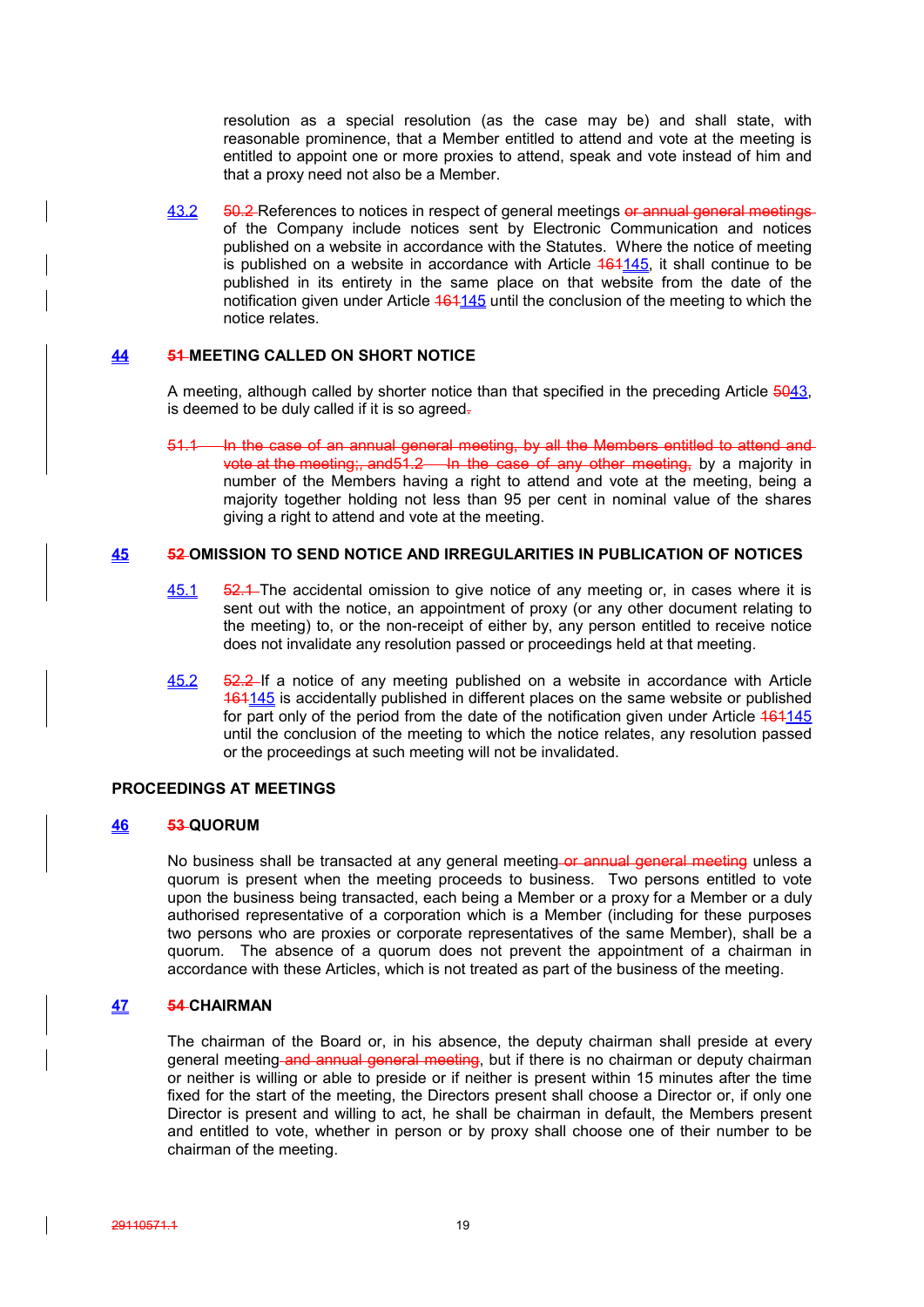resolution as a special resolution (as the case may be) and shall state, with reasonable prominence, that a Member entitled to attend and vote at the meeting is entitled to appoint one or more proxies to attend, speak and vote instead of him and that a proxy need not also be a Member.

43.2 ~~50.2~~ References to notices in respect of general meetings ~~or annual general meetings~~ of the Company include notices sent by Electronic Communication and notices published on a website in accordance with the Statutes. Where the notice of meeting is published on a website in accordance with Article ~~161~~145, it shall continue to be published in its entirety in the same place on that website from the date of the notification given under Article ~~161~~145 until the conclusion of the meeting to which the notice relates.

## 44 ~~51~~ MEETING CALLED ON SHORT NOTICE

A meeting, although called by shorter notice than that specified in the preceding Article ~~50~~43, is deemed to be duly called if it is so agreed~~.~~

~~51.1 In the case of an annual general meeting, by all the Members entitled to attend and vote at the meeting;, and51.2 In the case of any other meeting,~~ by a majority in number of the Members having a right to attend and vote at the meeting, being a majority together holding not less than 95 per cent in nominal value of the shares giving a right to attend and vote at the meeting.

## 45 ~~52~~ OMISSION TO SEND NOTICE AND IRREGULARITIES IN PUBLICATION OF NOTICES

45.1 ~~52.1~~ The accidental omission to give notice of any meeting or, in cases where it is sent out with the notice, an appointment of proxy (or any other document relating to the meeting) to, or the non-receipt of either by, any person entitled to receive notice does not invalidate any resolution passed or proceedings held at that meeting.

45.2 ~~52.2~~ If a notice of any meeting published on a website in accordance with Article ~~161~~145 is accidentally published in different places on the same website or published for part only of the period from the date of the notification given under Article ~~161~~145 until the conclusion of the meeting to which the notice relates, any resolution passed or the proceedings at such meeting will not be invalidated.

## PROCEEDINGS AT MEETINGS

## 46 ~~53~~ QUORUM

No business shall be transacted at any general meeting ~~or annual general meeting~~ unless a quorum is present when the meeting proceeds to business. Two persons entitled to vote upon the business being transacted, each being a Member or a proxy for a Member or a duly authorised representative of a corporation which is a Member (including for these purposes two persons who are proxies or corporate representatives of the same Member), shall be a quorum. The absence of a quorum does not prevent the appointment of a chairman in accordance with these Articles, which is not treated as part of the business of the meeting.

## 47 ~~54~~ CHAIRMAN

The chairman of the Board or, in his absence, the deputy chairman shall preside at every general meeting ~~and annual general meeting~~, but if there is no chairman or deputy chairman or neither is willing or able to preside or if neither is present within 15 minutes after the time fixed for the start of the meeting, the Directors present shall choose a Director or, if only one Director is present and willing to act, he shall be chairman in default, the Members present and entitled to vote, whether in person or by proxy shall choose one of their number to be chairman of the meeting.

~~29110571.1~~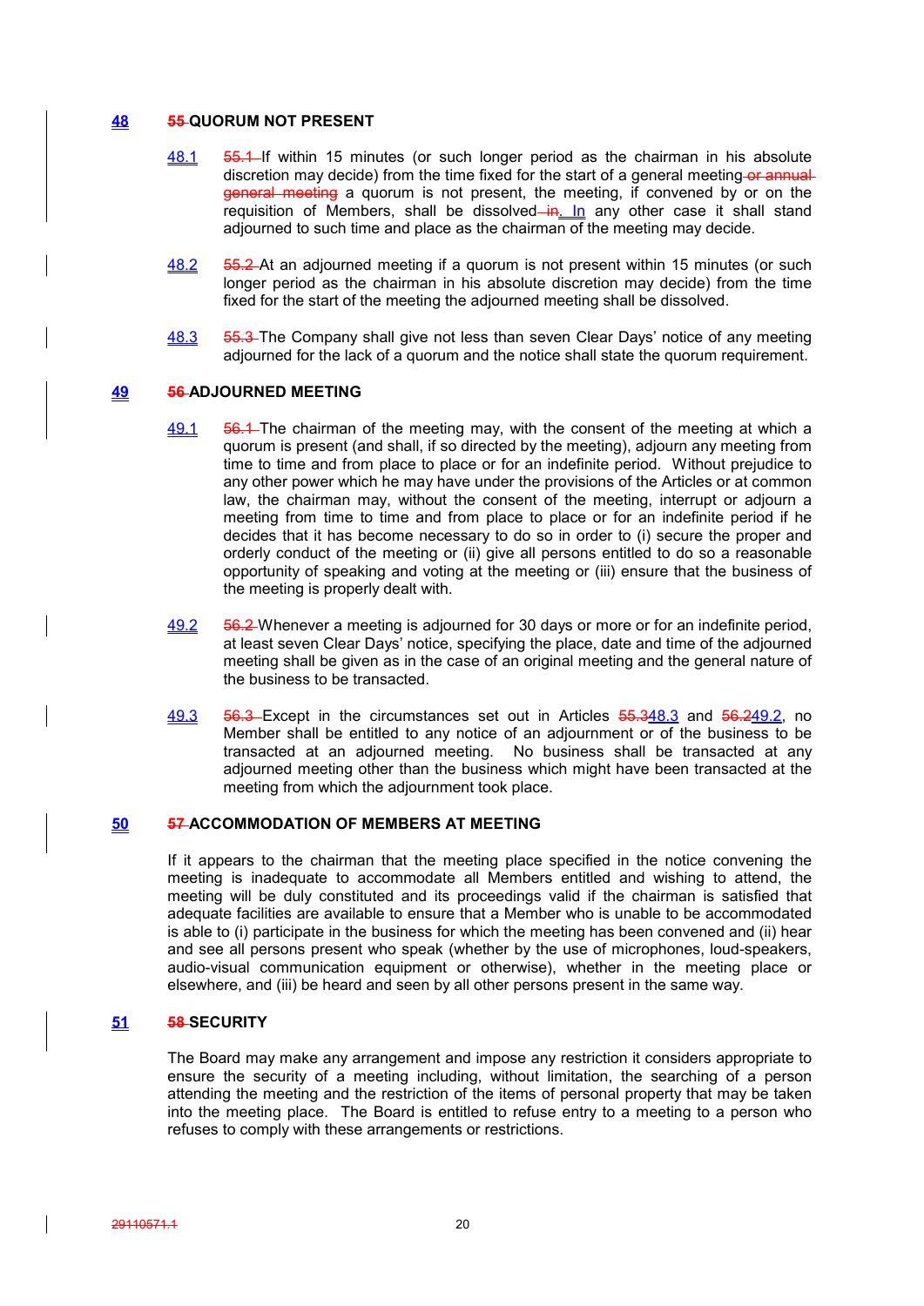## 48 55 QUORUM NOT PRESENT

48.1 55.1 If within 15 minutes (or such longer period as the chairman in his absolute discretion may decide) from the time fixed for the start of a general meeting or annual general meeting a quorum is not present, the meeting, if convened by or on the requisition of Members, shall be dissolved in. In any other case it shall stand adjourned to such time and place as the chairman of the meeting may decide.

48.2 55.2 At an adjourned meeting if a quorum is not present within 15 minutes (or such longer period as the chairman in his absolute discretion may decide) from the time fixed for the start of the meeting the adjourned meeting shall be dissolved.

48.3 55.3 The Company shall give not less than seven Clear Days' notice of any meeting adjourned for the lack of a quorum and the notice shall state the quorum requirement.

## 49 56 ADJOURNED MEETING

49.1 56.1 The chairman of the meeting may, with the consent of the meeting at which a quorum is present (and shall, if so directed by the meeting), adjourn any meeting from time to time and from place to place or for an indefinite period. Without prejudice to any other power which he may have under the provisions of the Articles or at common law, the chairman may, without the consent of the meeting, interrupt or adjourn a meeting from time to time and from place to place or for an indefinite period if he decides that it has become necessary to do so in order to (i) secure the proper and orderly conduct of the meeting or (ii) give all persons entitled to do so a reasonable opportunity of speaking and voting at the meeting or (iii) ensure that the business of the meeting is properly dealt with.

49.2 56.2 Whenever a meeting is adjourned for 30 days or more or for an indefinite period, at least seven Clear Days' notice, specifying the place, date and time of the adjourned meeting shall be given as in the case of an original meeting and the general nature of the business to be transacted.

49.3 56.3 Except in the circumstances set out in Articles 55.348.3 and 56.249.2, no Member shall be entitled to any notice of an adjournment or of the business to be transacted at an adjourned meeting. No business shall be transacted at any adjourned meeting other than the business which might have been transacted at the meeting from which the adjournment took place.

## 50 57 ACCOMMODATION OF MEMBERS AT MEETING

If it appears to the chairman that the meeting place specified in the notice convening the meeting is inadequate to accommodate all Members entitled and wishing to attend, the meeting will be duly constituted and its proceedings valid if the chairman is satisfied that adequate facilities are available to ensure that a Member who is unable to be accommodated is able to (i) participate in the business for which the meeting has been convened and (ii) hear and see all persons present who speak (whether by the use of microphones, loud-speakers, audio-visual communication equipment or otherwise), whether in the meeting place or elsewhere, and (iii) be heard and seen by all other persons present in the same way.

## 51 58 SECURITY

The Board may make any arrangement and impose any restriction it considers appropriate to ensure the security of a meeting including, without limitation, the searching of a person attending the meeting and the restriction of the items of personal property that may be taken into the meeting place. The Board is entitled to refuse entry to a meeting to a person who refuses to comply with these arrangements or restrictions.

29110571.1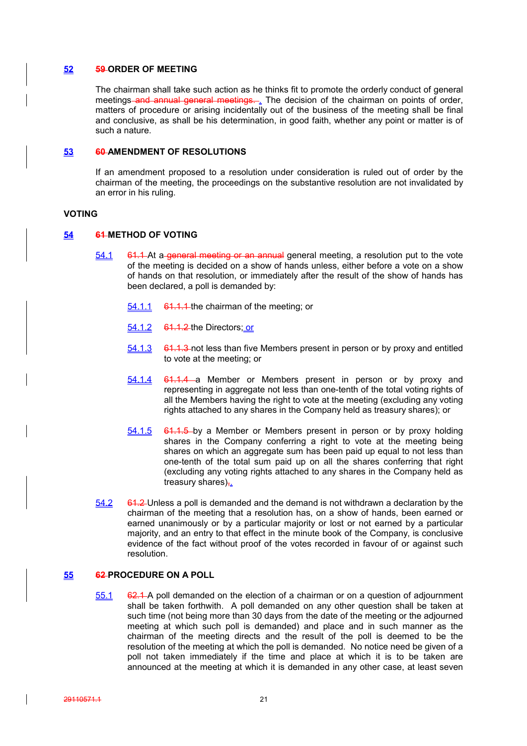**52 ~~59~~ ORDER OF MEETING**

The chairman shall take such action as he thinks fit to promote the orderly conduct of general meetings ~~and annual general meetings.~~. The decision of the chairman on points of order, matters of procedure or arising incidentally out of the business of the meeting shall be final and conclusive, as shall be his determination, in good faith, whether any point or matter is of such a nature.

**53 ~~60~~ AMENDMENT OF RESOLUTIONS**

If an amendment proposed to a resolution under consideration is ruled out of order by the chairman of the meeting, the proceedings on the substantive resolution are not invalidated by an error in his ruling.

**VOTING**

**54 ~~61~~ METHOD OF VOTING**

54.1 ~~61.1~~ At a ~~general meeting or an annual~~ general meeting, a resolution put to the vote of the meeting is decided on a show of hands unless, either before a vote on a show of hands on that resolution, or immediately after the result of the show of hands has been declared, a poll is demanded by:

54.1.1 ~~61.1.1~~ the chairman of the meeting; or

54.1.2 ~~61.1.2~~ the Directors; or

54.1.3 ~~61.1.3~~ not less than five Members present in person or by proxy and entitled to vote at the meeting; or

54.1.4 ~~61.1.4~~ a Member or Members present in person or by proxy and representing in aggregate not less than one-tenth of the total voting rights of all the Members having the right to vote at the meeting (excluding any voting rights attached to any shares in the Company held as treasury shares); or

54.1.5 ~~61.1.5~~ by a Member or Members present in person or by proxy holding shares in the Company conferring a right to vote at the meeting being shares on which an aggregate sum has been paid up equal to not less than one-tenth of the total sum paid up on all the shares conferring that right (excluding any voting rights attached to any shares in the Company held as treasury shares)~~,~~.

54.2 ~~61.2~~ Unless a poll is demanded and the demand is not withdrawn a declaration by the chairman of the meeting that a resolution has, on a show of hands, been earned or earned unanimously or by a particular majority or lost or not earned by a particular majority, and an entry to that effect in the minute book of the Company, is conclusive evidence of the fact without proof of the votes recorded in favour of or against such resolution.

**55 ~~62~~ PROCEDURE ON A POLL**

55.1 ~~62.1~~ A poll demanded on the election of a chairman or on a question of adjournment shall be taken forthwith. A poll demanded on any other question shall be taken at such time (not being more than 30 days from the date of the meeting or the adjourned meeting at which such poll is demanded) and place and in such manner as the chairman of the meeting directs and the result of the poll is deemed to be the resolution of the meeting at which the poll is demanded. No notice need be given of a poll not taken immediately if the time and place at which it is to be taken are announced at the meeting at which it is demanded in any other case, at least seven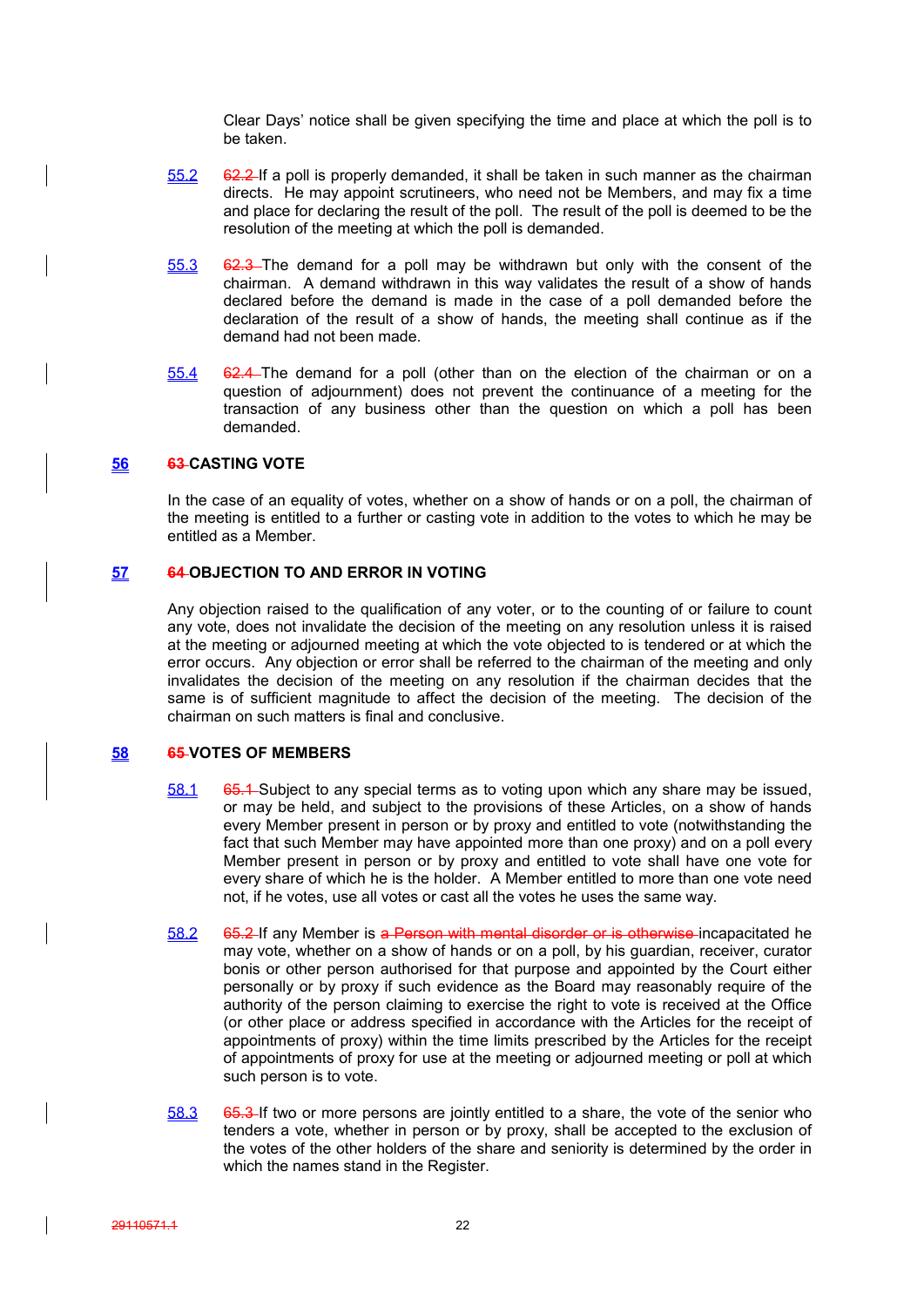Clear Days' notice shall be given specifying the time and place at which the poll is to be taken.

55.2 ~~62.2~~ If a poll is properly demanded, it shall be taken in such manner as the chairman directs. He may appoint scrutineers, who need not be Members, and may fix a time and place for declaring the result of the poll. The result of the poll is deemed to be the resolution of the meeting at which the poll is demanded.

55.3 ~~62.3~~ The demand for a poll may be withdrawn but only with the consent of the chairman. A demand withdrawn in this way validates the result of a show of hands declared before the demand is made in the case of a poll demanded before the declaration of the result of a show of hands, the meeting shall continue as if the demand had not been made.

55.4 ~~62.4~~ The demand for a poll (other than on the election of the chairman or on a question of adjournment) does not prevent the continuance of a meeting for the transaction of any business other than the question on which a poll has been demanded.

## 56 ~~63~~ CASTING VOTE

In the case of an equality of votes, whether on a show of hands or on a poll, the chairman of the meeting is entitled to a further or casting vote in addition to the votes to which he may be entitled as a Member.

## 57 ~~64~~ OBJECTION TO AND ERROR IN VOTING

Any objection raised to the qualification of any voter, or to the counting of or failure to count any vote, does not invalidate the decision of the meeting on any resolution unless it is raised at the meeting or adjourned meeting at which the vote objected to is tendered or at which the error occurs. Any objection or error shall be referred to the chairman of the meeting and only invalidates the decision of the meeting on any resolution if the chairman decides that the same is of sufficient magnitude to affect the decision of the meeting. The decision of the chairman on such matters is final and conclusive.

## 58 ~~65~~ VOTES OF MEMBERS

58.1 ~~65.1~~ Subject to any special terms as to voting upon which any share may be issued, or may be held, and subject to the provisions of these Articles, on a show of hands every Member present in person or by proxy and entitled to vote (notwithstanding the fact that such Member may have appointed more than one proxy) and on a poll every Member present in person or by proxy and entitled to vote shall have one vote for every share of which he is the holder. A Member entitled to more than one vote need not, if he votes, use all votes or cast all the votes he uses the same way.

58.2 ~~65.2~~ If any Member is ~~a Person with mental disorder or is otherwise~~ incapacitated he may vote, whether on a show of hands or on a poll, by his guardian, receiver, curator bonis or other person authorised for that purpose and appointed by the Court either personally or by proxy if such evidence as the Board may reasonably require of the authority of the person claiming to exercise the right to vote is received at the Office (or other place or address specified in accordance with the Articles for the receipt of appointments of proxy) within the time limits prescribed by the Articles for the receipt of appointments of proxy for use at the meeting or adjourned meeting or poll at which such person is to vote.

58.3 ~~65.3~~ If two or more persons are jointly entitled to a share, the vote of the senior who tenders a vote, whether in person or by proxy, shall be accepted to the exclusion of the votes of the other holders of the share and seniority is determined by the order in which the names stand in the Register.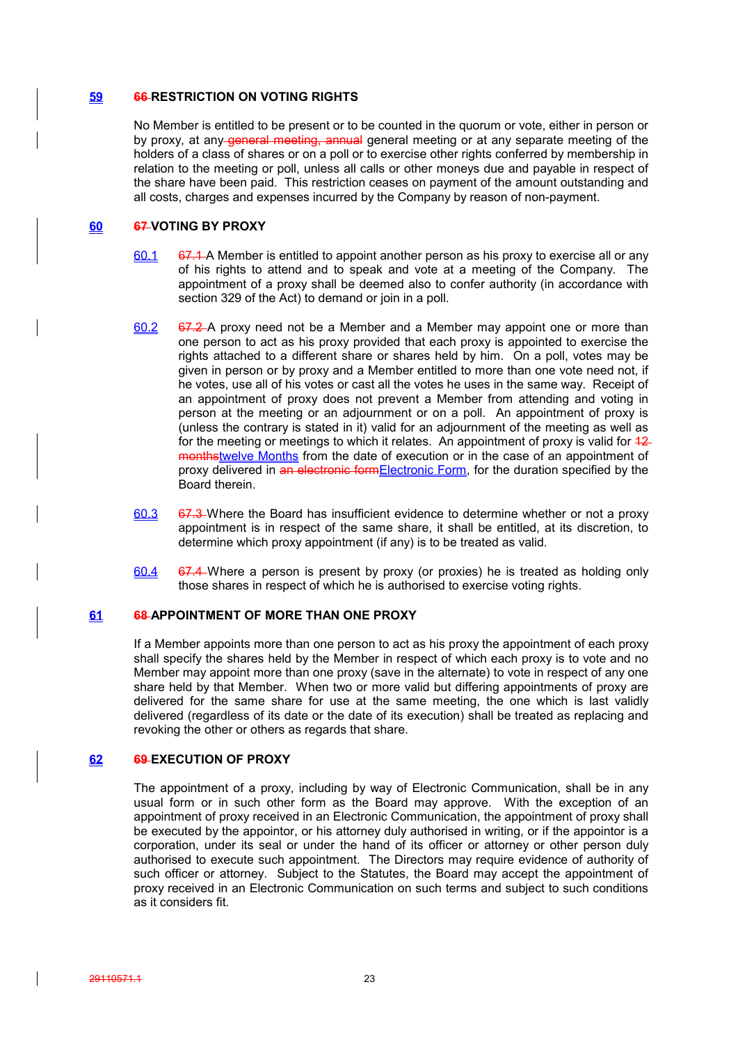## 59 66 RESTRICTION ON VOTING RIGHTS

No Member is entitled to be present or to be counted in the quorum or vote, either in person or by proxy, at any general meeting, annual general meeting or at any separate meeting of the holders of a class of shares or on a poll or to exercise other rights conferred by membership in relation to the meeting or poll, unless all calls or other moneys due and payable in respect of the share have been paid. This restriction ceases on payment of the amount outstanding and all costs, charges and expenses incurred by the Company by reason of non-payment.

## 60 67 VOTING BY PROXY

60.1 67.1 A Member is entitled to appoint another person as his proxy to exercise all or any of his rights to attend and to speak and vote at a meeting of the Company. The appointment of a proxy shall be deemed also to confer authority (in accordance with section 329 of the Act) to demand or join in a poll.

60.2 67.2 A proxy need not be a Member and a Member may appoint one or more than one person to act as his proxy provided that each proxy is appointed to exercise the rights attached to a different share or shares held by him. On a poll, votes may be given in person or by proxy and a Member entitled to more than one vote need not, if he votes, use all of his votes or cast all the votes he uses in the same way. Receipt of an appointment of proxy does not prevent a Member from attending and voting in person at the meeting or an adjournment or on a poll. An appointment of proxy is (unless the contrary is stated in it) valid for an adjournment of the meeting as well as for the meeting or meetings to which it relates. An appointment of proxy is valid for 12 monthstwelve Months from the date of execution or in the case of an appointment of proxy delivered in an electronic formElectronic Form, for the duration specified by the Board therein.

60.3 67.3 Where the Board has insufficient evidence to determine whether or not a proxy appointment is in respect of the same share, it shall be entitled, at its discretion, to determine which proxy appointment (if any) is to be treated as valid.

60.4 67.4 Where a person is present by proxy (or proxies) he is treated as holding only those shares in respect of which he is authorised to exercise voting rights.

## 61 68 APPOINTMENT OF MORE THAN ONE PROXY

If a Member appoints more than one person to act as his proxy the appointment of each proxy shall specify the shares held by the Member in respect of which each proxy is to vote and no Member may appoint more than one proxy (save in the alternate) to vote in respect of any one share held by that Member. When two or more valid but differing appointments of proxy are delivered for the same share for use at the same meeting, the one which is last validly delivered (regardless of its date or the date of its execution) shall be treated as replacing and revoking the other or others as regards that share.

## 62 69 EXECUTION OF PROXY

The appointment of a proxy, including by way of Electronic Communication, shall be in any usual form or in such other form as the Board may approve. With the exception of an appointment of proxy received in an Electronic Communication, the appointment of proxy shall be executed by the appointor, or his attorney duly authorised in writing, or if the appointor is a corporation, under its seal or under the hand of its officer or attorney or other person duly authorised to execute such appointment. The Directors may require evidence of authority of such officer or attorney. Subject to the Statutes, the Board may accept the appointment of proxy received in an Electronic Communication on such terms and subject to such conditions as it considers fit.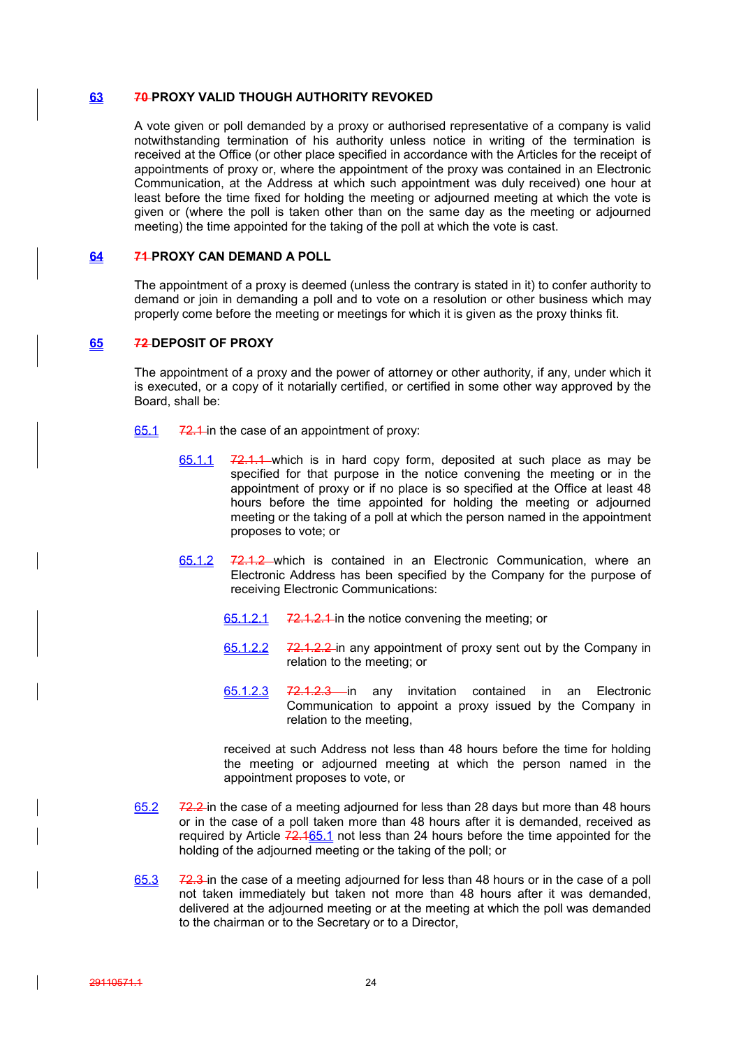## 63 ~~70~~ PROXY VALID THOUGH AUTHORITY REVOKED

A vote given or poll demanded by a proxy or authorised representative of a company is valid notwithstanding termination of his authority unless notice in writing of the termination is received at the Office (or other place specified in accordance with the Articles for the receipt of appointments of proxy or, where the appointment of the proxy was contained in an Electronic Communication, at the Address at which such appointment was duly received) one hour at least before the time fixed for holding the meeting or adjourned meeting at which the vote is given or (where the poll is taken other than on the same day as the meeting or adjourned meeting) the time appointed for the taking of the poll at which the vote is cast.

## 64 ~~71~~ PROXY CAN DEMAND A POLL

The appointment of a proxy is deemed (unless the contrary is stated in it) to confer authority to demand or join in demanding a poll and to vote on a resolution or other business which may properly come before the meeting or meetings for which it is given as the proxy thinks fit.

## 65 ~~72~~ DEPOSIT OF PROXY

The appointment of a proxy and the power of attorney or other authority, if any, under which it is executed, or a copy of it notarially certified, or certified in some other way approved by the Board, shall be:

65.1 ~~72.1~~ in the case of an appointment of proxy:

65.1.1 ~~72.1.1~~ which is in hard copy form, deposited at such place as may be specified for that purpose in the notice convening the meeting or in the appointment of proxy or if no place is so specified at the Office at least 48 hours before the time appointed for holding the meeting or adjourned meeting or the taking of a poll at which the person named in the appointment proposes to vote; or

65.1.2 ~~72.1.2~~ which is contained in an Electronic Communication, where an Electronic Address has been specified by the Company for the purpose of receiving Electronic Communications:

65.1.2.1 ~~72.1.2.1~~ in the notice convening the meeting; or

65.1.2.2 ~~72.1.2.2~~ in any appointment of proxy sent out by the Company in relation to the meeting; or

65.1.2.3 ~~72.1.2.3~~ in any invitation contained in an Electronic Communication to appoint a proxy issued by the Company in relation to the meeting,

received at such Address not less than 48 hours before the time for holding the meeting or adjourned meeting at which the person named in the appointment proposes to vote, or

65.2 ~~72.2~~ in the case of a meeting adjourned for less than 28 days but more than 48 hours or in the case of a poll taken more than 48 hours after it is demanded, received as required by Article ~~72.1~~65.1 not less than 24 hours before the time appointed for the holding of the adjourned meeting or the taking of the poll; or

65.3 ~~72.3~~ in the case of a meeting adjourned for less than 48 hours or in the case of a poll not taken immediately but taken not more than 48 hours after it was demanded, delivered at the adjourned meeting or at the meeting at which the poll was demanded to the chairman or to the Secretary or to a Director,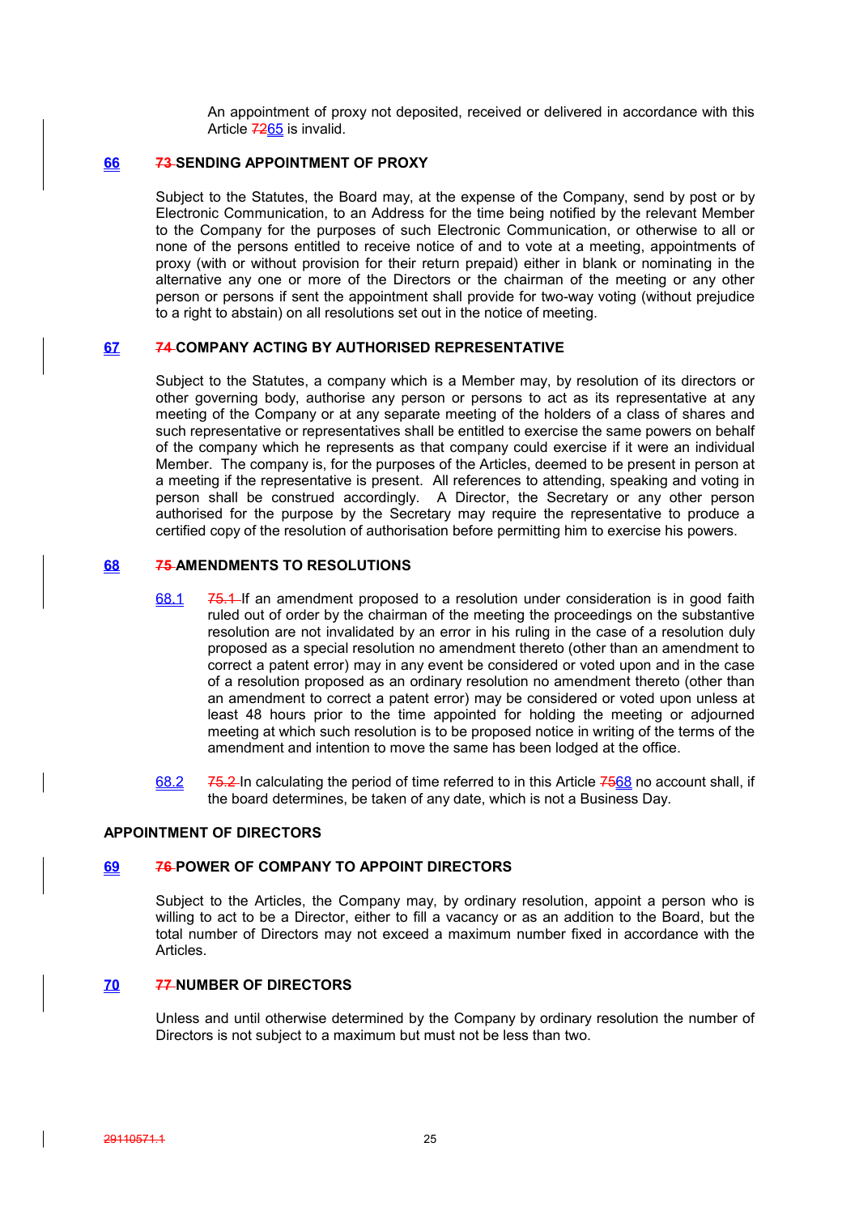An appointment of proxy not deposited, received or delivered in accordance with this Article ~~72~~65 is invalid.

## 66 ~~73~~ SENDING APPOINTMENT OF PROXY

Subject to the Statutes, the Board may, at the expense of the Company, send by post or by Electronic Communication, to an Address for the time being notified by the relevant Member to the Company for the purposes of such Electronic Communication, or otherwise to all or none of the persons entitled to receive notice of and to vote at a meeting, appointments of proxy (with or without provision for their return prepaid) either in blank or nominating in the alternative any one or more of the Directors or the chairman of the meeting or any other person or persons if sent the appointment shall provide for two-way voting (without prejudice to a right to abstain) on all resolutions set out in the notice of meeting.

## 67 ~~74~~ COMPANY ACTING BY AUTHORISED REPRESENTATIVE

Subject to the Statutes, a company which is a Member may, by resolution of its directors or other governing body, authorise any person or persons to act as its representative at any meeting of the Company or at any separate meeting of the holders of a class of shares and such representative or representatives shall be entitled to exercise the same powers on behalf of the company which he represents as that company could exercise if it were an individual Member. The company is, for the purposes of the Articles, deemed to be present in person at a meeting if the representative is present. All references to attending, speaking and voting in person shall be construed accordingly. A Director, the Secretary or any other person authorised for the purpose by the Secretary may require the representative to produce a certified copy of the resolution of authorisation before permitting him to exercise his powers.

## 68 ~~75~~ AMENDMENTS TO RESOLUTIONS

68.1 ~~75.1~~ If an amendment proposed to a resolution under consideration is in good faith ruled out of order by the chairman of the meeting the proceedings on the substantive resolution are not invalidated by an error in his ruling in the case of a resolution duly proposed as a special resolution no amendment thereto (other than an amendment to correct a patent error) may in any event be considered or voted upon and in the case of a resolution proposed as an ordinary resolution no amendment thereto (other than an amendment to correct a patent error) may be considered or voted upon unless at least 48 hours prior to the time appointed for holding the meeting or adjourned meeting at which such resolution is to be proposed notice in writing of the terms of the amendment and intention to move the same has been lodged at the office.

68.2 ~~75.2~~ In calculating the period of time referred to in this Article ~~75~~68 no account shall, if the board determines, be taken of any date, which is not a Business Day.

## APPOINTMENT OF DIRECTORS

## 69 ~~76~~ POWER OF COMPANY TO APPOINT DIRECTORS

Subject to the Articles, the Company may, by ordinary resolution, appoint a person who is willing to act to be a Director, either to fill a vacancy or as an addition to the Board, but the total number of Directors may not exceed a maximum number fixed in accordance with the Articles.

## 70 ~~77~~ NUMBER OF DIRECTORS

Unless and until otherwise determined by the Company by ordinary resolution the number of Directors is not subject to a maximum but must not be less than two.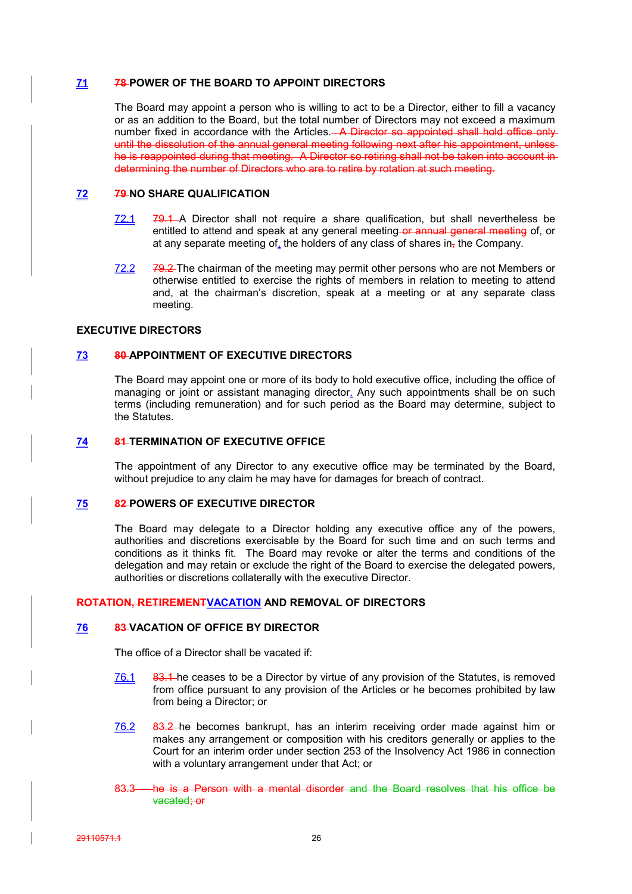## 71 ~~78~~ POWER OF THE BOARD TO APPOINT DIRECTORS

The Board may appoint a person who is willing to act to be a Director, either to fill a vacancy or as an addition to the Board, but the total number of Directors may not exceed a maximum number fixed in accordance with the Articles. ~~A Director so appointed shall hold office only until the dissolution of the annual general meeting following next after his appointment, unless he is reappointed during that meeting. A Director so retiring shall not be taken into account in determining the number of Directors who are to retire by rotation at such meeting.~~

## 72 ~~79~~ NO SHARE QUALIFICATION

72.1 ~~79.1~~ A Director shall not require a share qualification, but shall nevertheless be entitled to attend and speak at any general meeting ~~or annual general meeting~~ of, or at any separate meeting of, the holders of any class of shares in~~,~~ the Company.

72.2 ~~79.2~~ The chairman of the meeting may permit other persons who are not Members or otherwise entitled to exercise the rights of members in relation to meeting to attend and, at the chairman's discretion, speak at a meeting or at any separate class meeting.

**EXECUTIVE DIRECTORS**

## 73 ~~80~~ APPOINTMENT OF EXECUTIVE DIRECTORS

The Board may appoint one or more of its body to hold executive office, including the office of managing or joint or assistant managing director. Any such appointments shall be on such terms (including remuneration) and for such period as the Board may determine, subject to the Statutes.

## 74 ~~81~~ TERMINATION OF EXECUTIVE OFFICE

The appointment of any Director to any executive office may be terminated by the Board, without prejudice to any claim he may have for damages for breach of contract.

## 75 ~~82~~ POWERS OF EXECUTIVE DIRECTOR

The Board may delegate to a Director holding any executive office any of the powers, authorities and discretions exercisable by the Board for such time and on such terms and conditions as it thinks fit. The Board may revoke or alter the terms and conditions of the delegation and may retain or exclude the right of the Board to exercise the delegated powers, authorities or discretions collaterally with the executive Director.

**~~ROTATION, RETIREMENT~~VACATION AND REMOVAL OF DIRECTORS**

## 76 ~~83~~ VACATION OF OFFICE BY DIRECTOR

The office of a Director shall be vacated if:

76.1 ~~83.1~~ he ceases to be a Director by virtue of any provision of the Statutes, is removed from office pursuant to any provision of the Articles or he becomes prohibited by law from being a Director; or

76.2 ~~83.2~~ he becomes bankrupt, has an interim receiving order made against him or makes any arrangement or composition with his creditors generally or applies to the Court for an interim order under section 253 of the Insolvency Act 1986 in connection with a voluntary arrangement under that Act; or

~~83.3 he is a Person with a mental disorder and the Board resolves that his office be vacated; or~~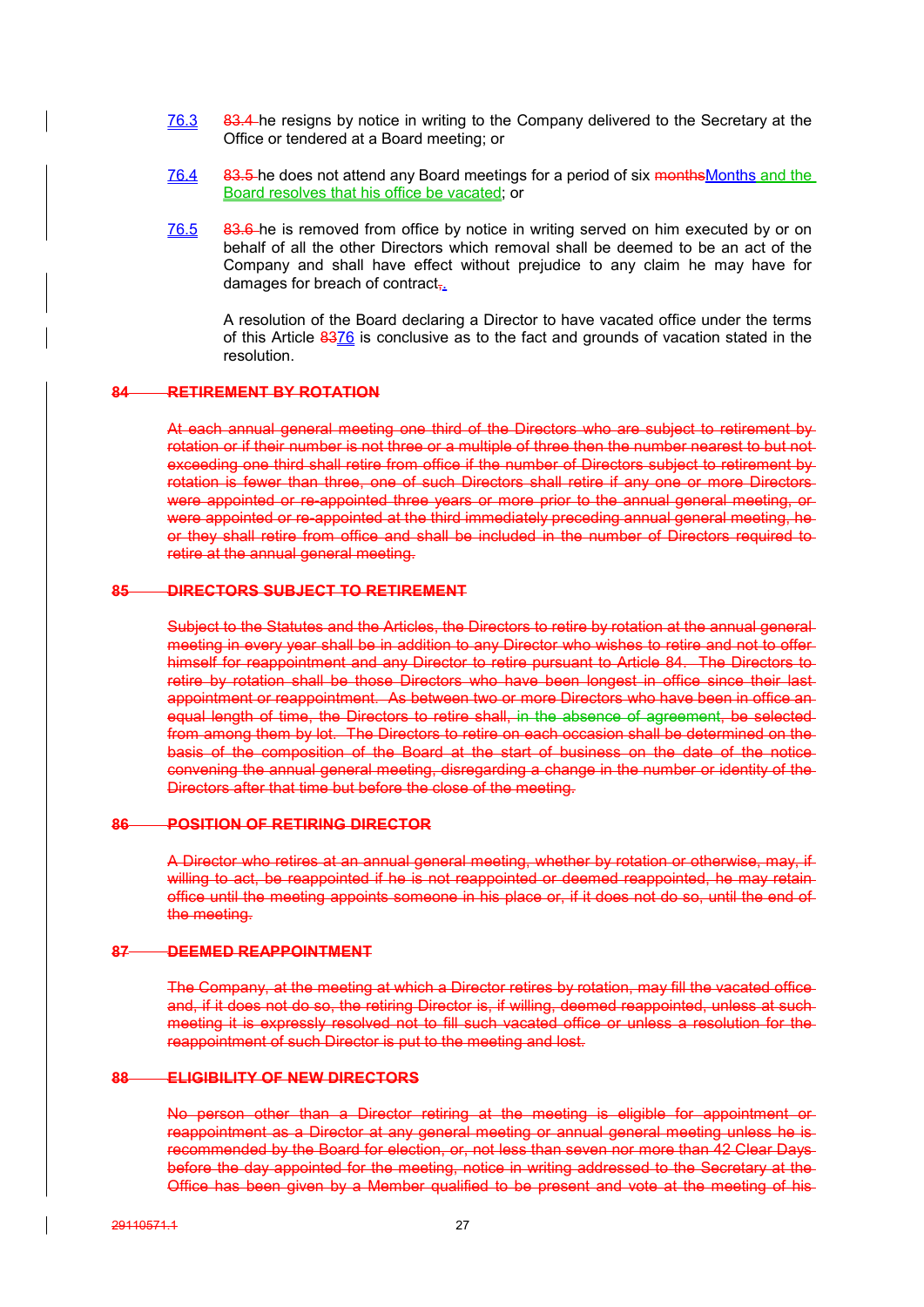76.3 83.4 he resigns by notice in writing to the Company delivered to the Secretary at the Office or tendered at a Board meeting; or

76.4 83.5 he does not attend any Board meetings for a period of six monthsMonths and the Board resolves that his office be vacated; or

76.5 83.6 he is removed from office by notice in writing served on him executed by or on behalf of all the other Directors which removal shall be deemed to be an act of the Company and shall have effect without prejudice to any claim he may have for damages for breach of contract,.

A resolution of the Board declaring a Director to have vacated office under the terms of this Article 8376 is conclusive as to the fact and grounds of vacation stated in the resolution.

**84 RETIREMENT BY ROTATION**

At each annual general meeting one third of the Directors who are subject to retirement by rotation or if their number is not three or a multiple of three then the number nearest to but not exceeding one third shall retire from office if the number of Directors subject to retirement by rotation is fewer than three, one of such Directors shall retire if any one or more Directors were appointed or re-appointed three years or more prior to the annual general meeting, or were appointed or re-appointed at the third immediately preceding annual general meeting, he or they shall retire from office and shall be included in the number of Directors required to retire at the annual general meeting.

**85 DIRECTORS SUBJECT TO RETIREMENT**

Subject to the Statutes and the Articles, the Directors to retire by rotation at the annual general meeting in every year shall be in addition to any Director who wishes to retire and not to offer himself for reappointment and any Director to retire pursuant to Article 84. The Directors to retire by rotation shall be those Directors who have been longest in office since their last appointment or reappointment. As between two or more Directors who have been in office an equal length of time, the Directors to retire shall, in the absence of agreement, be selected from among them by lot. The Directors to retire on each occasion shall be determined on the basis of the composition of the Board at the start of business on the date of the notice convening the annual general meeting, disregarding a change in the number or identity of the Directors after that time but before the close of the meeting.

**86 POSITION OF RETIRING DIRECTOR**

A Director who retires at an annual general meeting, whether by rotation or otherwise, may, if willing to act, be reappointed if he is not reappointed or deemed reappointed, he may retain office until the meeting appoints someone in his place or, if it does not do so, until the end of the meeting.

**87 DEEMED REAPPOINTMENT**

The Company, at the meeting at which a Director retires by rotation, may fill the vacated office and, if it does not do so, the retiring Director is, if willing, deemed reappointed, unless at such meeting it is expressly resolved not to fill such vacated office or unless a resolution for the reappointment of such Director is put to the meeting and lost.

**88 ELIGIBILITY OF NEW DIRECTORS**

No person other than a Director retiring at the meeting is eligible for appointment or reappointment as a Director at any general meeting or annual general meeting unless he is recommended by the Board for election, or, not less than seven nor more than 42 Clear Days before the day appointed for the meeting, notice in writing addressed to the Secretary at the Office has been given by a Member qualified to be present and vote at the meeting of his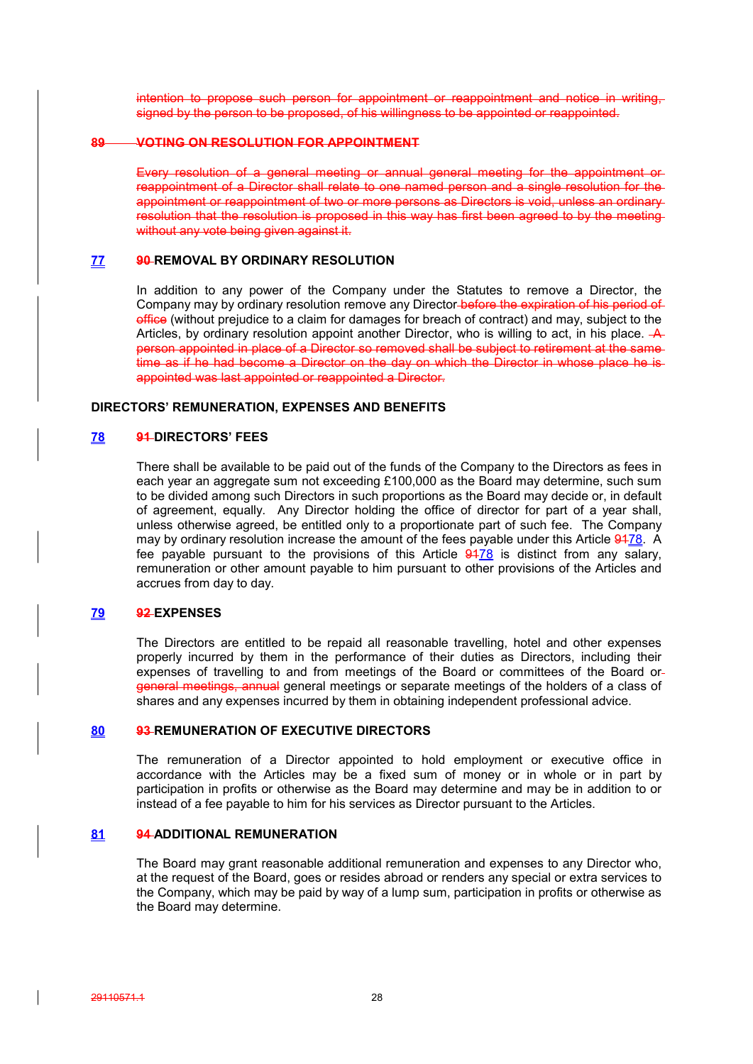~~intention to propose such person for appointment or reappointment and notice in writing, signed by the person to be proposed, of his willingness to be appointed or reappointed.~~

**~~89 VOTING ON RESOLUTION FOR APPOINTMENT~~**

~~Every resolution of a general meeting or annual general meeting for the appointment or reappointment of a Director shall relate to one named person and a single resolution for the appointment or reappointment of two or more persons as Directors is void, unless an ordinary resolution that the resolution is proposed in this way has first been agreed to by the meeting without any vote being given against it.~~

**77 ~~90~~ REMOVAL BY ORDINARY RESOLUTION**

In addition to any power of the Company under the Statutes to remove a Director, the Company may by ordinary resolution remove any Director ~~before the expiration of his period of office~~ (without prejudice to a claim for damages for breach of contract) and may, subject to the Articles, by ordinary resolution appoint another Director, who is willing to act, in his place. ~~A person appointed in place of a Director so removed shall be subject to retirement at the same time as if he had become a Director on the day on which the Director in whose place he is appointed was last appointed or reappointed a Director.~~

**DIRECTORS' REMUNERATION, EXPENSES AND BENEFITS**

**78 ~~91~~ DIRECTORS' FEES**

There shall be available to be paid out of the funds of the Company to the Directors as fees in each year an aggregate sum not exceeding £100,000 as the Board may determine, such sum to be divided among such Directors in such proportions as the Board may decide or, in default of agreement, equally. Any Director holding the office of director for part of a year shall, unless otherwise agreed, be entitled only to a proportionate part of such fee. The Company may by ordinary resolution increase the amount of the fees payable under this Article ~~91~~78. A fee payable pursuant to the provisions of this Article ~~91~~78 is distinct from any salary, remuneration or other amount payable to him pursuant to other provisions of the Articles and accrues from day to day.

**79 ~~92~~ EXPENSES**

The Directors are entitled to be repaid all reasonable travelling, hotel and other expenses properly incurred by them in the performance of their duties as Directors, including their expenses of travelling to and from meetings of the Board or committees of the Board or ~~general meetings, annual~~ general meetings or separate meetings of the holders of a class of shares and any expenses incurred by them in obtaining independent professional advice.

**80 ~~93~~ REMUNERATION OF EXECUTIVE DIRECTORS**

The remuneration of a Director appointed to hold employment or executive office in accordance with the Articles may be a fixed sum of money or in whole or in part by participation in profits or otherwise as the Board may determine and may be in addition to or instead of a fee payable to him for his services as Director pursuant to the Articles.

**81 ~~94~~ ADDITIONAL REMUNERATION**

The Board may grant reasonable additional remuneration and expenses to any Director who, at the request of the Board, goes or resides abroad or renders any special or extra services to the Company, which may be paid by way of a lump sum, participation in profits or otherwise as the Board may determine.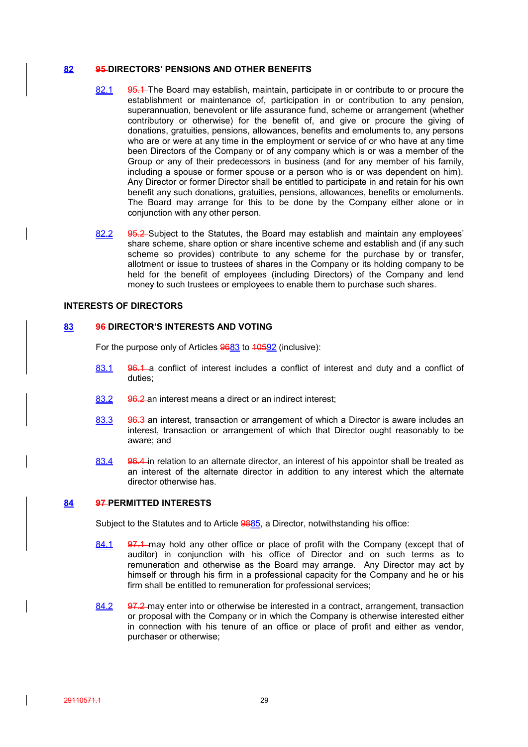## 82 ~~95~~ DIRECTORS' PENSIONS AND OTHER BENEFITS

82.1 ~~95.1~~ The Board may establish, maintain, participate in or contribute to or procure the establishment or maintenance of, participation in or contribution to any pension, superannuation, benevolent or life assurance fund, scheme or arrangement (whether contributory or otherwise) for the benefit of, and give or procure the giving of donations, gratuities, pensions, allowances, benefits and emoluments to, any persons who are or were at any time in the employment or service of or who have at any time been Directors of the Company or of any company which is or was a member of the Group or any of their predecessors in business (and for any member of his family, including a spouse or former spouse or a person who is or was dependent on him). Any Director or former Director shall be entitled to participate in and retain for his own benefit any such donations, gratuities, pensions, allowances, benefits or emoluments. The Board may arrange for this to be done by the Company either alone or in conjunction with any other person.

82.2 ~~95.2~~ Subject to the Statutes, the Board may establish and maintain any employees' share scheme, share option or share incentive scheme and establish and (if any such scheme so provides) contribute to any scheme for the purchase by or transfer, allotment or issue to trustees of shares in the Company or its holding company to be held for the benefit of employees (including Directors) of the Company and lend money to such trustees or employees to enable them to purchase such shares.

**INTERESTS OF DIRECTORS**

## 83 ~~96~~ DIRECTOR'S INTERESTS AND VOTING

For the purpose only of Articles ~~96~~83 to ~~105~~92 (inclusive):

83.1 ~~96.1~~ a conflict of interest includes a conflict of interest and duty and a conflict of duties;

83.2 ~~96.2~~ an interest means a direct or an indirect interest;

83.3 ~~96.3~~ an interest, transaction or arrangement of which a Director is aware includes an interest, transaction or arrangement of which that Director ought reasonably to be aware; and

83.4 ~~96.4~~ in relation to an alternate director, an interest of his appointor shall be treated as an interest of the alternate director in addition to any interest which the alternate director otherwise has.

## 84 ~~97~~ PERMITTED INTERESTS

Subject to the Statutes and to Article ~~98~~85, a Director, notwithstanding his office:

84.1 ~~97.1~~ may hold any other office or place of profit with the Company (except that of auditor) in conjunction with his office of Director and on such terms as to remuneration and otherwise as the Board may arrange. Any Director may act by himself or through his firm in a professional capacity for the Company and he or his firm shall be entitled to remuneration for professional services;

84.2 ~~97.2~~ may enter into or otherwise be interested in a contract, arrangement, transaction or proposal with the Company or in which the Company is otherwise interested either in connection with his tenure of an office or place of profit and either as vendor, purchaser or otherwise;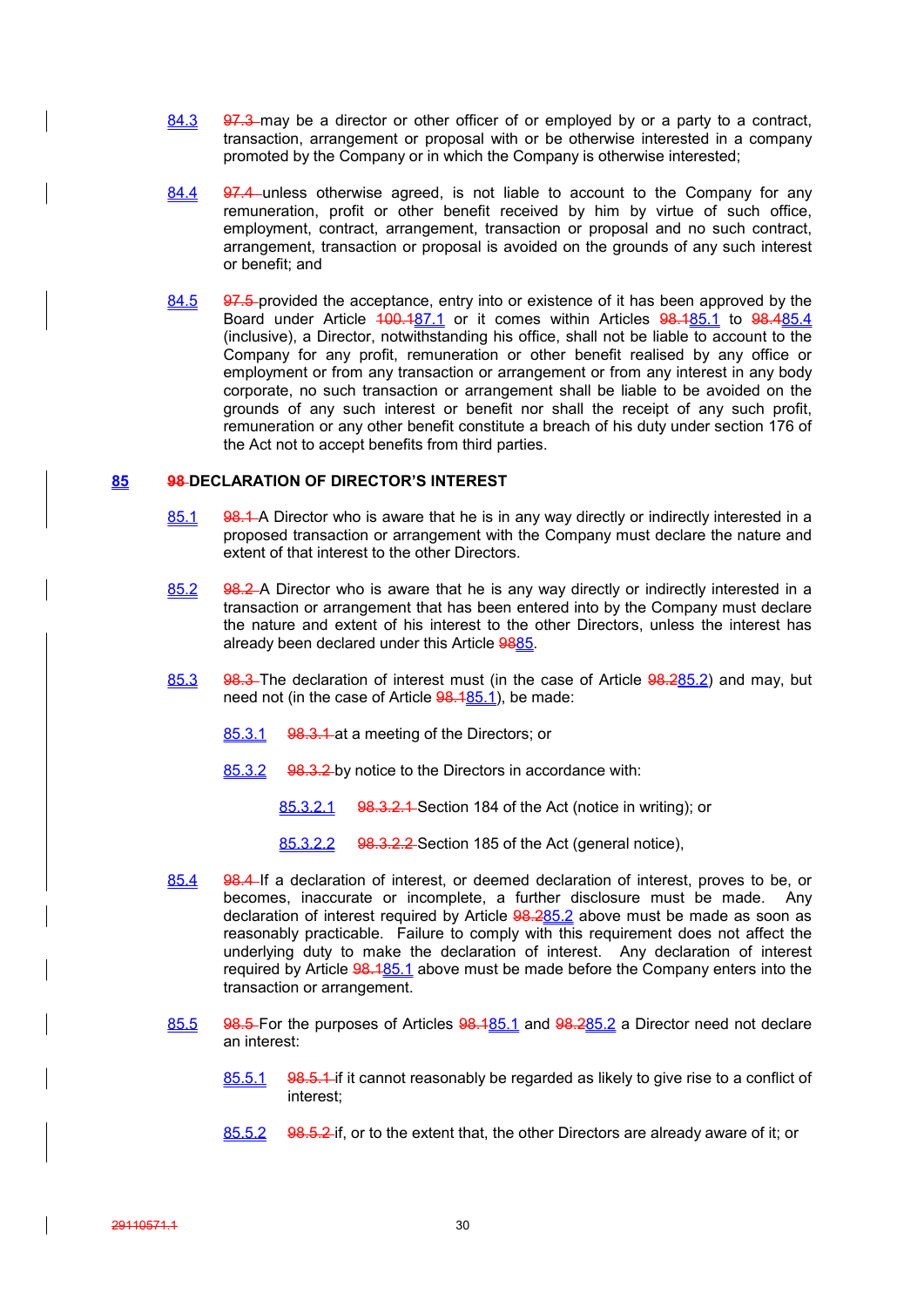84.3 97.3 may be a director or other officer of or employed by or a party to a contract, transaction, arrangement or proposal with or be otherwise interested in a company promoted by the Company or in which the Company is otherwise interested;

84.4 97.4 unless otherwise agreed, is not liable to account to the Company for any remuneration, profit or other benefit received by him by virtue of such office, employment, contract, arrangement, transaction or proposal and no such contract, arrangement, transaction or proposal is avoided on the grounds of any such interest or benefit; and

84.5 97.5 provided the acceptance, entry into or existence of it has been approved by the Board under Article 100.187.1 or it comes within Articles 98.185.1 to 98.485.4 (inclusive), a Director, notwithstanding his office, shall not be liable to account to the Company for any profit, remuneration or other benefit realised by any office or employment or from any transaction or arrangement or from any interest in any body corporate, no such transaction or arrangement shall be liable to be avoided on the grounds of any such interest or benefit nor shall the receipt of any such profit, remuneration or any other benefit constitute a breach of his duty under section 176 of the Act not to accept benefits from third parties.

## 85 98 DECLARATION OF DIRECTOR'S INTEREST

85.1 98.1 A Director who is aware that he is in any way directly or indirectly interested in a proposed transaction or arrangement with the Company must declare the nature and extent of that interest to the other Directors.

85.2 98.2 A Director who is aware that he is any way directly or indirectly interested in a transaction or arrangement that has been entered into by the Company must declare the nature and extent of his interest to the other Directors, unless the interest has already been declared under this Article 9885.

85.3 98.3 The declaration of interest must (in the case of Article 98.285.2) and may, but need not (in the case of Article 98.185.1), be made:

85.3.1 98.3.1 at a meeting of the Directors; or

85.3.2 98.3.2 by notice to the Directors in accordance with:

85.3.2.1 98.3.2.1 Section 184 of the Act (notice in writing); or

85.3.2.2 98.3.2.2 Section 185 of the Act (general notice),

85.4 98.4 If a declaration of interest, or deemed declaration of interest, proves to be, or becomes, inaccurate or incomplete, a further disclosure must be made. Any declaration of interest required by Article 98.285.2 above must be made as soon as reasonably practicable. Failure to comply with this requirement does not affect the underlying duty to make the declaration of interest. Any declaration of interest required by Article 98.185.1 above must be made before the Company enters into the transaction or arrangement.

85.5 98.5 For the purposes of Articles 98.185.1 and 98.285.2 a Director need not declare an interest:

85.5.1 98.5.1 if it cannot reasonably be regarded as likely to give rise to a conflict of interest;

85.5.2 98.5.2 if, or to the extent that, the other Directors are already aware of it; or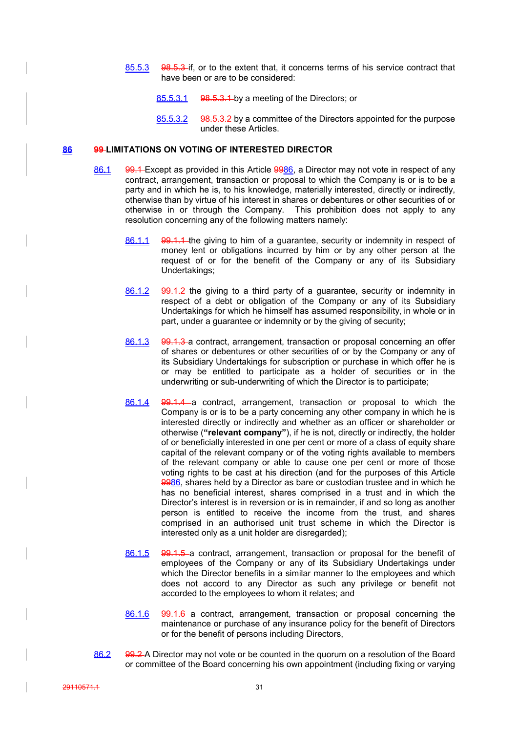85.5.3 ~~98.5.3~~ if, or to the extent that, it concerns terms of his service contract that have been or are to be considered:

85.5.3.1 ~~98.5.3.1~~ by a meeting of the Directors; or

85.5.3.2 ~~98.5.3.2~~ by a committee of the Directors appointed for the purpose under these Articles.

## 86 ~~99~~ LIMITATIONS ON VOTING OF INTERESTED DIRECTOR

86.1 ~~99.1~~ Except as provided in this Article ~~99~~86, a Director may not vote in respect of any contract, arrangement, transaction or proposal to which the Company is or is to be a party and in which he is, to his knowledge, materially interested, directly or indirectly, otherwise than by virtue of his interest in shares or debentures or other securities of or otherwise in or through the Company. This prohibition does not apply to any resolution concerning any of the following matters namely:

86.1.1 ~~99.1.1~~ the giving to him of a guarantee, security or indemnity in respect of money lent or obligations incurred by him or by any other person at the request of or for the benefit of the Company or any of its Subsidiary Undertakings;

86.1.2 ~~99.1.2~~ the giving to a third party of a guarantee, security or indemnity in respect of a debt or obligation of the Company or any of its Subsidiary Undertakings for which he himself has assumed responsibility, in whole or in part, under a guarantee or indemnity or by the giving of security;

86.1.3 ~~99.1.3~~ a contract, arrangement, transaction or proposal concerning an offer of shares or debentures or other securities of or by the Company or any of its Subsidiary Undertakings for subscription or purchase in which offer he is or may be entitled to participate as a holder of securities or in the underwriting or sub-underwriting of which the Director is to participate;

86.1.4 ~~99.1.4~~ a contract, arrangement, transaction or proposal to which the Company is or is to be a party concerning any other company in which he is interested directly or indirectly and whether as an officer or shareholder or otherwise (**"relevant company"**), if he is not, directly or indirectly, the holder of or beneficially interested in one per cent or more of a class of equity share capital of the relevant company or of the voting rights available to members of the relevant company or able to cause one per cent or more of those voting rights to be cast at his direction (and for the purposes of this Article ~~99~~86, shares held by a Director as bare or custodian trustee and in which he has no beneficial interest, shares comprised in a trust and in which the Director's interest is in reversion or is in remainder, if and so long as another person is entitled to receive the income from the trust, and shares comprised in an authorised unit trust scheme in which the Director is interested only as a unit holder are disregarded);

86.1.5 ~~99.1.5~~ a contract, arrangement, transaction or proposal for the benefit of employees of the Company or any of its Subsidiary Undertakings under which the Director benefits in a similar manner to the employees and which does not accord to any Director as such any privilege or benefit not accorded to the employees to whom it relates; and

86.1.6 ~~99.1.6~~ a contract, arrangement, transaction or proposal concerning the maintenance or purchase of any insurance policy for the benefit of Directors or for the benefit of persons including Directors,

86.2 ~~99.2~~ A Director may not vote or be counted in the quorum on a resolution of the Board or committee of the Board concerning his own appointment (including fixing or varying

~~29110571.1~~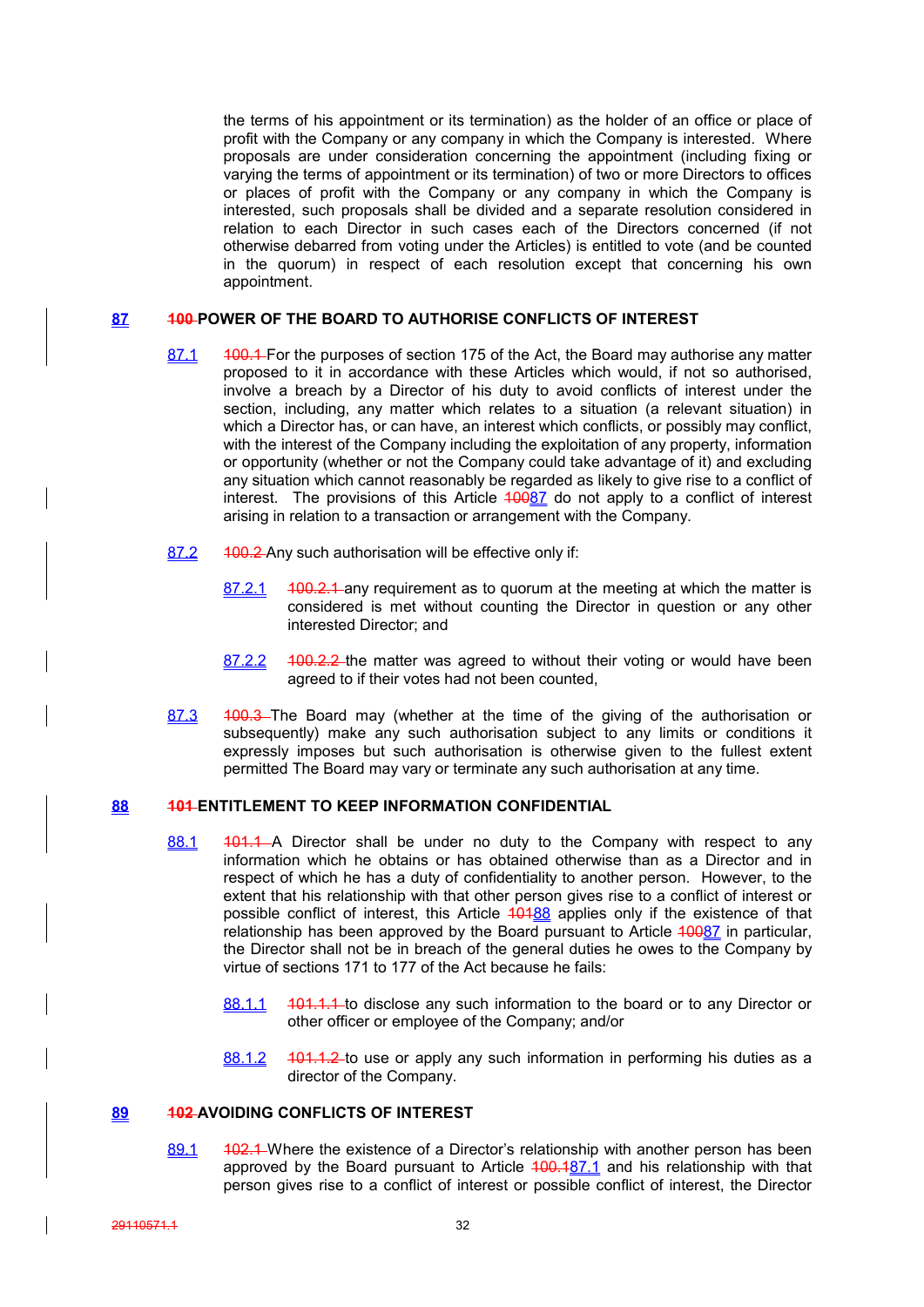the terms of his appointment or its termination) as the holder of an office or place of profit with the Company or any company in which the Company is interested. Where proposals are under consideration concerning the appointment (including fixing or varying the terms of appointment or its termination) of two or more Directors to offices or places of profit with the Company or any company in which the Company is interested, such proposals shall be divided and a separate resolution considered in relation to each Director in such cases each of the Directors concerned (if not otherwise debarred from voting under the Articles) is entitled to vote (and be counted in the quorum) in respect of each resolution except that concerning his own appointment.

## 87 ~~100~~ POWER OF THE BOARD TO AUTHORISE CONFLICTS OF INTEREST

87.1 ~~100.1~~ For the purposes of section 175 of the Act, the Board may authorise any matter proposed to it in accordance with these Articles which would, if not so authorised, involve a breach by a Director of his duty to avoid conflicts of interest under the section, including, any matter which relates to a situation (a relevant situation) in which a Director has, or can have, an interest which conflicts, or possibly may conflict, with the interest of the Company including the exploitation of any property, information or opportunity (whether or not the Company could take advantage of it) and excluding any situation which cannot reasonably be regarded as likely to give rise to a conflict of interest. The provisions of this Article ~~100~~87 do not apply to a conflict of interest arising in relation to a transaction or arrangement with the Company.

87.2 ~~100.2~~ Any such authorisation will be effective only if:

87.2.1 ~~100.2.1~~ any requirement as to quorum at the meeting at which the matter is considered is met without counting the Director in question or any other interested Director; and

87.2.2 ~~100.2.2~~ the matter was agreed to without their voting or would have been agreed to if their votes had not been counted,

87.3 ~~100.3~~ The Board may (whether at the time of the giving of the authorisation or subsequently) make any such authorisation subject to any limits or conditions it expressly imposes but such authorisation is otherwise given to the fullest extent permitted The Board may vary or terminate any such authorisation at any time.

## 88 ~~101~~ ENTITLEMENT TO KEEP INFORMATION CONFIDENTIAL

88.1 ~~101.1~~ A Director shall be under no duty to the Company with respect to any information which he obtains or has obtained otherwise than as a Director and in respect of which he has a duty of confidentiality to another person. However, to the extent that his relationship with that other person gives rise to a conflict of interest or possible conflict of interest, this Article ~~101~~88 applies only if the existence of that relationship has been approved by the Board pursuant to Article ~~100~~87 in particular, the Director shall not be in breach of the general duties he owes to the Company by virtue of sections 171 to 177 of the Act because he fails:

88.1.1 ~~101.1.1~~ to disclose any such information to the board or to any Director or other officer or employee of the Company; and/or

88.1.2 ~~101.1.2~~ to use or apply any such information in performing his duties as a director of the Company.

## 89 ~~102~~ AVOIDING CONFLICTS OF INTEREST

89.1 ~~102.1~~ Where the existence of a Director's relationship with another person has been approved by the Board pursuant to Article ~~100.1~~87.1 and his relationship with that person gives rise to a conflict of interest or possible conflict of interest, the Director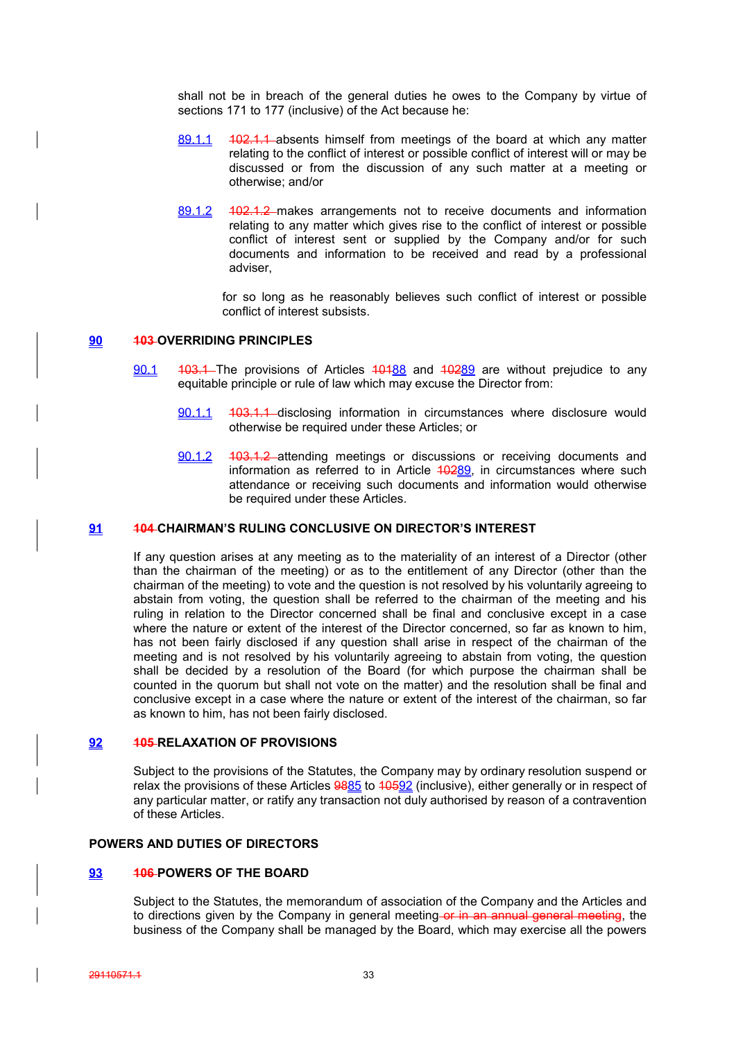shall not be in breach of the general duties he owes to the Company by virtue of sections 171 to 177 (inclusive) of the Act because he:

89.1.1 ~~102.1.1~~ absents himself from meetings of the board at which any matter relating to the conflict of interest or possible conflict of interest will or may be discussed or from the discussion of any such matter at a meeting or otherwise; and/or

89.1.2 ~~102.1.2~~ makes arrangements not to receive documents and information relating to any matter which gives rise to the conflict of interest or possible conflict of interest sent or supplied by the Company and/or for such documents and information to be received and read by a professional adviser,

for so long as he reasonably believes such conflict of interest or possible conflict of interest subsists.

## 90 ~~103~~ OVERRIDING PRINCIPLES

90.1 ~~103.1~~ The provisions of Articles ~~101~~88 and ~~102~~89 are without prejudice to any equitable principle or rule of law which may excuse the Director from:

90.1.1 ~~103.1.1~~ disclosing information in circumstances where disclosure would otherwise be required under these Articles; or

90.1.2 ~~103.1.2~~ attending meetings or discussions or receiving documents and information as referred to in Article ~~102~~89, in circumstances where such attendance or receiving such documents and information would otherwise be required under these Articles.

## 91 ~~104~~ CHAIRMAN'S RULING CONCLUSIVE ON DIRECTOR'S INTEREST

If any question arises at any meeting as to the materiality of an interest of a Director (other than the chairman of the meeting) or as to the entitlement of any Director (other than the chairman of the meeting) to vote and the question is not resolved by his voluntarily agreeing to abstain from voting, the question shall be referred to the chairman of the meeting and his ruling in relation to the Director concerned shall be final and conclusive except in a case where the nature or extent of the interest of the Director concerned, so far as known to him, has not been fairly disclosed if any question shall arise in respect of the chairman of the meeting and is not resolved by his voluntarily agreeing to abstain from voting, the question shall be decided by a resolution of the Board (for which purpose the chairman shall be counted in the quorum but shall not vote on the matter) and the resolution shall be final and conclusive except in a case where the nature or extent of the interest of the chairman, so far as known to him, has not been fairly disclosed.

## 92 ~~105~~ RELAXATION OF PROVISIONS

Subject to the provisions of the Statutes, the Company may by ordinary resolution suspend or relax the provisions of these Articles ~~98~~85 to ~~105~~92 (inclusive), either generally or in respect of any particular matter, or ratify any transaction not duly authorised by reason of a contravention of these Articles.

## POWERS AND DUTIES OF DIRECTORS

## 93 ~~106~~ POWERS OF THE BOARD

Subject to the Statutes, the memorandum of association of the Company and the Articles and to directions given by the Company in general meeting ~~or in an annual general meeting~~, the business of the Company shall be managed by the Board, which may exercise all the powers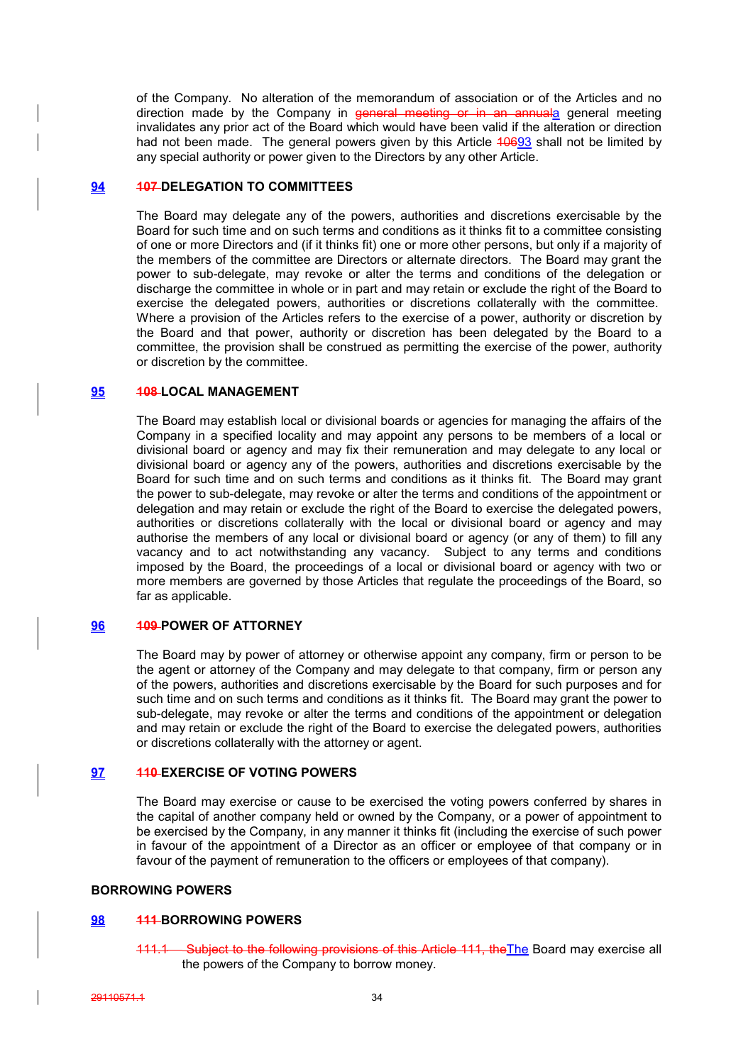of the Company. No alteration of the memorandum of association or of the Articles and no direction made by the Company in ~~general meeting or in an annual~~a general meeting invalidates any prior act of the Board which would have been valid if the alteration or direction had not been made. The general powers given by this Article ~~106~~93 shall not be limited by any special authority or power given to the Directors by any other Article.

## 94 ~~107~~ DELEGATION TO COMMITTEES

The Board may delegate any of the powers, authorities and discretions exercisable by the Board for such time and on such terms and conditions as it thinks fit to a committee consisting of one or more Directors and (if it thinks fit) one or more other persons, but only if a majority of the members of the committee are Directors or alternate directors. The Board may grant the power to sub-delegate, may revoke or alter the terms and conditions of the delegation or discharge the committee in whole or in part and may retain or exclude the right of the Board to exercise the delegated powers, authorities or discretions collaterally with the committee. Where a provision of the Articles refers to the exercise of a power, authority or discretion by the Board and that power, authority or discretion has been delegated by the Board to a committee, the provision shall be construed as permitting the exercise of the power, authority or discretion by the committee.

## 95 ~~108~~ LOCAL MANAGEMENT

The Board may establish local or divisional boards or agencies for managing the affairs of the Company in a specified locality and may appoint any persons to be members of a local or divisional board or agency and may fix their remuneration and may delegate to any local or divisional board or agency any of the powers, authorities and discretions exercisable by the Board for such time and on such terms and conditions as it thinks fit. The Board may grant the power to sub-delegate, may revoke or alter the terms and conditions of the appointment or delegation and may retain or exclude the right of the Board to exercise the delegated powers, authorities or discretions collaterally with the local or divisional board or agency and may authorise the members of any local or divisional board or agency (or any of them) to fill any vacancy and to act notwithstanding any vacancy. Subject to any terms and conditions imposed by the Board, the proceedings of a local or divisional board or agency with two or more members are governed by those Articles that regulate the proceedings of the Board, so far as applicable.

## 96 ~~109~~ POWER OF ATTORNEY

The Board may by power of attorney or otherwise appoint any company, firm or person to be the agent or attorney of the Company and may delegate to that company, firm or person any of the powers, authorities and discretions exercisable by the Board for such purposes and for such time and on such terms and conditions as it thinks fit. The Board may grant the power to sub-delegate, may revoke or alter the terms and conditions of the appointment or delegation and may retain or exclude the right of the Board to exercise the delegated powers, authorities or discretions collaterally with the attorney or agent.

## 97 ~~110~~ EXERCISE OF VOTING POWERS

The Board may exercise or cause to be exercised the voting powers conferred by shares in the capital of another company held or owned by the Company, or a power of appointment to be exercised by the Company, in any manner it thinks fit (including the exercise of such power in favour of the appointment of a Director as an officer or employee of that company or in favour of the payment of remuneration to the officers or employees of that company).

## BORROWING POWERS

## 98 ~~111~~ BORROWING POWERS

~~111.1 Subject to the following provisions of this Article 111, the~~The Board may exercise all the powers of the Company to borrow money.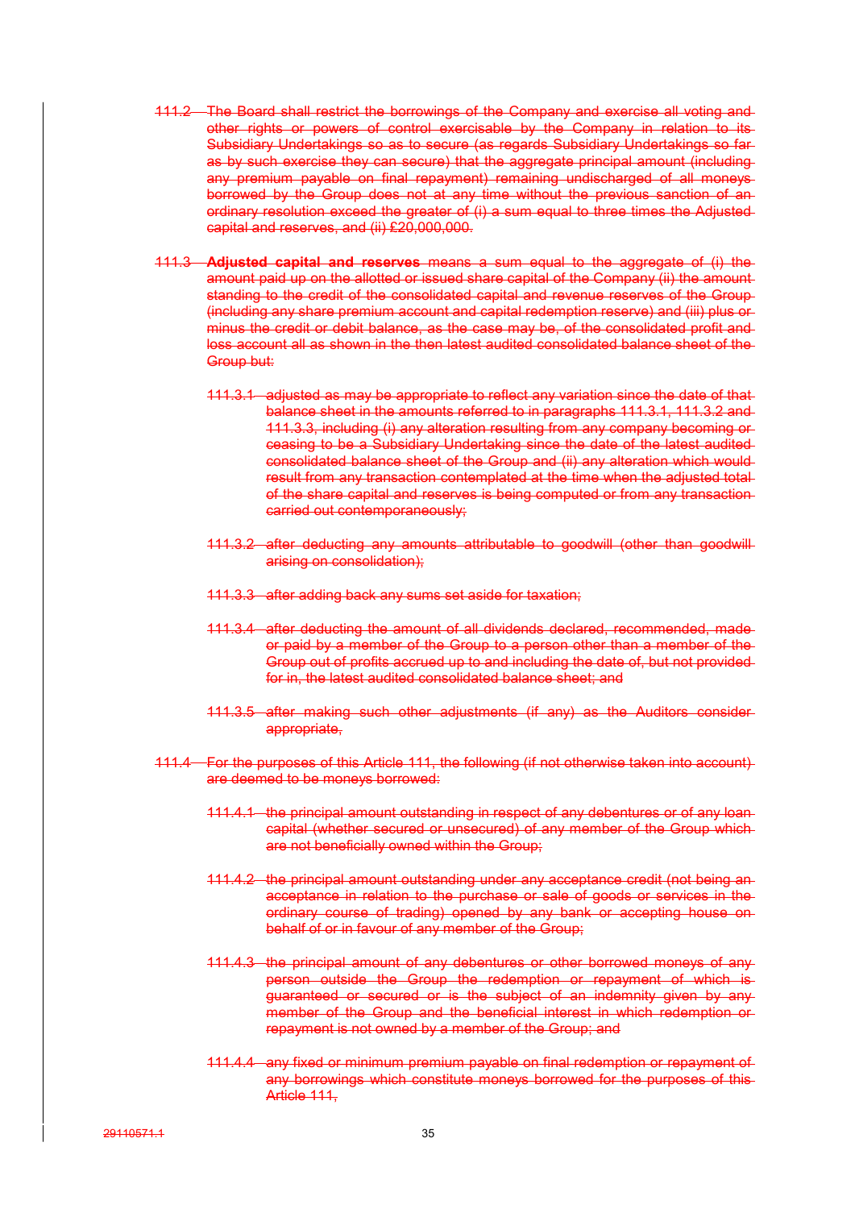~~111.2 The Board shall restrict the borrowings of the Company and exercise all voting and other rights or powers of control exercisable by the Company in relation to its Subsidiary Undertakings so as to secure (as regards Subsidiary Undertakings so far as by such exercise they can secure) that the aggregate principal amount (including any premium payable on final repayment) remaining undischarged of all moneys borrowed by the Group does not at any time without the previous sanction of an ordinary resolution exceed the greater of (i) a sum equal to three times the Adjusted capital and reserves, and (ii) £20,000,000.~~

~~111.3 **Adjusted capital and reserves** means a sum equal to the aggregate of (i) the amount paid up on the allotted or issued share capital of the Company (ii) the amount standing to the credit of the consolidated capital and revenue reserves of the Group (including any share premium account and capital redemption reserve) and (iii) plus or minus the credit or debit balance, as the case may be, of the consolidated profit and loss account all as shown in the then latest audited consolidated balance sheet of the Group but:~~

~~111.3.1 adjusted as may be appropriate to reflect any variation since the date of that balance sheet in the amounts referred to in paragraphs 111.3.1, 111.3.2 and 111.3.3, including (i) any alteration resulting from any company becoming or ceasing to be a Subsidiary Undertaking since the date of the latest audited consolidated balance sheet of the Group and (ii) any alteration which would result from any transaction contemplated at the time when the adjusted total of the share capital and reserves is being computed or from any transaction carried out contemporaneously;~~

~~111.3.2 after deducting any amounts attributable to goodwill (other than goodwill arising on consolidation);~~

~~111.3.3 after adding back any sums set aside for taxation;~~

~~111.3.4 after deducting the amount of all dividends declared, recommended, made or paid by a member of the Group to a person other than a member of the Group out of profits accrued up to and including the date of, but not provided for in, the latest audited consolidated balance sheet; and~~

~~111.3.5 after making such other adjustments (if any) as the Auditors consider appropriate,~~

~~111.4 For the purposes of this Article 111, the following (if not otherwise taken into account) are deemed to be moneys borrowed:~~

~~111.4.1 the principal amount outstanding in respect of any debentures or of any loan capital (whether secured or unsecured) of any member of the Group which are not beneficially owned within the Group;~~

~~111.4.2 the principal amount outstanding under any acceptance credit (not being an acceptance in relation to the purchase or sale of goods or services in the ordinary course of trading) opened by any bank or accepting house on behalf of or in favour of any member of the Group;~~

~~111.4.3 the principal amount of any debentures or other borrowed moneys of any person outside the Group the redemption or repayment of which is guaranteed or secured or is the subject of an indemnity given by any member of the Group and the beneficial interest in which redemption or repayment is not owned by a member of the Group; and~~

~~111.4.4 any fixed or minimum premium payable on final redemption or repayment of any borrowings which constitute moneys borrowed for the purposes of this Article 111,~~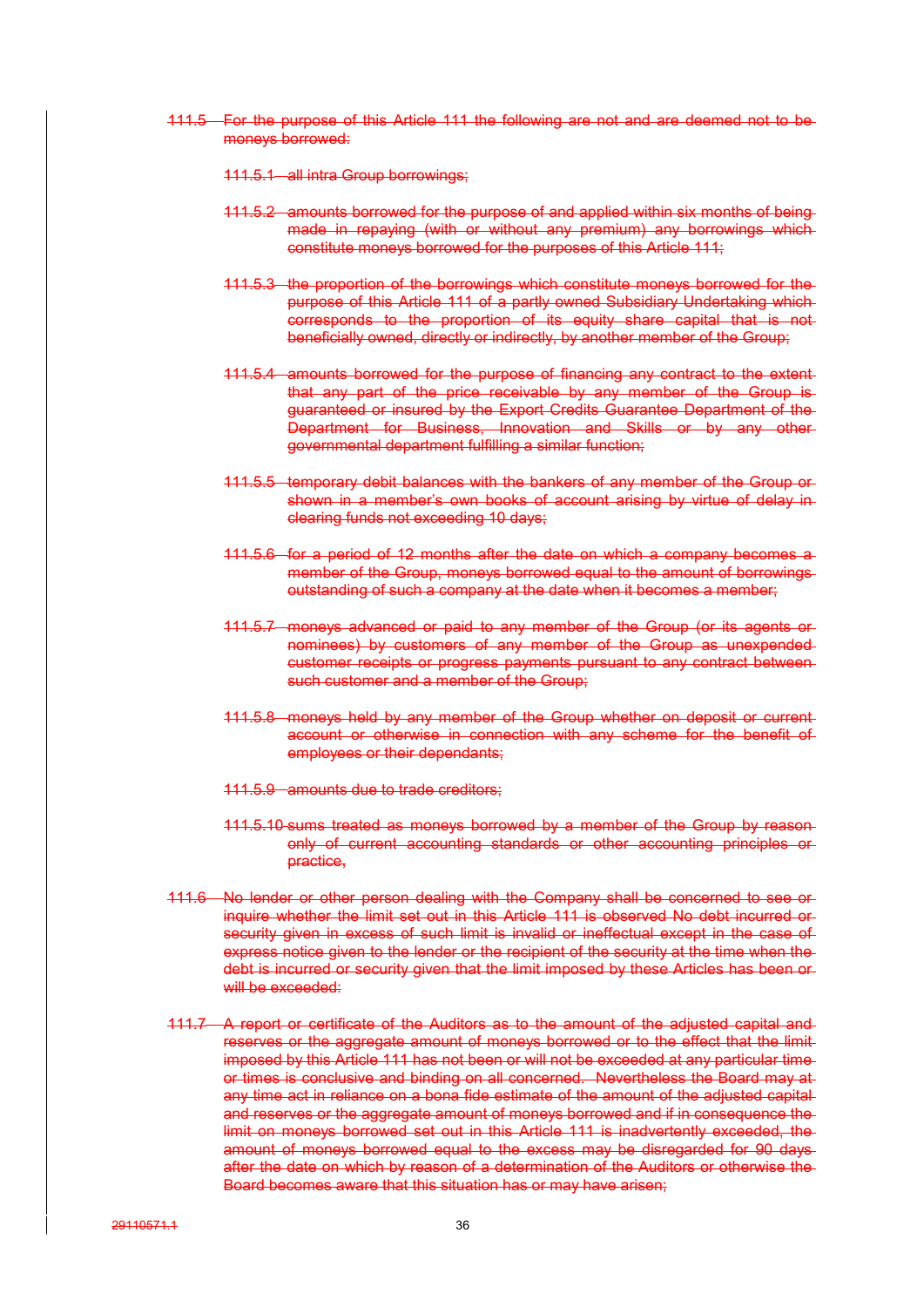111.5 For the purpose of this Article 111 the following are not and are deemed not to be moneys borrowed:

111.5.1 all intra Group borrowings;

111.5.2 amounts borrowed for the purpose of and applied within six months of being made in repaying (with or without any premium) any borrowings which constitute moneys borrowed for the purposes of this Article 111;

111.5.3 the proportion of the borrowings which constitute moneys borrowed for the purpose of this Article 111 of a partly owned Subsidiary Undertaking which corresponds to the proportion of its equity share capital that is not beneficially owned, directly or indirectly, by another member of the Group;

111.5.4 amounts borrowed for the purpose of financing any contract to the extent that any part of the price receivable by any member of the Group is guaranteed or insured by the Export Credits Guarantee Department of the Department for Business, Innovation and Skills or by any other governmental department fulfilling a similar function;

111.5.5 temporary debit balances with the bankers of any member of the Group or shown in a member's own books of account arising by virtue of delay in clearing funds not exceeding 10 days;

111.5.6 for a period of 12 months after the date on which a company becomes a member of the Group, moneys borrowed equal to the amount of borrowings outstanding of such a company at the date when it becomes a member;

111.5.7 moneys advanced or paid to any member of the Group (or its agents or nominees) by customers of any member of the Group as unexpended customer receipts or progress payments pursuant to any contract between such customer and a member of the Group;

111.5.8 moneys held by any member of the Group whether on deposit or current account or otherwise in connection with any scheme for the benefit of employees or their dependants;

111.5.9 amounts due to trade creditors;

111.5.10 sums treated as moneys borrowed by a member of the Group by reason only of current accounting standards or other accounting principles or practice,

111.6 No lender or other person dealing with the Company shall be concerned to see or inquire whether the limit set out in this Article 111 is observed No debt incurred or security given in excess of such limit is invalid or ineffectual except in the case of express notice given to the lender or the recipient of the security at the time when the debt is incurred or security given that the limit imposed by these Articles has been or will be exceeded:

111.7 A report or certificate of the Auditors as to the amount of the adjusted capital and reserves or the aggregate amount of moneys borrowed or to the effect that the limit imposed by this Article 111 has not been or will not be exceeded at any particular time or times is conclusive and binding on all concerned. Nevertheless the Board may at any time act in reliance on a bona fide estimate of the amount of the adjusted capital and reserves or the aggregate amount of moneys borrowed and if in consequence the limit on moneys borrowed set out in this Article 111 is inadvertently exceeded, the amount of moneys borrowed equal to the excess may be disregarded for 90 days after the date on which by reason of a determination of the Auditors or otherwise the Board becomes aware that this situation has or may have arisen;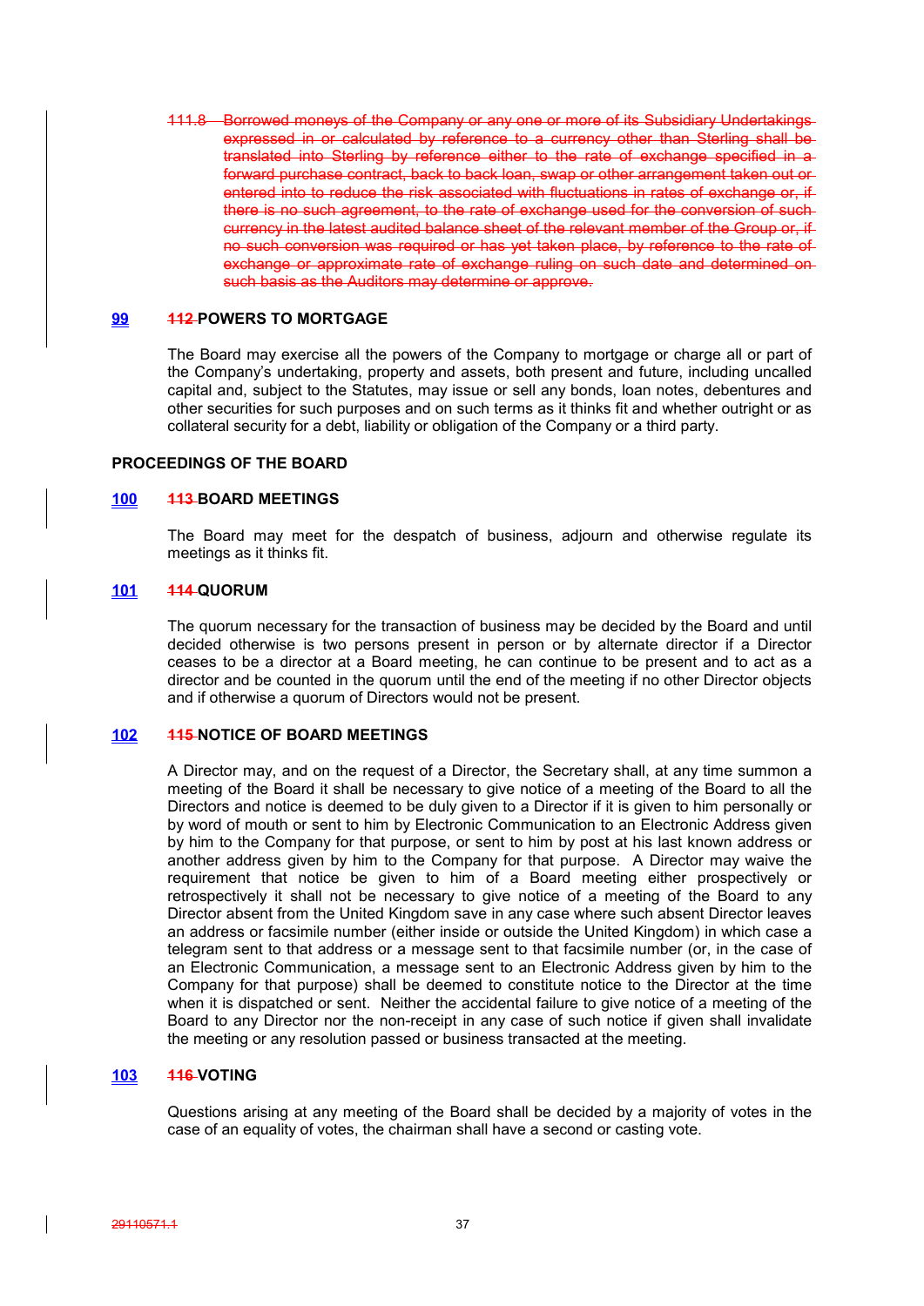~~111.8 Borrowed moneys of the Company or any one or more of its Subsidiary Undertakings expressed in or calculated by reference to a currency other than Sterling shall be translated into Sterling by reference either to the rate of exchange specified in a forward purchase contract, back to back loan, swap or other arrangement taken out or entered into to reduce the risk associated with fluctuations in rates of exchange or, if there is no such agreement, to the rate of exchange used for the conversion of such currency in the latest audited balance sheet of the relevant member of the Group or, if no such conversion was required or has yet taken place, by reference to the rate of exchange or approximate rate of exchange ruling on such date and determined on such basis as the Auditors may determine or approve.~~

## **99** ~~112~~ POWERS TO MORTGAGE

The Board may exercise all the powers of the Company to mortgage or charge all or part of the Company's undertaking, property and assets, both present and future, including uncalled capital and, subject to the Statutes, may issue or sell any bonds, loan notes, debentures and other securities for such purposes and on such terms as it thinks fit and whether outright or as collateral security for a debt, liability or obligation of the Company or a third party.

## PROCEEDINGS OF THE BOARD

## **100** ~~113~~ BOARD MEETINGS

The Board may meet for the despatch of business, adjourn and otherwise regulate its meetings as it thinks fit.

## **101** ~~114~~ QUORUM

The quorum necessary for the transaction of business may be decided by the Board and until decided otherwise is two persons present in person or by alternate director if a Director ceases to be a director at a Board meeting, he can continue to be present and to act as a director and be counted in the quorum until the end of the meeting if no other Director objects and if otherwise a quorum of Directors would not be present.

## **102** ~~115~~ NOTICE OF BOARD MEETINGS

A Director may, and on the request of a Director, the Secretary shall, at any time summon a meeting of the Board it shall be necessary to give notice of a meeting of the Board to all the Directors and notice is deemed to be duly given to a Director if it is given to him personally or by word of mouth or sent to him by Electronic Communication to an Electronic Address given by him to the Company for that purpose, or sent to him by post at his last known address or another address given by him to the Company for that purpose. A Director may waive the requirement that notice be given to him of a Board meeting either prospectively or retrospectively it shall not be necessary to give notice of a meeting of the Board to any Director absent from the United Kingdom save in any case where such absent Director leaves an address or facsimile number (either inside or outside the United Kingdom) in which case a telegram sent to that address or a message sent to that facsimile number (or, in the case of an Electronic Communication, a message sent to an Electronic Address given by him to the Company for that purpose) shall be deemed to constitute notice to the Director at the time when it is dispatched or sent. Neither the accidental failure to give notice of a meeting of the Board to any Director nor the non-receipt in any case of such notice if given shall invalidate the meeting or any resolution passed or business transacted at the meeting.

## **103** ~~116~~ VOTING

Questions arising at any meeting of the Board shall be decided by a majority of votes in the case of an equality of votes, the chairman shall have a second or casting vote.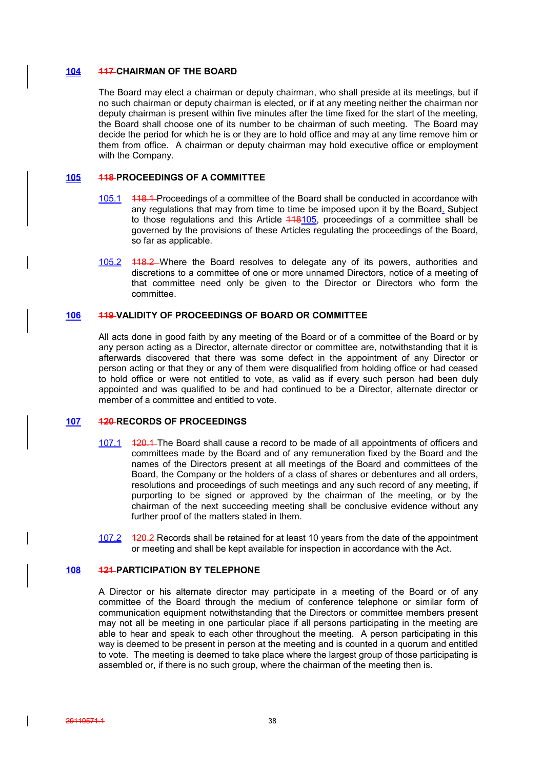## 104 ~~117~~ CHAIRMAN OF THE BOARD

The Board may elect a chairman or deputy chairman, who shall preside at its meetings, but if no such chairman or deputy chairman is elected, or if at any meeting neither the chairman nor deputy chairman is present within five minutes after the time fixed for the start of the meeting, the Board shall choose one of its number to be chairman of such meeting. The Board may decide the period for which he is or they are to hold office and may at any time remove him or them from office. A chairman or deputy chairman may hold executive office or employment with the Company.

## 105 ~~118~~ PROCEEDINGS OF A COMMITTEE

105.1 ~~118.1~~ Proceedings of a committee of the Board shall be conducted in accordance with any regulations that may from time to time be imposed upon it by the Board. Subject to those regulations and this Article ~~118~~105, proceedings of a committee shall be governed by the provisions of these Articles regulating the proceedings of the Board, so far as applicable.

105.2 ~~118.2~~ Where the Board resolves to delegate any of its powers, authorities and discretions to a committee of one or more unnamed Directors, notice of a meeting of that committee need only be given to the Director or Directors who form the committee.

## 106 ~~119~~ VALIDITY OF PROCEEDINGS OF BOARD OR COMMITTEE

All acts done in good faith by any meeting of the Board or of a committee of the Board or by any person acting as a Director, alternate director or committee are, notwithstanding that it is afterwards discovered that there was some defect in the appointment of any Director or person acting or that they or any of them were disqualified from holding office or had ceased to hold office or were not entitled to vote, as valid as if every such person had been duly appointed and was qualified to be and had continued to be a Director, alternate director or member of a committee and entitled to vote.

## 107 ~~120~~ RECORDS OF PROCEEDINGS

107.1 ~~120.1~~ The Board shall cause a record to be made of all appointments of officers and committees made by the Board and of any remuneration fixed by the Board and the names of the Directors present at all meetings of the Board and committees of the Board, the Company or the holders of a class of shares or debentures and all orders, resolutions and proceedings of such meetings and any such record of any meeting, if purporting to be signed or approved by the chairman of the meeting, or by the chairman of the next succeeding meeting shall be conclusive evidence without any further proof of the matters stated in them.

107.2 ~~120.2~~ Records shall be retained for at least 10 years from the date of the appointment or meeting and shall be kept available for inspection in accordance with the Act.

## 108 ~~121~~ PARTICIPATION BY TELEPHONE

A Director or his alternate director may participate in a meeting of the Board or of any committee of the Board through the medium of conference telephone or similar form of communication equipment notwithstanding that the Directors or committee members present may not all be meeting in one particular place if all persons participating in the meeting are able to hear and speak to each other throughout the meeting. A person participating in this way is deemed to be present in person at the meeting and is counted in a quorum and entitled to vote. The meeting is deemed to take place where the largest group of those participating is assembled or, if there is no such group, where the chairman of the meeting then is.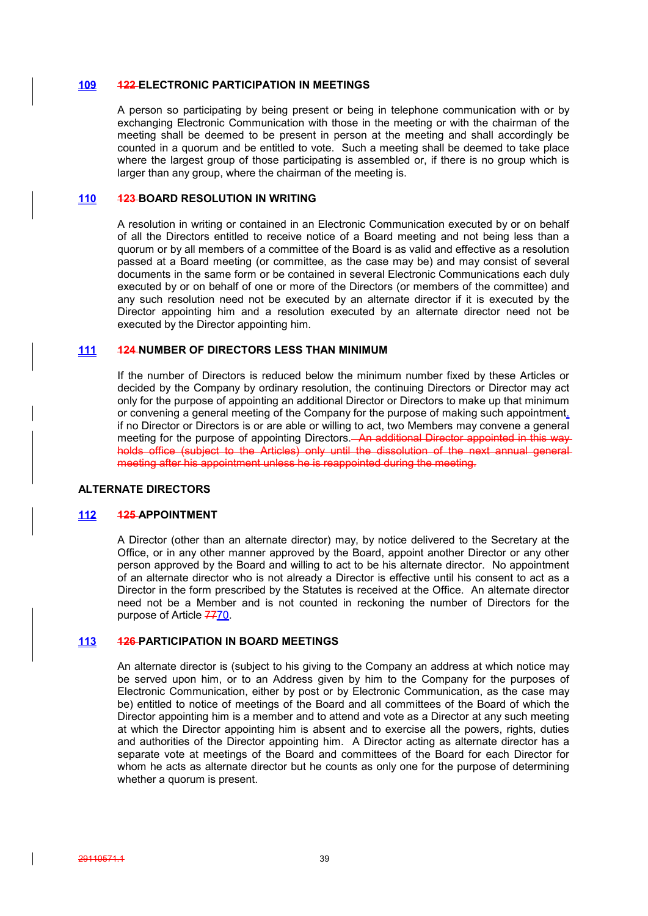## 109 ~~122~~ ELECTRONIC PARTICIPATION IN MEETINGS

A person so participating by being present or being in telephone communication with or by exchanging Electronic Communication with those in the meeting or with the chairman of the meeting shall be deemed to be present in person at the meeting and shall accordingly be counted in a quorum and be entitled to vote. Such a meeting shall be deemed to take place where the largest group of those participating is assembled or, if there is no group which is larger than any group, where the chairman of the meeting is.

## 110 ~~123~~ BOARD RESOLUTION IN WRITING

A resolution in writing or contained in an Electronic Communication executed by or on behalf of all the Directors entitled to receive notice of a Board meeting and not being less than a quorum or by all members of a committee of the Board is as valid and effective as a resolution passed at a Board meeting (or committee, as the case may be) and may consist of several documents in the same form or be contained in several Electronic Communications each duly executed by or on behalf of one or more of the Directors (or members of the committee) and any such resolution need not be executed by an alternate director if it is executed by the Director appointing him and a resolution executed by an alternate director need not be executed by the Director appointing him.

## 111 ~~124~~ NUMBER OF DIRECTORS LESS THAN MINIMUM

If the number of Directors is reduced below the minimum number fixed by these Articles or decided by the Company by ordinary resolution, the continuing Directors or Director may act only for the purpose of appointing an additional Director or Directors to make up that minimum or convening a general meeting of the Company for the purpose of making such appointment. if no Director or Directors is or are able or willing to act, two Members may convene a general meeting for the purpose of appointing Directors. ~~An additional Director appointed in this way holds office (subject to the Articles) only until the dissolution of the next annual general meeting after his appointment unless he is reappointed during the meeting.~~

## ALTERNATE DIRECTORS

## 112 ~~125~~ APPOINTMENT

A Director (other than an alternate director) may, by notice delivered to the Secretary at the Office, or in any other manner approved by the Board, appoint another Director or any other person approved by the Board and willing to act to be his alternate director. No appointment of an alternate director who is not already a Director is effective until his consent to act as a Director in the form prescribed by the Statutes is received at the Office. An alternate director need not be a Member and is not counted in reckoning the number of Directors for the purpose of Article ~~77~~70.

## 113 ~~126~~ PARTICIPATION IN BOARD MEETINGS

An alternate director is (subject to his giving to the Company an address at which notice may be served upon him, or to an Address given by him to the Company for the purposes of Electronic Communication, either by post or by Electronic Communication, as the case may be) entitled to notice of meetings of the Board and all committees of the Board of which the Director appointing him is a member and to attend and vote as a Director at any such meeting at which the Director appointing him is absent and to exercise all the powers, rights, duties and authorities of the Director appointing him. A Director acting as alternate director has a separate vote at meetings of the Board and committees of the Board for each Director for whom he acts as alternate director but he counts as only one for the purpose of determining whether a quorum is present.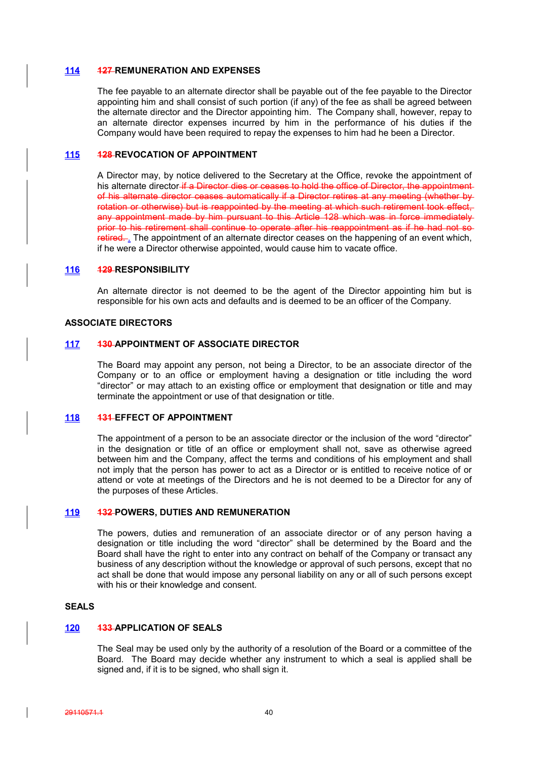### 114 ~~127~~ REMUNERATION AND EXPENSES

The fee payable to an alternate director shall be payable out of the fee payable to the Director appointing him and shall consist of such portion (if any) of the fee as shall be agreed between the alternate director and the Director appointing him. The Company shall, however, repay to an alternate director expenses incurred by him in the performance of his duties if the Company would have been required to repay the expenses to him had he been a Director.

### 115 ~~128~~ REVOCATION OF APPOINTMENT

A Director may, by notice delivered to the Secretary at the Office, revoke the appointment of his alternate director ~~if a Director dies or ceases to hold the office of Director, the appointment of his alternate director ceases automatically if a Director retires at any meeting (whether by rotation or otherwise) but is reappointed by the meeting at which such retirement took effect, any appointment made by him pursuant to this Article 128 which was in force immediately prior to his retirement shall continue to operate after his reappointment as if he had not so retired.~~ . The appointment of an alternate director ceases on the happening of an event which, if he were a Director otherwise appointed, would cause him to vacate office.

### 116 ~~129~~ RESPONSIBILITY

An alternate director is not deemed to be the agent of the Director appointing him but is responsible for his own acts and defaults and is deemed to be an officer of the Company.

## ASSOCIATE DIRECTORS

### 117 ~~130~~ APPOINTMENT OF ASSOCIATE DIRECTOR

The Board may appoint any person, not being a Director, to be an associate director of the Company or to an office or employment having a designation or title including the word "director" or may attach to an existing office or employment that designation or title and may terminate the appointment or use of that designation or title.

### 118 ~~131~~ EFFECT OF APPOINTMENT

The appointment of a person to be an associate director or the inclusion of the word "director" in the designation or title of an office or employment shall not, save as otherwise agreed between him and the Company, affect the terms and conditions of his employment and shall not imply that the person has power to act as a Director or is entitled to receive notice of or attend or vote at meetings of the Directors and he is not deemed to be a Director for any of the purposes of these Articles.

### 119 ~~132~~ POWERS, DUTIES AND REMUNERATION

The powers, duties and remuneration of an associate director or of any person having a designation or title including the word "director" shall be determined by the Board and the Board shall have the right to enter into any contract on behalf of the Company or transact any business of any description without the knowledge or approval of such persons, except that no act shall be done that would impose any personal liability on any or all of such persons except with his or their knowledge and consent.

## SEALS

### 120 ~~133~~ APPLICATION OF SEALS

The Seal may be used only by the authority of a resolution of the Board or a committee of the Board. The Board may decide whether any instrument to which a seal is applied shall be signed and, if it is to be signed, who shall sign it.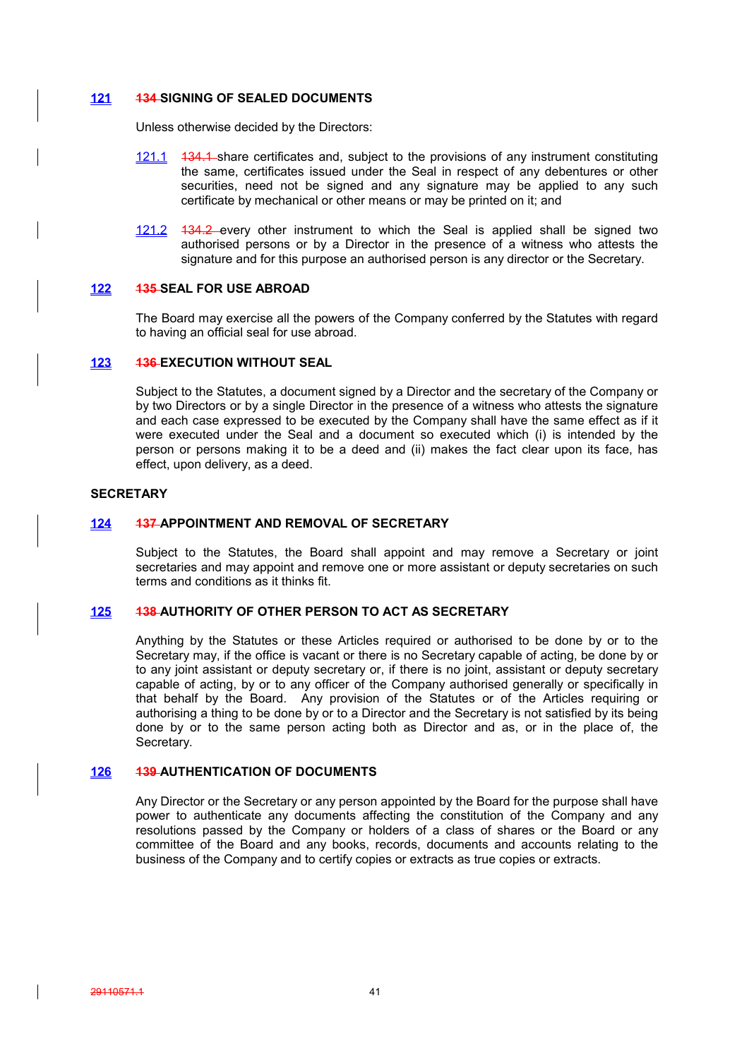## 121 ~~134~~ SIGNING OF SEALED DOCUMENTS

Unless otherwise decided by the Directors:

121.1 ~~134.1~~ share certificates and, subject to the provisions of any instrument constituting the same, certificates issued under the Seal in respect of any debentures or other securities, need not be signed and any signature may be applied to any such certificate by mechanical or other means or may be printed on it; and

121.2 ~~134.2~~ every other instrument to which the Seal is applied shall be signed two authorised persons or by a Director in the presence of a witness who attests the signature and for this purpose an authorised person is any director or the Secretary.

## 122 ~~135~~ SEAL FOR USE ABROAD

The Board may exercise all the powers of the Company conferred by the Statutes with regard to having an official seal for use abroad.

## 123 ~~136~~ EXECUTION WITHOUT SEAL

Subject to the Statutes, a document signed by a Director and the secretary of the Company or by two Directors or by a single Director in the presence of a witness who attests the signature and each case expressed to be executed by the Company shall have the same effect as if it were executed under the Seal and a document so executed which (i) is intended by the person or persons making it to be a deed and (ii) makes the fact clear upon its face, has effect, upon delivery, as a deed.

# SECRETARY

## 124 ~~137~~ APPOINTMENT AND REMOVAL OF SECRETARY

Subject to the Statutes, the Board shall appoint and may remove a Secretary or joint secretaries and may appoint and remove one or more assistant or deputy secretaries on such terms and conditions as it thinks fit.

## 125 ~~138~~ AUTHORITY OF OTHER PERSON TO ACT AS SECRETARY

Anything by the Statutes or these Articles required or authorised to be done by or to the Secretary may, if the office is vacant or there is no Secretary capable of acting, be done by or to any joint assistant or deputy secretary or, if there is no joint, assistant or deputy secretary capable of acting, by or to any officer of the Company authorised generally or specifically in that behalf by the Board. Any provision of the Statutes or of the Articles requiring or authorising a thing to be done by or to a Director and the Secretary is not satisfied by its being done by or to the same person acting both as Director and as, or in the place of, the Secretary.

## 126 ~~139~~ AUTHENTICATION OF DOCUMENTS

Any Director or the Secretary or any person appointed by the Board for the purpose shall have power to authenticate any documents affecting the constitution of the Company and any resolutions passed by the Company or holders of a class of shares or the Board or any committee of the Board and any books, records, documents and accounts relating to the business of the Company and to certify copies or extracts as true copies or extracts.

~~29110571.1~~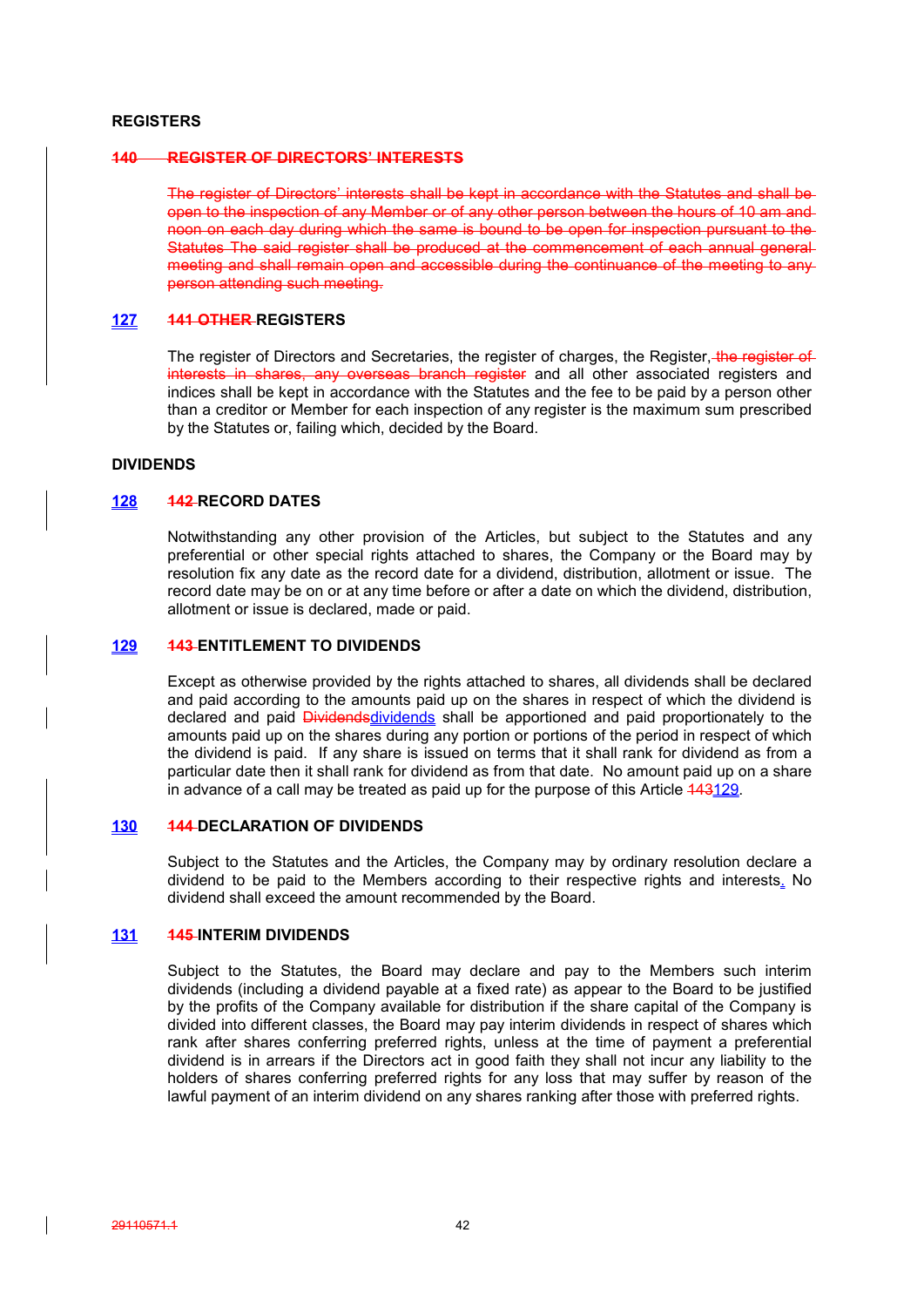**REGISTERS**

~~**140 REGISTER OF DIRECTORS' INTERESTS**~~

~~The register of Directors' interests shall be kept in accordance with the Statutes and shall be open to the inspection of any Member or of any other person between the hours of 10 am and noon on each day during which the same is bound to be open for inspection pursuant to the Statutes The said register shall be produced at the commencement of each annual general meeting and shall remain open and accessible during the continuance of the meeting to any person attending such meeting.~~

**127** ~~**141 OTHER**~~ **REGISTERS**

The register of Directors and Secretaries, the register of charges, the Register, ~~the register of interests in shares, any overseas branch register~~ and all other associated registers and indices shall be kept in accordance with the Statutes and the fee to be paid by a person other than a creditor or Member for each inspection of any register is the maximum sum prescribed by the Statutes or, failing which, decided by the Board.

**DIVIDENDS**

**128** ~~**142**~~ **RECORD DATES**

Notwithstanding any other provision of the Articles, but subject to the Statutes and any preferential or other special rights attached to shares, the Company or the Board may by resolution fix any date as the record date for a dividend, distribution, allotment or issue. The record date may be on or at any time before or after a date on which the dividend, distribution, allotment or issue is declared, made or paid.

**129** ~~**143**~~ **ENTITLEMENT TO DIVIDENDS**

Except as otherwise provided by the rights attached to shares, all dividends shall be declared and paid according to the amounts paid up on the shares in respect of which the dividend is declared and paid ~~Dividends~~dividends shall be apportioned and paid proportionately to the amounts paid up on the shares during any portion or portions of the period in respect of which the dividend is paid. If any share is issued on terms that it shall rank for dividend as from a particular date then it shall rank for dividend as from that date. No amount paid up on a share in advance of a call may be treated as paid up for the purpose of this Article ~~143~~129.

**130** ~~**144**~~ **DECLARATION OF DIVIDENDS**

Subject to the Statutes and the Articles, the Company may by ordinary resolution declare a dividend to be paid to the Members according to their respective rights and interests. No dividend shall exceed the amount recommended by the Board.

**131** ~~**145**~~ **INTERIM DIVIDENDS**

Subject to the Statutes, the Board may declare and pay to the Members such interim dividends (including a dividend payable at a fixed rate) as appear to the Board to be justified by the profits of the Company available for distribution if the share capital of the Company is divided into different classes, the Board may pay interim dividends in respect of shares which rank after shares conferring preferred rights, unless at the time of payment a preferential dividend is in arrears if the Directors act in good faith they shall not incur any liability to the holders of shares conferring preferred rights for any loss that may suffer by reason of the lawful payment of an interim dividend on any shares ranking after those with preferred rights.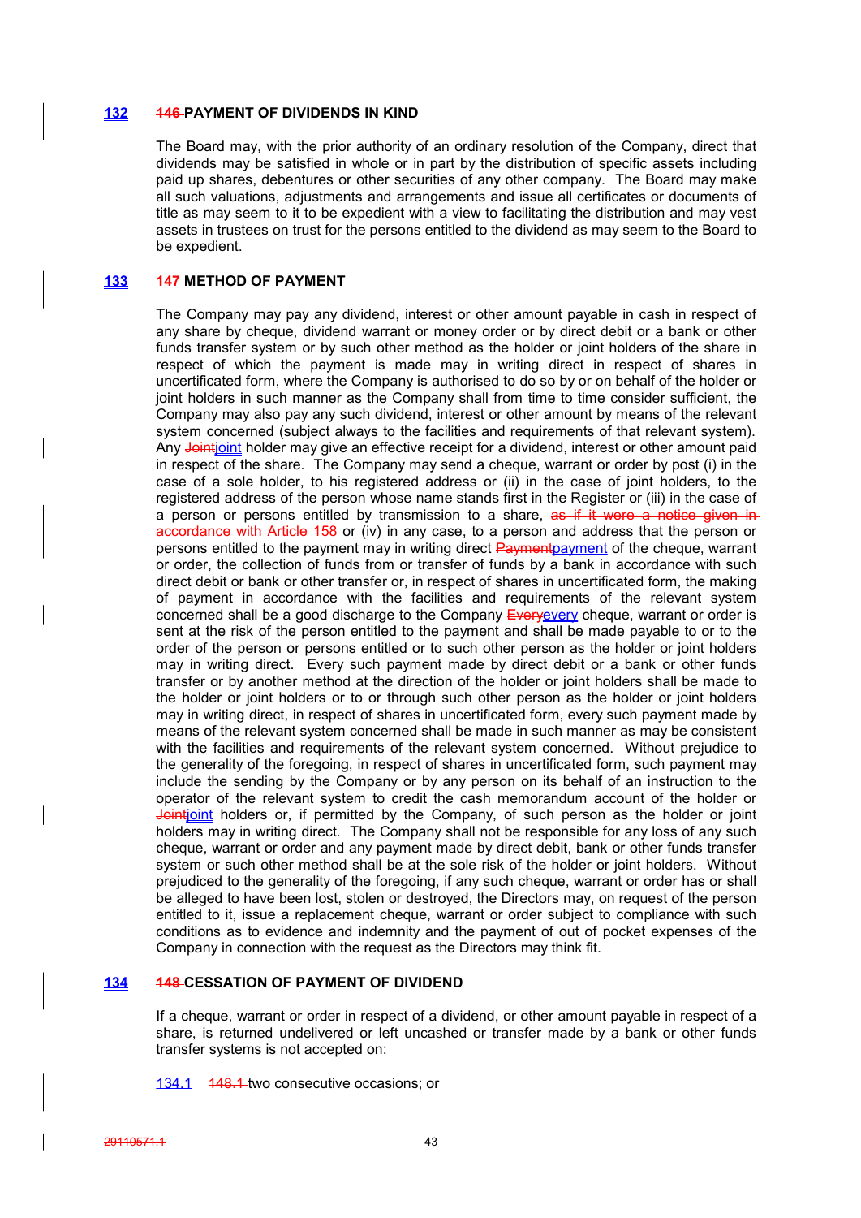## 132 ~~146~~ PAYMENT OF DIVIDENDS IN KIND

The Board may, with the prior authority of an ordinary resolution of the Company, direct that dividends may be satisfied in whole or in part by the distribution of specific assets including paid up shares, debentures or other securities of any other company. The Board may make all such valuations, adjustments and arrangements and issue all certificates or documents of title as may seem to it to be expedient with a view to facilitating the distribution and may vest assets in trustees on trust for the persons entitled to the dividend as may seem to the Board to be expedient.

## 133 ~~147~~ METHOD OF PAYMENT

The Company may pay any dividend, interest or other amount payable in cash in respect of any share by cheque, dividend warrant or money order or by direct debit or a bank or other funds transfer system or by such other method as the holder or joint holders of the share in respect of which the payment is made may in writing direct in respect of shares in uncertificated form, where the Company is authorised to do so by or on behalf of the holder or joint holders in such manner as the Company shall from time to time consider sufficient, the Company may also pay any such dividend, interest or other amount by means of the relevant system concerned (subject always to the facilities and requirements of that relevant system). Any ~~Joint~~joint holder may give an effective receipt for a dividend, interest or other amount paid in respect of the share. The Company may send a cheque, warrant or order by post (i) in the case of a sole holder, to his registered address or (ii) in the case of joint holders, to the registered address of the person whose name stands first in the Register or (iii) in the case of a person or persons entitled by transmission to a share, ~~as if it were a notice given in accordance with Article 158~~ or (iv) in any case, to a person and address that the person or persons entitled to the payment may in writing direct ~~Payment~~payment of the cheque, warrant or order, the collection of funds from or transfer of funds by a bank in accordance with such direct debit or bank or other transfer or, in respect of shares in uncertificated form, the making of payment in accordance with the facilities and requirements of the relevant system concerned shall be a good discharge to the Company ~~Every~~every cheque, warrant or order is sent at the risk of the person entitled to the payment and shall be made payable to or to the order of the person or persons entitled or to such other person as the holder or joint holders may in writing direct. Every such payment made by direct debit or a bank or other funds transfer or by another method at the direction of the holder or joint holders shall be made to the holder or joint holders or to or through such other person as the holder or joint holders may in writing direct, in respect of shares in uncertificated form, every such payment made by means of the relevant system concerned shall be made in such manner as may be consistent with the facilities and requirements of the relevant system concerned. Without prejudice to the generality of the foregoing, in respect of shares in uncertificated form, such payment may include the sending by the Company or by any person on its behalf of an instruction to the operator of the relevant system to credit the cash memorandum account of the holder or ~~Joint~~joint holders or, if permitted by the Company, of such person as the holder or joint holders may in writing direct. The Company shall not be responsible for any loss of any such cheque, warrant or order and any payment made by direct debit, bank or other funds transfer system or such other method shall be at the sole risk of the holder or joint holders. Without prejudiced to the generality of the foregoing, if any such cheque, warrant or order has or shall be alleged to have been lost, stolen or destroyed, the Directors may, on request of the person entitled to it, issue a replacement cheque, warrant or order subject to compliance with such conditions as to evidence and indemnity and the payment of out of pocket expenses of the Company in connection with the request as the Directors may think fit.

## 134 ~~148~~ CESSATION OF PAYMENT OF DIVIDEND

If a cheque, warrant or order in respect of a dividend, or other amount payable in respect of a share, is returned undelivered or left uncashed or transfer made by a bank or other funds transfer systems is not accepted on:

134.1 ~~148.1~~ two consecutive occasions; or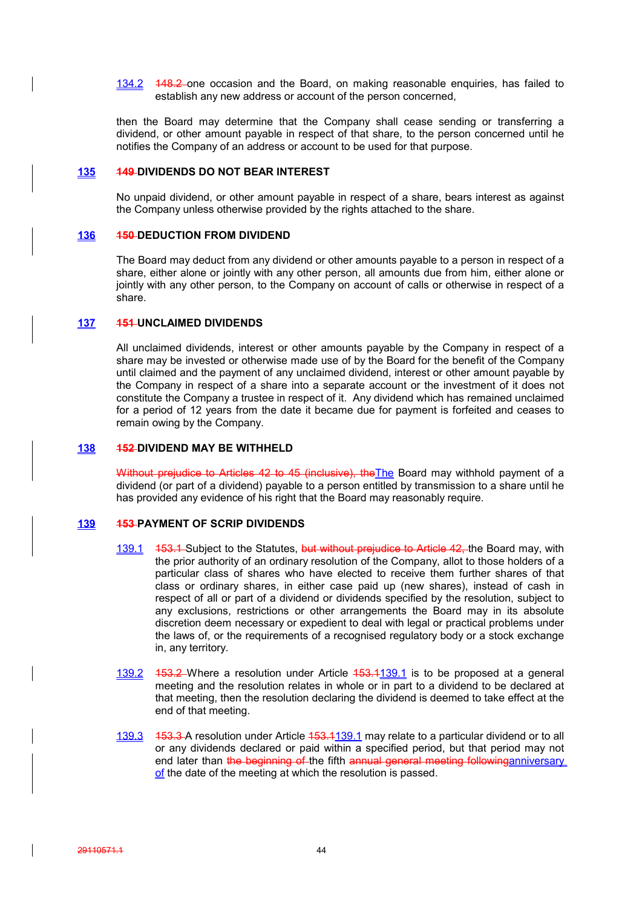134.2 ~~148.2~~ one occasion and the Board, on making reasonable enquiries, has failed to establish any new address or account of the person concerned,

then the Board may determine that the Company shall cease sending or transferring a dividend, or other amount payable in respect of that share, to the person concerned until he notifies the Company of an address or account to be used for that purpose.

## 135 ~~149~~ DIVIDENDS DO NOT BEAR INTEREST

No unpaid dividend, or other amount payable in respect of a share, bears interest as against the Company unless otherwise provided by the rights attached to the share.

## 136 ~~150~~ DEDUCTION FROM DIVIDEND

The Board may deduct from any dividend or other amounts payable to a person in respect of a share, either alone or jointly with any other person, all amounts due from him, either alone or jointly with any other person, to the Company on account of calls or otherwise in respect of a share.

## 137 ~~151~~ UNCLAIMED DIVIDENDS

All unclaimed dividends, interest or other amounts payable by the Company in respect of a share may be invested or otherwise made use of by the Board for the benefit of the Company until claimed and the payment of any unclaimed dividend, interest or other amount payable by the Company in respect of a share into a separate account or the investment of it does not constitute the Company a trustee in respect of it. Any dividend which has remained unclaimed for a period of 12 years from the date it became due for payment is forfeited and ceases to remain owing by the Company.

## 138 ~~152~~ DIVIDEND MAY BE WITHHELD

~~Without prejudice to Articles 42 to 45 (inclusive), the~~The Board may withhold payment of a dividend (or part of a dividend) payable to a person entitled by transmission to a share until he has provided any evidence of his right that the Board may reasonably require.

## 139 ~~153~~ PAYMENT OF SCRIP DIVIDENDS

139.1 ~~153.1~~ Subject to the Statutes, ~~but without prejudice to Article 42,~~ the Board may, with the prior authority of an ordinary resolution of the Company, allot to those holders of a particular class of shares who have elected to receive them further shares of that class or ordinary shares, in either case paid up (new shares), instead of cash in respect of all or part of a dividend or dividends specified by the resolution, subject to any exclusions, restrictions or other arrangements the Board may in its absolute discretion deem necessary or expedient to deal with legal or practical problems under the laws of, or the requirements of a recognised regulatory body or a stock exchange in, any territory.

139.2 ~~153.2~~ Where a resolution under Article ~~153.1~~139.1 is to be proposed at a general meeting and the resolution relates in whole or in part to a dividend to be declared at that meeting, then the resolution declaring the dividend is deemed to take effect at the end of that meeting.

139.3 ~~153.3~~ A resolution under Article ~~153.1~~139.1 may relate to a particular dividend or to all or any dividends declared or paid within a specified period, but that period may not end later than ~~the beginning of~~ the fifth ~~annual general meeting following~~anniversary of the date of the meeting at which the resolution is passed.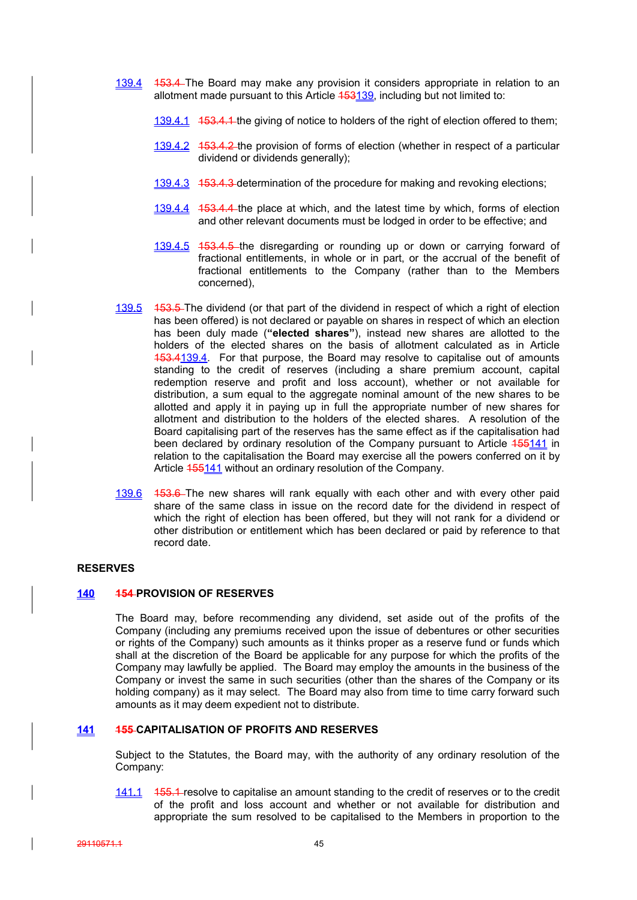139.4 ~~153.4~~ The Board may make any provision it considers appropriate in relation to an allotment made pursuant to this Article ~~153~~139, including but not limited to:

139.4.1 ~~153.4.1~~ the giving of notice to holders of the right of election offered to them;

139.4.2 ~~153.4.2~~ the provision of forms of election (whether in respect of a particular dividend or dividends generally);

139.4.3 ~~153.4.3~~ determination of the procedure for making and revoking elections;

139.4.4 ~~153.4.4~~ the place at which, and the latest time by which, forms of election and other relevant documents must be lodged in order to be effective; and

139.4.5 ~~153.4.5~~ the disregarding or rounding up or down or carrying forward of fractional entitlements, in whole or in part, or the accrual of the benefit of fractional entitlements to the Company (rather than to the Members concerned),

139.5 ~~153.5~~ The dividend (or that part of the dividend in respect of which a right of election has been offered) is not declared or payable on shares in respect of which an election has been duly made (**"elected shares"**), instead new shares are allotted to the holders of the elected shares on the basis of allotment calculated as in Article ~~153.4~~139.4. For that purpose, the Board may resolve to capitalise out of amounts standing to the credit of reserves (including a share premium account, capital redemption reserve and profit and loss account), whether or not available for distribution, a sum equal to the aggregate nominal amount of the new shares to be allotted and apply it in paying up in full the appropriate number of new shares for allotment and distribution to the holders of the elected shares. A resolution of the Board capitalising part of the reserves has the same effect as if the capitalisation had been declared by ordinary resolution of the Company pursuant to Article ~~155~~141 in relation to the capitalisation the Board may exercise all the powers conferred on it by Article ~~155~~141 without an ordinary resolution of the Company.

139.6 ~~153.6~~ The new shares will rank equally with each other and with every other paid share of the same class in issue on the record date for the dividend in respect of which the right of election has been offered, but they will not rank for a dividend or other distribution or entitlement which has been declared or paid by reference to that record date.

## RESERVES

### 140 ~~154~~ PROVISION OF RESERVES

The Board may, before recommending any dividend, set aside out of the profits of the Company (including any premiums received upon the issue of debentures or other securities or rights of the Company) such amounts as it thinks proper as a reserve fund or funds which shall at the discretion of the Board be applicable for any purpose for which the profits of the Company may lawfully be applied. The Board may employ the amounts in the business of the Company or invest the same in such securities (other than the shares of the Company or its holding company) as it may select. The Board may also from time to time carry forward such amounts as it may deem expedient not to distribute.

### 141 ~~155~~ CAPITALISATION OF PROFITS AND RESERVES

Subject to the Statutes, the Board may, with the authority of any ordinary resolution of the Company:

141.1 ~~155.1~~ resolve to capitalise an amount standing to the credit of reserves or to the credit of the profit and loss account and whether or not available for distribution and appropriate the sum resolved to be capitalised to the Members in proportion to the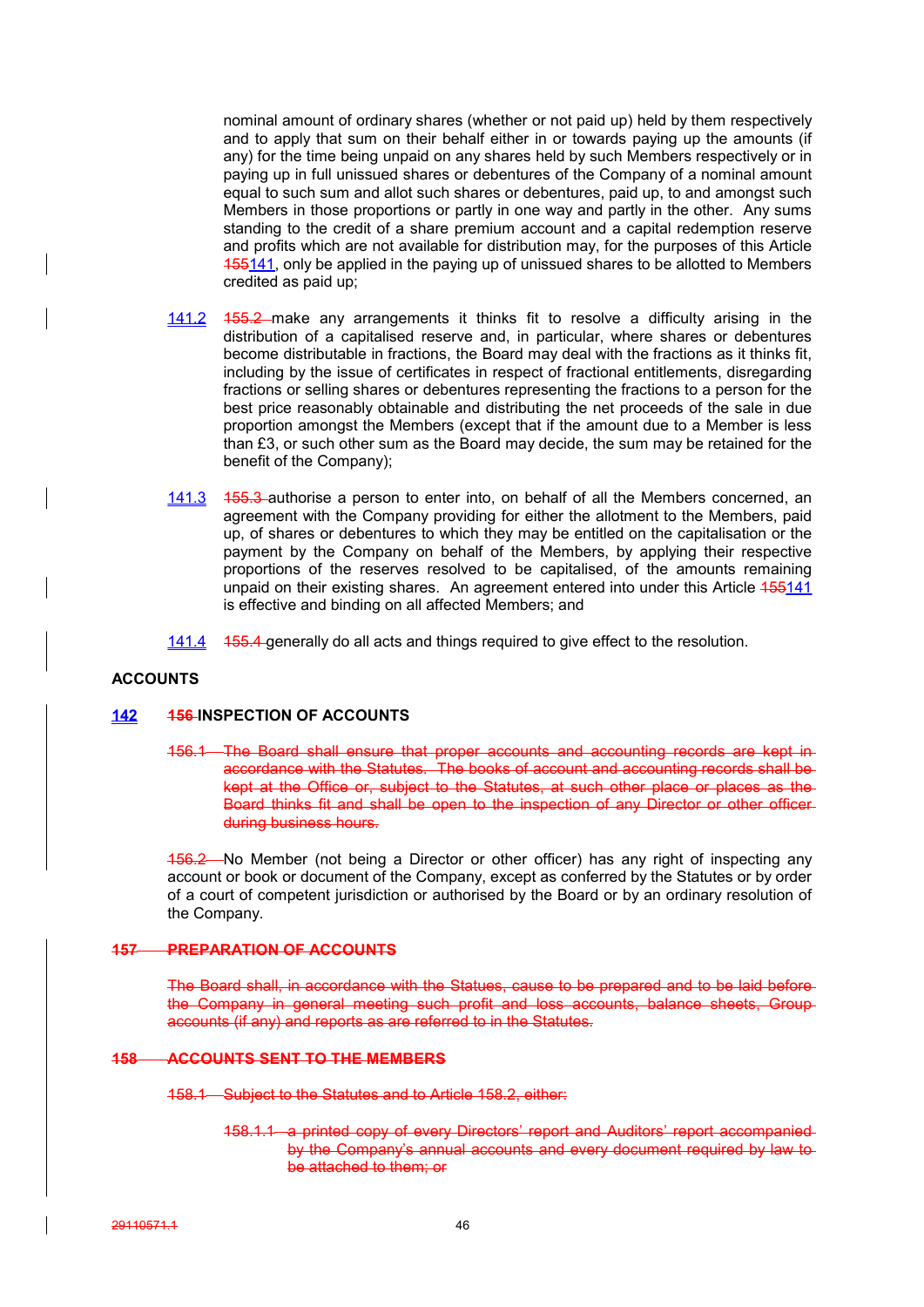nominal amount of ordinary shares (whether or not paid up) held by them respectively and to apply that sum on their behalf either in or towards paying up the amounts (if any) for the time being unpaid on any shares held by such Members respectively or in paying up in full unissued shares or debentures of the Company of a nominal amount equal to such sum and allot such shares or debentures, paid up, to and amongst such Members in those proportions or partly in one way and partly in the other. Any sums standing to the credit of a share premium account and a capital redemption reserve and profits which are not available for distribution may, for the purposes of this Article ~~155~~141, only be applied in the paying up of unissued shares to be allotted to Members credited as paid up;

141.2 ~~155.2~~ make any arrangements it thinks fit to resolve a difficulty arising in the distribution of a capitalised reserve and, in particular, where shares or debentures become distributable in fractions, the Board may deal with the fractions as it thinks fit, including by the issue of certificates in respect of fractional entitlements, disregarding fractions or selling shares or debentures representing the fractions to a person for the best price reasonably obtainable and distributing the net proceeds of the sale in due proportion amongst the Members (except that if the amount due to a Member is less than £3, or such other sum as the Board may decide, the sum may be retained for the benefit of the Company);

141.3 ~~155.3~~ authorise a person to enter into, on behalf of all the Members concerned, an agreement with the Company providing for either the allotment to the Members, paid up, of shares or debentures to which they may be entitled on the capitalisation or the payment by the Company on behalf of the Members, by applying their respective proportions of the reserves resolved to be capitalised, of the amounts remaining unpaid on their existing shares. An agreement entered into under this Article ~~155~~141 is effective and binding on all affected Members; and

141.4 ~~155.4~~ generally do all acts and things required to give effect to the resolution.

**ACCOUNTS**

**142 ~~156~~ INSPECTION OF ACCOUNTS**

~~156.1 The Board shall ensure that proper accounts and accounting records are kept in accordance with the Statutes. The books of account and accounting records shall be kept at the Office or, subject to the Statutes, at such other place or places as the Board thinks fit and shall be open to the inspection of any Director or other officer during business hours.~~

~~156.2~~ No Member (not being a Director or other officer) has any right of inspecting any account or book or document of the Company, except as conferred by the Statutes or by order of a court of competent jurisdiction or authorised by the Board or by an ordinary resolution of the Company.

~~**157 PREPARATION OF ACCOUNTS**~~

~~The Board shall, in accordance with the Statues, cause to be prepared and to be laid before the Company in general meeting such profit and loss accounts, balance sheets, Group accounts (if any) and reports as are referred to in the Statutes.~~

~~**158 ACCOUNTS SENT TO THE MEMBERS**~~

~~158.1 Subject to the Statutes and to Article 158.2, either:~~

~~158.1.1 a printed copy of every Directors' report and Auditors' report accompanied by the Company's annual accounts and every document required by law to be attached to them; or~~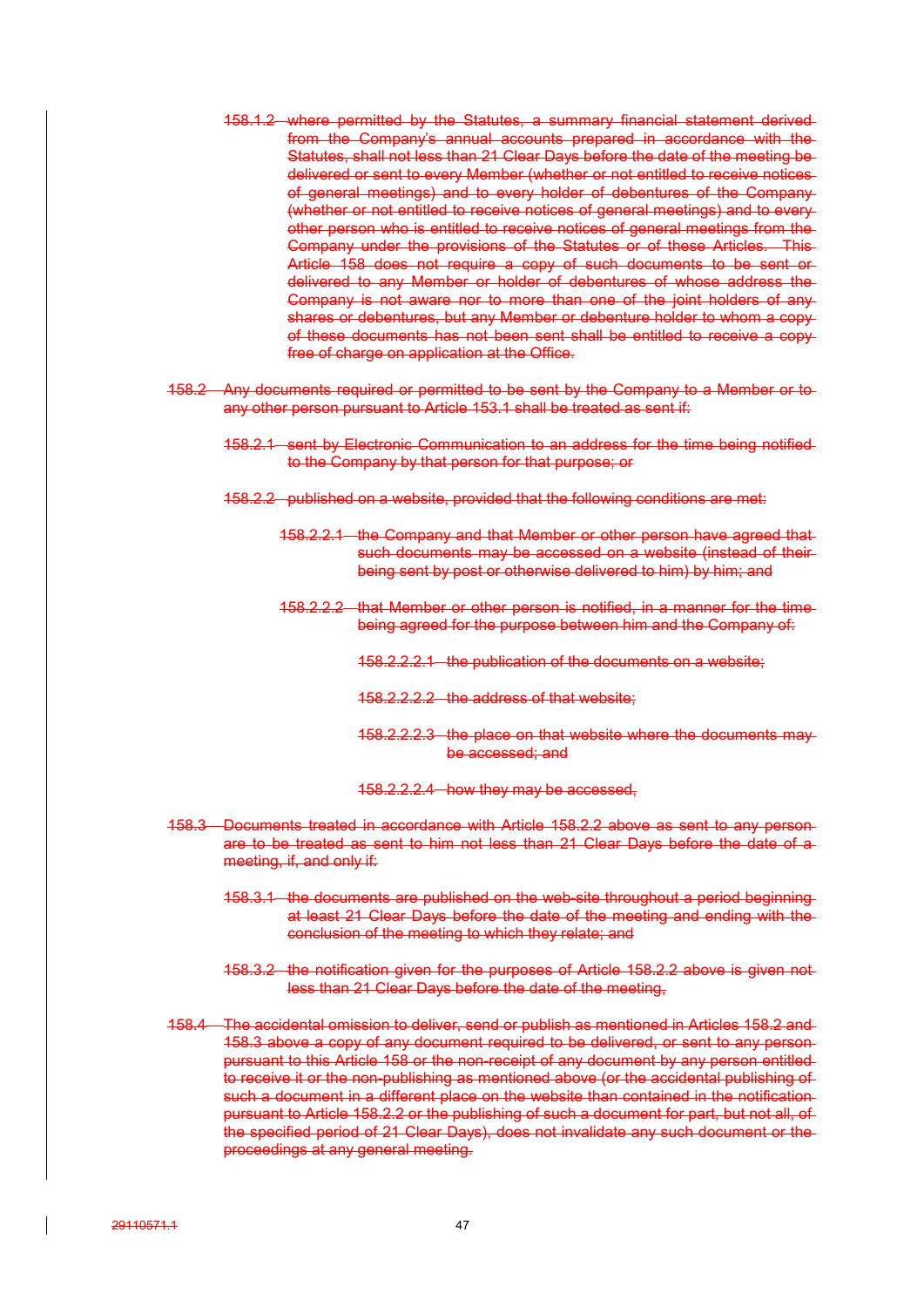~~158.1.2 where permitted by the Statutes, a summary financial statement derived from the Company's annual accounts prepared in accordance with the Statutes, shall not less than 21 Clear Days before the date of the meeting be delivered or sent to every Member (whether or not entitled to receive notices of general meetings) and to every holder of debentures of the Company (whether or not entitled to receive notices of general meetings) and to every other person who is entitled to receive notices of general meetings from the Company under the provisions of the Statutes or of these Articles. This Article 158 does not require a copy of such documents to be sent or delivered to any Member or holder of debentures of whose address the Company is not aware nor to more than one of the joint holders of any shares or debentures, but any Member or debenture holder to whom a copy of these documents has not been sent shall be entitled to receive a copy free of charge on application at the Office.~~

~~158.2 Any documents required or permitted to be sent by the Company to a Member or to any other person pursuant to Article 153.1 shall be treated as sent if:~~

~~158.2.1 sent by Electronic Communication to an address for the time being notified to the Company by that person for that purpose; or~~

~~158.2.2 published on a website, provided that the following conditions are met:~~

~~158.2.2.1 the Company and that Member or other person have agreed that such documents may be accessed on a website (instead of their being sent by post or otherwise delivered to him) by him; and~~

~~158.2.2.2 that Member or other person is notified, in a manner for the time being agreed for the purpose between him and the Company of:~~

~~158.2.2.2.1 the publication of the documents on a website;~~

~~158.2.2.2.2 the address of that website;~~

~~158.2.2.2.3 the place on that website where the documents may be accessed; and~~

~~158.2.2.2.4 how they may be accessed,~~

~~158.3 Documents treated in accordance with Article 158.2.2 above as sent to any person are to be treated as sent to him not less than 21 Clear Days before the date of a meeting, if, and only if:~~

~~158.3.1 the documents are published on the web-site throughout a period beginning at least 21 Clear Days before the date of the meeting and ending with the conclusion of the meeting to which they relate; and~~

~~158.3.2 the notification given for the purposes of Article 158.2.2 above is given not less than 21 Clear Days before the date of the meeting,~~

~~158.4 The accidental omission to deliver, send or publish as mentioned in Articles 158.2 and 158.3 above a copy of any document required to be delivered, or sent to any person pursuant to this Article 158 or the non-receipt of any document by any person entitled to receive it or the non-publishing as mentioned above (or the accidental publishing of such a document in a different place on the website than contained in the notification pursuant to Article 158.2.2 or the publishing of such a document for part, but not all, of the specified period of 21 Clear Days), does not invalidate any such document or the proceedings at any general meeting.~~

~~29110571.1~~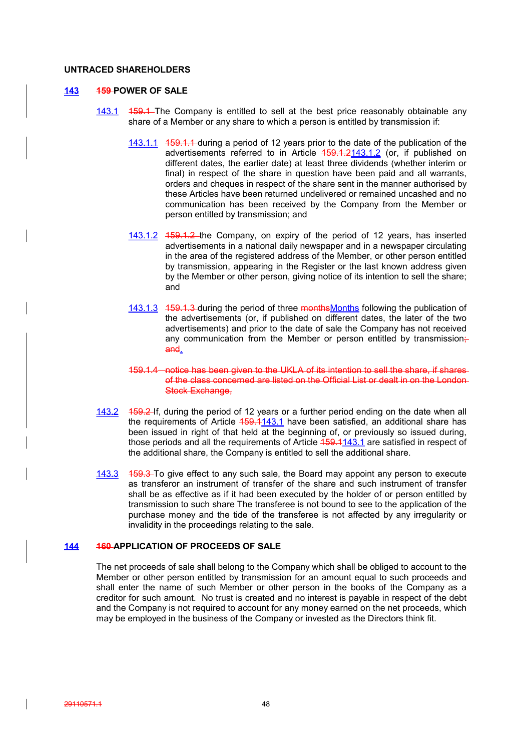**UNTRACED SHAREHOLDERS**

**143 ~~159~~ POWER OF SALE**

143.1 ~~159.1~~ The Company is entitled to sell at the best price reasonably obtainable any share of a Member or any share to which a person is entitled by transmission if:

143.1.1 ~~159.1.1~~ during a period of 12 years prior to the date of the publication of the advertisements referred to in Article ~~159.1.2~~143.1.2 (or, if published on different dates, the earlier date) at least three dividends (whether interim or final) in respect of the share in question have been paid and all warrants, orders and cheques in respect of the share sent in the manner authorised by these Articles have been returned undelivered or remained uncashed and no communication has been received by the Company from the Member or person entitled by transmission; and

143.1.2 ~~159.1.2~~ the Company, on expiry of the period of 12 years, has inserted advertisements in a national daily newspaper and in a newspaper circulating in the area of the registered address of the Member, or other person entitled by transmission, appearing in the Register or the last known address given by the Member or other person, giving notice of its intention to sell the share; and

143.1.3 ~~159.1.3~~ during the period of three ~~months~~Months following the publication of the advertisements (or, if published on different dates, the later of the two advertisements) and prior to the date of sale the Company has not received any communication from the Member or person entitled by transmission~~; and~~.

~~159.1.4 notice has been given to the UKLA of its intention to sell the share, if shares of the class concerned are listed on the Official List or dealt in on the London Stock Exchange.~~

143.2 ~~159.2~~ If, during the period of 12 years or a further period ending on the date when all the requirements of Article ~~159.1~~143.1 have been satisfied, an additional share has been issued in right of that held at the beginning of, or previously so issued during, those periods and all the requirements of Article ~~159.1~~143.1 are satisfied in respect of the additional share, the Company is entitled to sell the additional share.

143.3 ~~159.3~~ To give effect to any such sale, the Board may appoint any person to execute as transferor an instrument of transfer of the share and such instrument of transfer shall be as effective as if it had been executed by the holder of or person entitled by transmission to such share The transferee is not bound to see to the application of the purchase money and the tide of the transferee is not affected by any irregularity or invalidity in the proceedings relating to the sale.

**144 ~~160~~ APPLICATION OF PROCEEDS OF SALE**

The net proceeds of sale shall belong to the Company which shall be obliged to account to the Member or other person entitled by transmission for an amount equal to such proceeds and shall enter the name of such Member or other person in the books of the Company as a creditor for such amount. No trust is created and no interest is payable in respect of the debt and the Company is not required to account for any money earned on the net proceeds, which may be employed in the business of the Company or invested as the Directors think fit.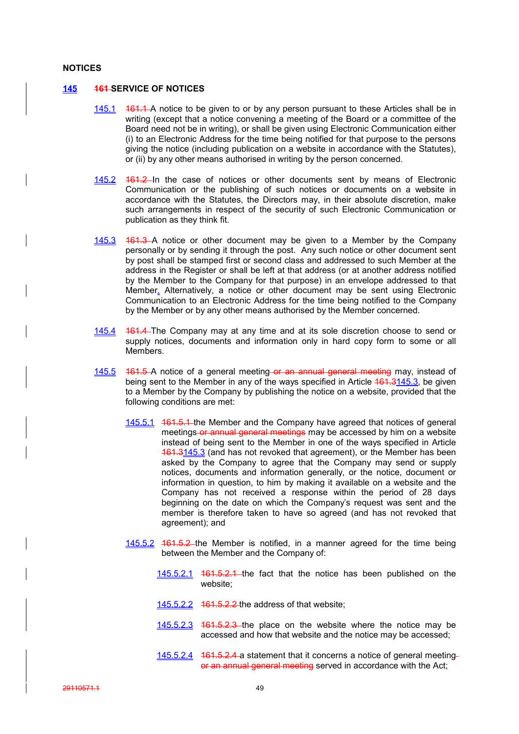## NOTICES

### 145 ~~161~~ SERVICE OF NOTICES

145.1 ~~161.1~~ A notice to be given to or by any person pursuant to these Articles shall be in writing (except that a notice convening a meeting of the Board or a committee of the Board need not be in writing), or shall be given using Electronic Communication either (i) to an Electronic Address for the time being notified for that purpose to the persons giving the notice (including publication on a website in accordance with the Statutes), or (ii) by any other means authorised in writing by the person concerned.

145.2 ~~161.2~~ In the case of notices or other documents sent by means of Electronic Communication or the publishing of such notices or documents on a website in accordance with the Statutes, the Directors may, in their absolute discretion, make such arrangements in respect of the security of such Electronic Communication or publication as they think fit.

145.3 ~~161.3~~ A notice or other document may be given to a Member by the Company personally or by sending it through the post. Any such notice or other document sent by post shall be stamped first or second class and addressed to such Member at the address in the Register or shall be left at that address (or at another address notified by the Member to the Company for that purpose) in an envelope addressed to that Member. Alternatively, a notice or other document may be sent using Electronic Communication to an Electronic Address for the time being notified to the Company by the Member or by any other means authorised by the Member concerned.

145.4 ~~161.4~~ The Company may at any time and at its sole discretion choose to send or supply notices, documents and information only in hard copy form to some or all Members.

145.5 ~~161.5~~ A notice of a general meeting ~~or an annual general meeting~~ may, instead of being sent to the Member in any of the ways specified in Article ~~161.3~~145.3, be given to a Member by the Company by publishing the notice on a website, provided that the following conditions are met:

- 145.5.1 ~~161.5.1~~ the Member and the Company have agreed that notices of general meetings ~~or annual general meetings~~ may be accessed by him on a website instead of being sent to the Member in one of the ways specified in Article ~~161.3~~145.3 (and has not revoked that agreement), or the Member has been asked by the Company to agree that the Company may send or supply notices, documents and information generally, or the notice, document or information in question, to him by making it available on a website and the Company has not received a response within the period of 28 days beginning on the date on which the Company's request was sent and the member is therefore taken to have so agreed (and has not revoked that agreement); and

- 145.5.2 ~~161.5.2~~ the Member is notified, in a manner agreed for the time being between the Member and the Company of:

  - 145.5.2.1 ~~161.5.2.1~~ the fact that the notice has been published on the website;

  - 145.5.2.2 ~~161.5.2.2~~ the address of that website;

  - 145.5.2.3 ~~161.5.2.3~~ the place on the website where the notice may be accessed and how that website and the notice may be accessed;

  - 145.5.2.4 ~~161.5.2.4~~ a statement that it concerns a notice of general meeting ~~or an annual general meeting~~ served in accordance with the Act;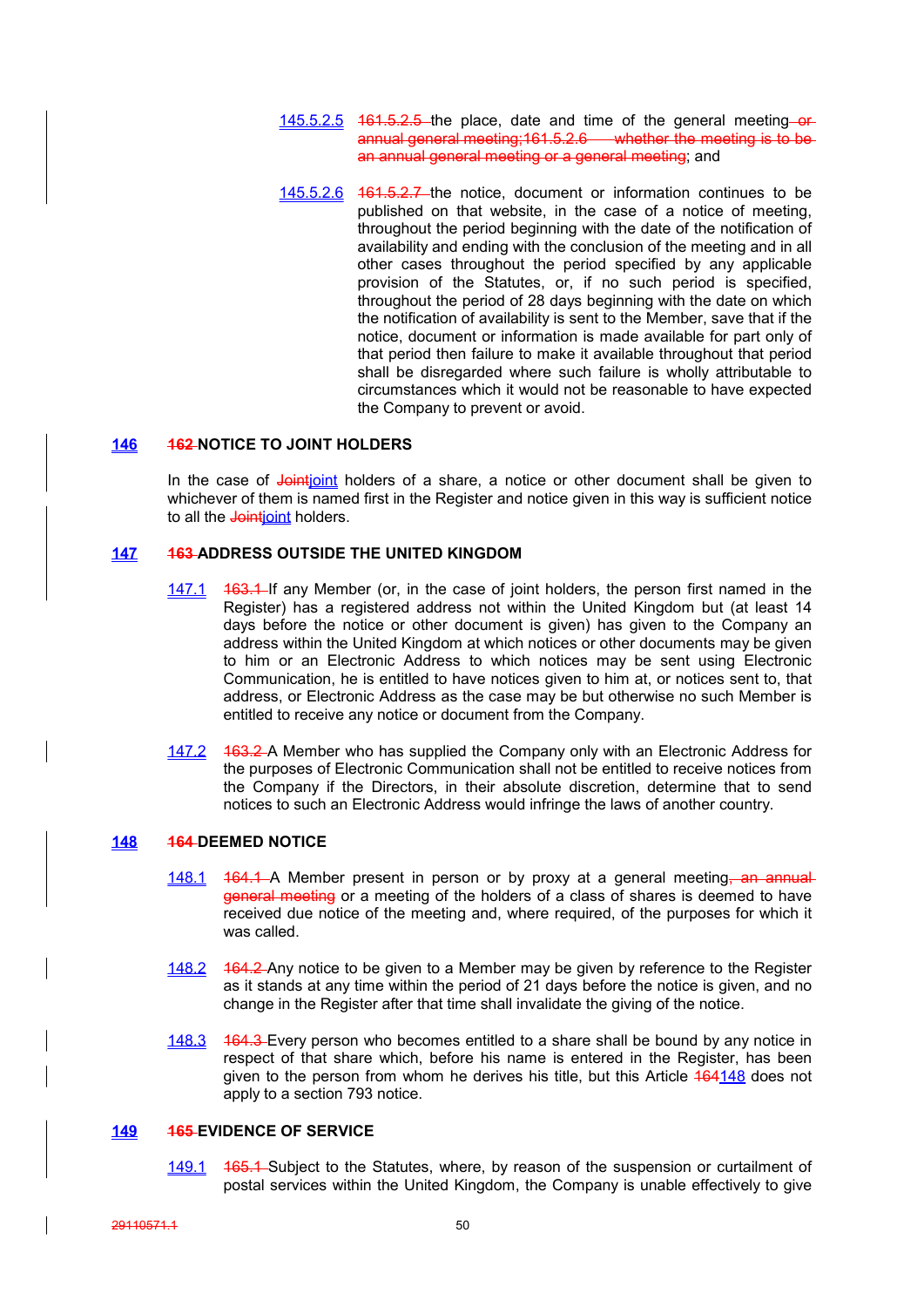145.5.2.5 ~~161.5.2.5~~ the place, date and time of the general meeting~~ or annual general meeting;161.5.2.6 whether the meeting is to be an annual general meeting or a general meeting~~; and

145.5.2.6 ~~161.5.2.7~~ the notice, document or information continues to be published on that website, in the case of a notice of meeting, throughout the period beginning with the date of the notification of availability and ending with the conclusion of the meeting and in all other cases throughout the period specified by any applicable provision of the Statutes, or, if no such period is specified, throughout the period of 28 days beginning with the date on which the notification of availability is sent to the Member, save that if the notice, document or information is made available for part only of that period then failure to make it available throughout that period shall be disregarded where such failure is wholly attributable to circumstances which it would not be reasonable to have expected the Company to prevent or avoid.

## 146 ~~162~~ NOTICE TO JOINT HOLDERS

In the case of ~~Joint~~joint holders of a share, a notice or other document shall be given to whichever of them is named first in the Register and notice given in this way is sufficient notice to all the ~~Joint~~joint holders.

## 147 ~~163~~ ADDRESS OUTSIDE THE UNITED KINGDOM

147.1 ~~163.1~~ If any Member (or, in the case of joint holders, the person first named in the Register) has a registered address not within the United Kingdom but (at least 14 days before the notice or other document is given) has given to the Company an address within the United Kingdom at which notices or other documents may be given to him or an Electronic Address to which notices may be sent using Electronic Communication, he is entitled to have notices given to him at, or notices sent to, that address, or Electronic Address as the case may be but otherwise no such Member is entitled to receive any notice or document from the Company.

147.2 ~~163.2~~ A Member who has supplied the Company only with an Electronic Address for the purposes of Electronic Communication shall not be entitled to receive notices from the Company if the Directors, in their absolute discretion, determine that to send notices to such an Electronic Address would infringe the laws of another country.

## 148 ~~164~~ DEEMED NOTICE

148.1 ~~164.1~~ A Member present in person or by proxy at a general meeting~~, an annual general meeting~~ or a meeting of the holders of a class of shares is deemed to have received due notice of the meeting and, where required, of the purposes for which it was called.

148.2 ~~164.2~~ Any notice to be given to a Member may be given by reference to the Register as it stands at any time within the period of 21 days before the notice is given, and no change in the Register after that time shall invalidate the giving of the notice.

148.3 ~~164.3~~ Every person who becomes entitled to a share shall be bound by any notice in respect of that share which, before his name is entered in the Register, has been given to the person from whom he derives his title, but this Article ~~164~~148 does not apply to a section 793 notice.

## 149 ~~165~~ EVIDENCE OF SERVICE

149.1 ~~165.1~~ Subject to the Statutes, where, by reason of the suspension or curtailment of postal services within the United Kingdom, the Company is unable effectively to give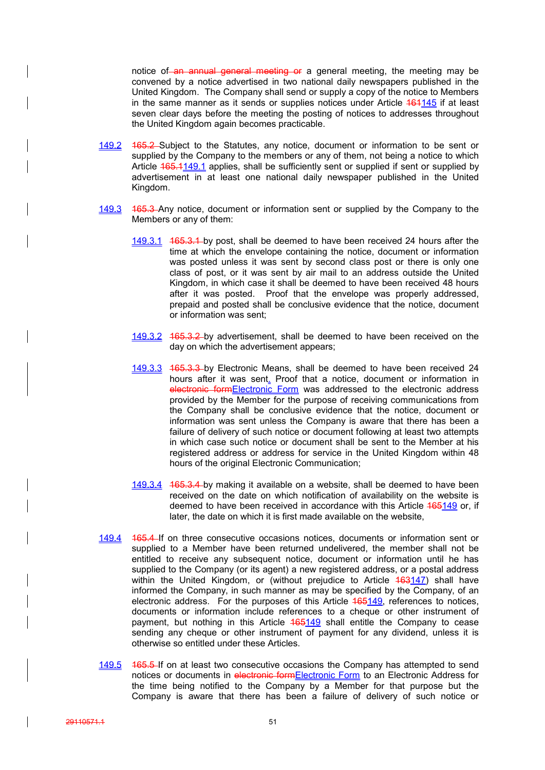notice of ~~an annual general meeting or~~ a general meeting, the meeting may be convened by a notice advertised in two national daily newspapers published in the United Kingdom. The Company shall send or supply a copy of the notice to Members in the same manner as it sends or supplies notices under Article ~~161~~145 if at least seven clear days before the meeting the posting of notices to addresses throughout the United Kingdom again becomes practicable.

149.2 ~~165.2~~ Subject to the Statutes, any notice, document or information to be sent or supplied by the Company to the members or any of them, not being a notice to which Article ~~165.1~~149.1 applies, shall be sufficiently sent or supplied if sent or supplied by advertisement in at least one national daily newspaper published in the United Kingdom.

149.3 ~~165.3~~ Any notice, document or information sent or supplied by the Company to the Members or any of them:

149.3.1 ~~165.3.1~~ by post, shall be deemed to have been received 24 hours after the time at which the envelope containing the notice, document or information was posted unless it was sent by second class post or there is only one class of post, or it was sent by air mail to an address outside the United Kingdom, in which case it shall be deemed to have been received 48 hours after it was posted. Proof that the envelope was properly addressed, prepaid and posted shall be conclusive evidence that the notice, document or information was sent;

149.3.2 ~~165.3.2~~ by advertisement, shall be deemed to have been received on the day on which the advertisement appears;

149.3.3 ~~165.3.3~~ by Electronic Means, shall be deemed to have been received 24 hours after it was sent. Proof that a notice, document or information in ~~electronic form~~Electronic Form was addressed to the electronic address provided by the Member for the purpose of receiving communications from the Company shall be conclusive evidence that the notice, document or information was sent unless the Company is aware that there has been a failure of delivery of such notice or document following at least two attempts in which case such notice or document shall be sent to the Member at his registered address or address for service in the United Kingdom within 48 hours of the original Electronic Communication;

149.3.4 ~~165.3.4~~ by making it available on a website, shall be deemed to have been received on the date on which notification of availability on the website is deemed to have been received in accordance with this Article ~~165~~149 or, if later, the date on which it is first made available on the website,

149.4 ~~165.4~~ If on three consecutive occasions notices, documents or information sent or supplied to a Member have been returned undelivered, the member shall not be entitled to receive any subsequent notice, document or information until he has supplied to the Company (or its agent) a new registered address, or a postal address within the United Kingdom, or (without prejudice to Article ~~163~~147) shall have informed the Company, in such manner as may be specified by the Company, of an electronic address. For the purposes of this Article ~~165~~149, references to notices, documents or information include references to a cheque or other instrument of payment, but nothing in this Article ~~165~~149 shall entitle the Company to cease sending any cheque or other instrument of payment for any dividend, unless it is otherwise so entitled under these Articles.

149.5 ~~165.5~~ If on at least two consecutive occasions the Company has attempted to send notices or documents in ~~electronic form~~Electronic Form to an Electronic Address for the time being notified to the Company by a Member for that purpose but the Company is aware that there has been a failure of delivery of such notice or

~~29110571.1~~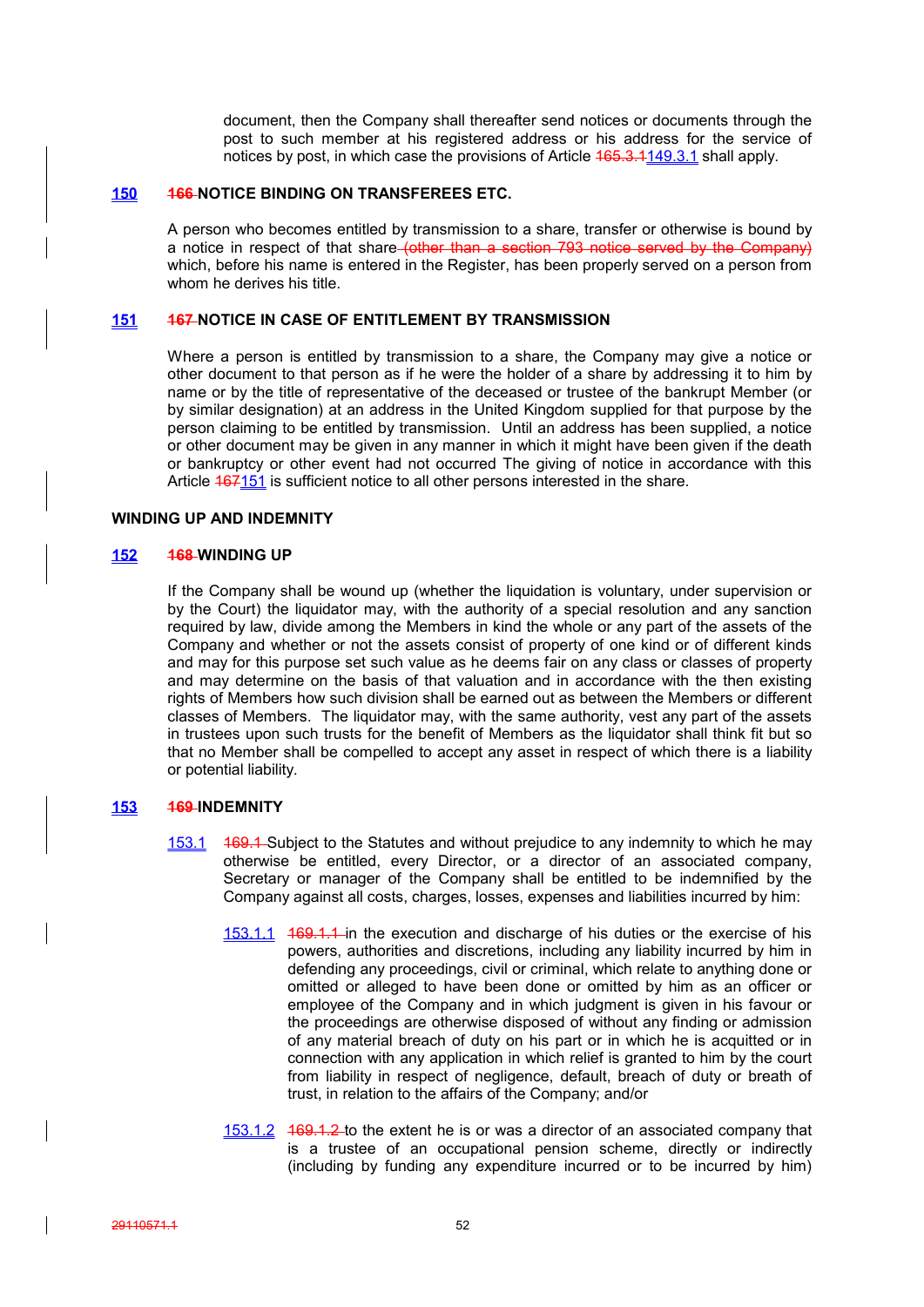document, then the Company shall thereafter send notices or documents through the post to such member at his registered address or his address for the service of notices by post, in which case the provisions of Article ~~165.3.1~~149.3.1 shall apply.

## 150 ~~166~~ NOTICE BINDING ON TRANSFEREES ETC.

A person who becomes entitled by transmission to a share, transfer or otherwise is bound by a notice in respect of that share ~~(other than a section 793 notice served by the Company)~~ which, before his name is entered in the Register, has been properly served on a person from whom he derives his title.

## 151 ~~167~~ NOTICE IN CASE OF ENTITLEMENT BY TRANSMISSION

Where a person is entitled by transmission to a share, the Company may give a notice or other document to that person as if he were the holder of a share by addressing it to him by name or by the title of representative of the deceased or trustee of the bankrupt Member (or by similar designation) at an address in the United Kingdom supplied for that purpose by the person claiming to be entitled by transmission. Until an address has been supplied, a notice or other document may be given in any manner in which it might have been given if the death or bankruptcy or other event had not occurred The giving of notice in accordance with this Article ~~167~~151 is sufficient notice to all other persons interested in the share.

## WINDING UP AND INDEMNITY

## 152 ~~168~~ WINDING UP

If the Company shall be wound up (whether the liquidation is voluntary, under supervision or by the Court) the liquidator may, with the authority of a special resolution and any sanction required by law, divide among the Members in kind the whole or any part of the assets of the Company and whether or not the assets consist of property of one kind or of different kinds and may for this purpose set such value as he deems fair on any class or classes of property and may determine on the basis of that valuation and in accordance with the then existing rights of Members how such division shall be earned out as between the Members or different classes of Members. The liquidator may, with the same authority, vest any part of the assets in trustees upon such trusts for the benefit of Members as the liquidator shall think fit but so that no Member shall be compelled to accept any asset in respect of which there is a liability or potential liability.

## 153 ~~169~~ INDEMNITY

153.1 ~~169.1~~ Subject to the Statutes and without prejudice to any indemnity to which he may otherwise be entitled, every Director, or a director of an associated company, Secretary or manager of the Company shall be entitled to be indemnified by the Company against all costs, charges, losses, expenses and liabilities incurred by him:

153.1.1 ~~169.1.1~~ in the execution and discharge of his duties or the exercise of his powers, authorities and discretions, including any liability incurred by him in defending any proceedings, civil or criminal, which relate to anything done or omitted or alleged to have been done or omitted by him as an officer or employee of the Company and in which judgment is given in his favour or the proceedings are otherwise disposed of without any finding or admission of any material breach of duty on his part or in which he is acquitted or in connection with any application in which relief is granted to him by the court from liability in respect of negligence, default, breach of duty or breath of trust, in relation to the affairs of the Company; and/or

153.1.2 ~~169.1.2~~ to the extent he is or was a director of an associated company that is a trustee of an occupational pension scheme, directly or indirectly (including by funding any expenditure incurred or to be incurred by him)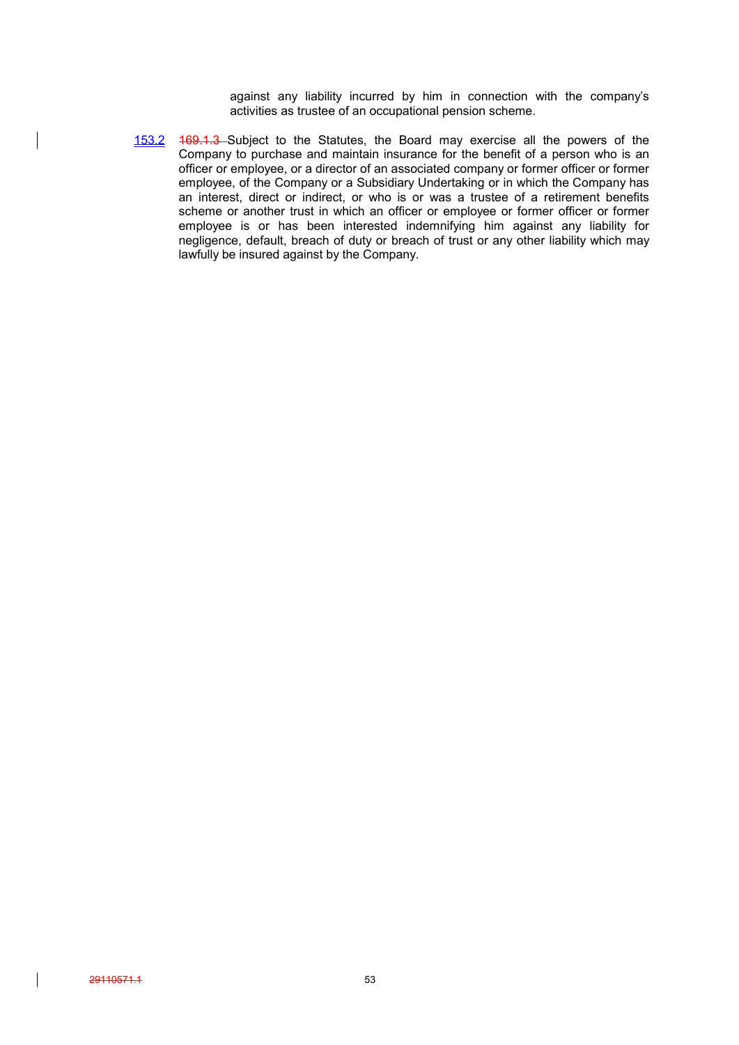against any liability incurred by him in connection with the company's activities as trustee of an occupational pension scheme.

153.2 ~~169.1.3~~ Subject to the Statutes, the Board may exercise all the powers of the Company to purchase and maintain insurance for the benefit of a person who is an officer or employee, or a director of an associated company or former officer or former employee, of the Company or a Subsidiary Undertaking or in which the Company has an interest, direct or indirect, or who is or was a trustee of a retirement benefits scheme or another trust in which an officer or employee or former officer or former employee is or has been interested indemnifying him against any liability for negligence, default, breach of duty or breach of trust or any other liability which may lawfully be insured against by the Company.